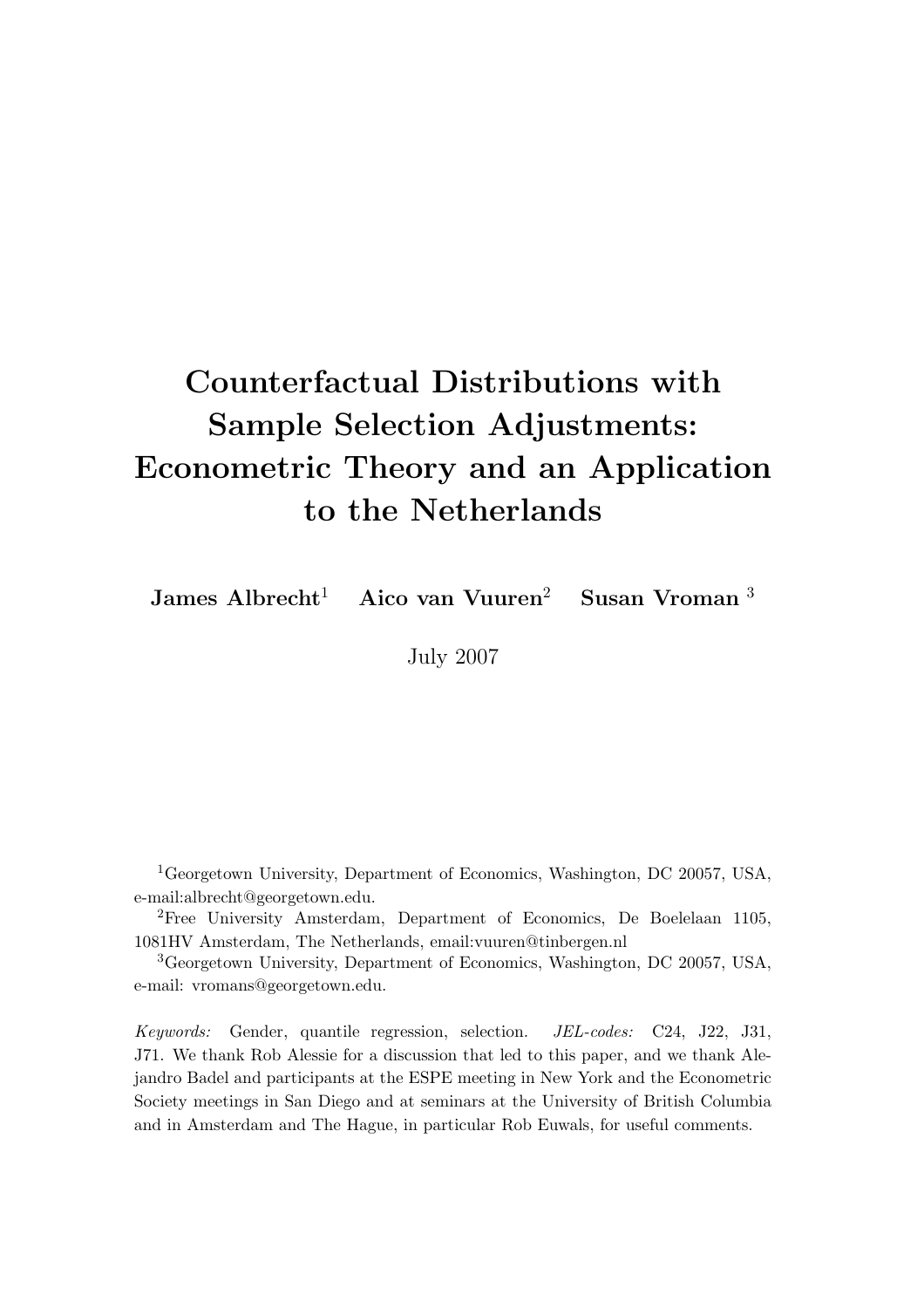# Counterfactual Distributions with Sample Selection Adjustments: Econometric Theory and an Application to the Netherlands

**James Albrecht**[1] **Aico van Vuuren**[2] **Susan Vroman**[3]

July 2007

[1]Georgetown University, Department of Economics, Washington, DC 20057, USA, e-mail:albrecht@georgetown.edu.

[2]Free University Amsterdam, Department of Economics, De Boelelaan 1105, 1081HV Amsterdam, The Netherlands, email:vuuren@tinbergen.nl

[3]Georgetown University, Department of Economics, Washington, DC 20057, USA, e-mail: vromans@georgetown.edu.

*Keywords:* Gender, quantile regression, selection. *JEL-codes:* C24, J22, J31, J71. We thank Rob Alessie for a discussion that led to this paper, and we thank Alejandro Badel and participants at the ESPE meeting in New York and the Econometric Society meetings in San Diego and at seminars at the University of British Columbia and in Amsterdam and The Hague, in particular Rob Euwals, for useful comments.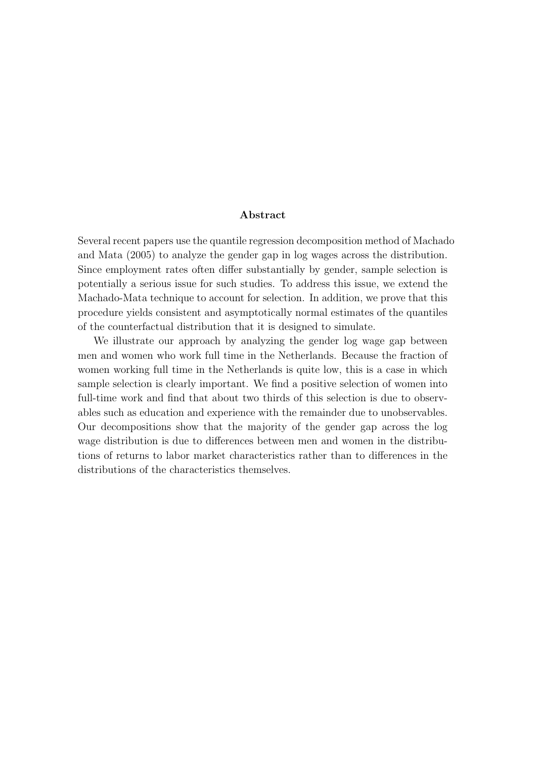## Abstract

Several recent papers use the quantile regression decomposition method of Machado and Mata (2005) to analyze the gender gap in log wages across the distribution. Since employment rates often differ substantially by gender, sample selection is potentially a serious issue for such studies. To address this issue, we extend the Machado-Mata technique to account for selection. In addition, we prove that this procedure yields consistent and asymptotically normal estimates of the quantiles of the counterfactual distribution that it is designed to simulate.

We illustrate our approach by analyzing the gender log wage gap between men and women who work full time in the Netherlands. Because the fraction of women working full time in the Netherlands is quite low, this is a case in which sample selection is clearly important. We find a positive selection of women into full-time work and find that about two thirds of this selection is due to observables such as education and experience with the remainder due to unobservables. Our decompositions show that the majority of the gender gap across the log wage distribution is due to differences between men and women in the distributions of returns to labor market characteristics rather than to differences in the distributions of the characteristics themselves.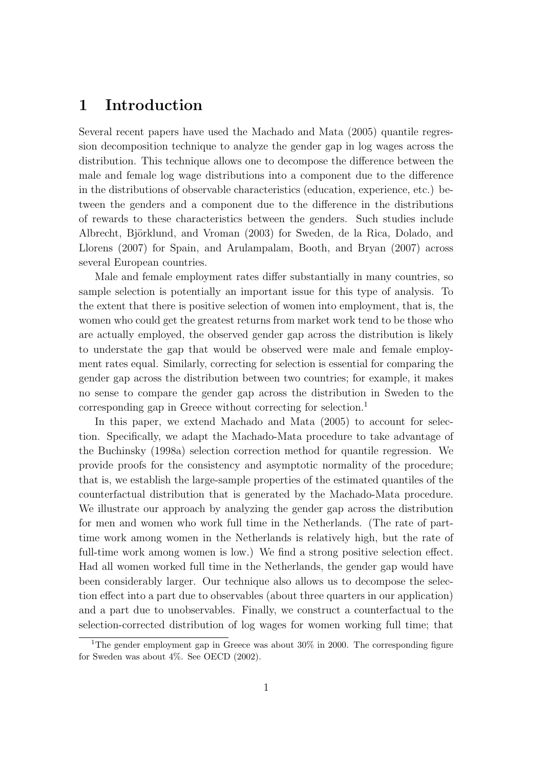# 1 Introduction

Several recent papers have used the Machado and Mata (2005) quantile regression decomposition technique to analyze the gender gap in log wages across the distribution. This technique allows one to decompose the difference between the male and female log wage distributions into a component due to the difference in the distributions of observable characteristics (education, experience, etc.) between the genders and a component due to the difference in the distributions of rewards to these characteristics between the genders. Such studies include Albrecht, Björklund, and Vroman (2003) for Sweden, de la Rica, Dolado, and Llorens (2007) for Spain, and Arulampalam, Booth, and Bryan (2007) across several European countries.

Male and female employment rates differ substantially in many countries, so sample selection is potentially an important issue for this type of analysis. To the extent that there is positive selection of women into employment, that is, the women who could get the greatest returns from market work tend to be those who are actually employed, the observed gender gap across the distribution is likely to understate the gap that would be observed were male and female employment rates equal. Similarly, correcting for selection is essential for comparing the gender gap across the distribution between two countries; for example, it makes no sense to compare the gender gap across the distribution in Sweden to the corresponding gap in Greece without correcting for selection.[1]

In this paper, we extend Machado and Mata (2005) to account for selection. Specifically, we adapt the Machado-Mata procedure to take advantage of the Buchinsky (1998a) selection correction method for quantile regression. We provide proofs for the consistency and asymptotic normality of the procedure; that is, we establish the large-sample properties of the estimated quantiles of the counterfactual distribution that is generated by the Machado-Mata procedure. We illustrate our approach by analyzing the gender gap across the distribution for men and women who work full time in the Netherlands. (The rate of part-time work among women in the Netherlands is relatively high, but the rate of full-time work among women is low.) We find a strong positive selection effect. Had all women worked full time in the Netherlands, the gender gap would have been considerably larger. Our technique also allows us to decompose the selection effect into a part due to observables (about three quarters in our application) and a part due to unobservables. Finally, we construct a counterfactual to the selection-corrected distribution of log wages for women working full time; that

[1] The gender employment gap in Greece was about 30% in 2000. The corresponding figure for Sweden was about 4%. See OECD (2002).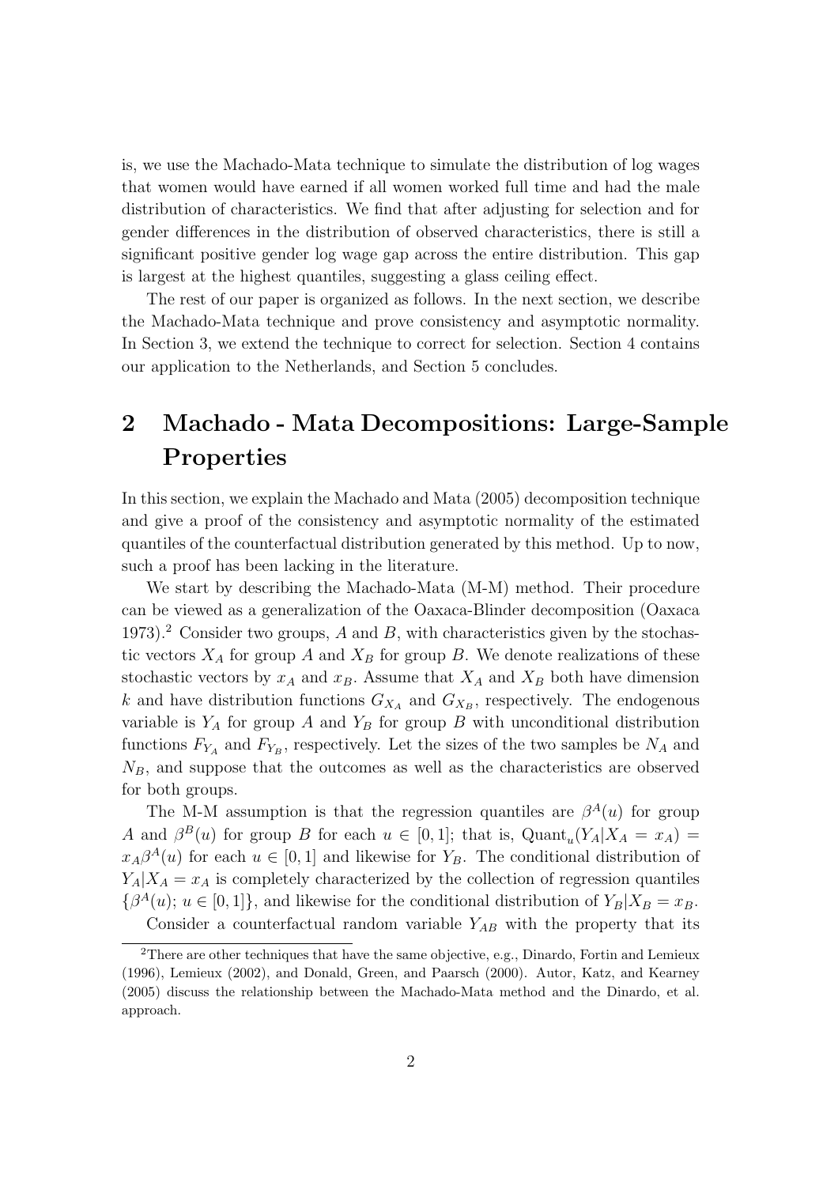is, we use the Machado-Mata technique to simulate the distribution of log wages that women would have earned if all women worked full time and had the male distribution of characteristics. We find that after adjusting for selection and for gender differences in the distribution of observed characteristics, there is still a significant positive gender log wage gap across the entire distribution. This gap is largest at the highest quantiles, suggesting a glass ceiling effect.

The rest of our paper is organized as follows. In the next section, we describe the Machado-Mata technique and prove consistency and asymptotic normality. In Section 3, we extend the technique to correct for selection. Section 4 contains our application to the Netherlands, and Section 5 concludes.

## 2 Machado - Mata Decompositions: Large-Sample Properties

In this section, we explain the Machado and Mata (2005) decomposition technique and give a proof of the consistency and asymptotic normality of the estimated quantiles of the counterfactual distribution generated by this method. Up to now, such a proof has been lacking in the literature.

We start by describing the Machado-Mata (M-M) method. Their procedure can be viewed as a generalization of the Oaxaca-Blinder decomposition (Oaxaca 1973).[2] Consider two groups, $A$ and $B$, with characteristics given by the stochastic vectors $X_A$ for group $A$ and $X_B$ for group $B$. We denote realizations of these stochastic vectors by $x_A$ and $x_B$. Assume that $X_A$ and $X_B$ both have dimension $k$ and have distribution functions $G_{X_A}$ and $G_{X_B}$, respectively. The endogenous variable is $Y_A$ for group $A$ and $Y_B$ for group $B$ with unconditional distribution functions $F_{Y_A}$ and $F_{Y_B}$, respectively. Let the sizes of the two samples be $N_A$ and $N_B$, and suppose that the outcomes as well as the characteristics are observed for both groups.

The M-M assumption is that the regression quantiles are $\beta^A(u)$ for group $A$ and $\beta^B(u)$ for group $B$ for each $u \in [0, 1]$; that is, $\text{Quant}_u(Y_A|X_A = x_A) = x_A\beta^A(u)$ for each $u \in [0, 1]$ and likewise for $Y_B$. The conditional distribution of $Y_A|X_A = x_A$ is completely characterized by the collection of regression quantiles $\{\beta^A(u); u \in [0, 1]\}$, and likewise for the conditional distribution of $Y_B|X_B = x_B$.

Consider a counterfactual random variable $Y_{AB}$ with the property that its

[2] There are other techniques that have the same objective, e.g., Dinardo, Fortin and Lemieux (1996), Lemieux (2002), and Donald, Green, and Paarsch (2000). Autor, Katz, and Kearney (2005) discuss the relationship between the Machado-Mata method and the Dinardo, et al. approach.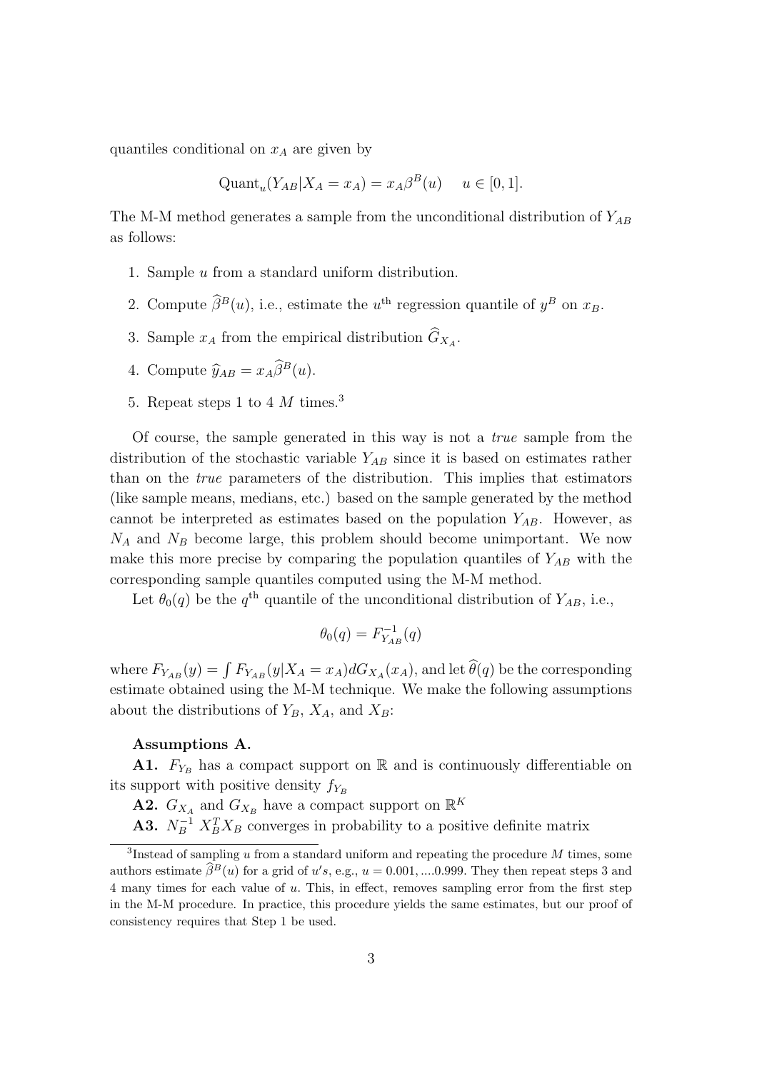quantiles conditional on $x_A$ are given by

$$\text{Quant}_u(Y_{AB}|X_A = x_A) = x_A\beta^B(u) \quad u \in [0, 1].$$

The M-M method generates a sample from the unconditional distribution of $Y_{AB}$ as follows:

1. Sample $u$ from a standard uniform distribution.
2. Compute $\widehat{\beta}^B(u)$, i.e., estimate the $u^{\text{th}}$ regression quantile of $y^B$ on $x_B$.
3. Sample $x_A$ from the empirical distribution $\widehat{G}_{X_A}$.
4. Compute $\widehat{y}_{AB} = x_A\widehat{\beta}^B(u)$.
5. Repeat steps 1 to 4 $M$ times.[3]

Of course, the sample generated in this way is not a *true* sample from the distribution of the stochastic variable $Y_{AB}$ since it is based on estimates rather than on the *true* parameters of the distribution. This implies that estimators (like sample means, medians, etc.) based on the sample generated by the method cannot be interpreted as estimates based on the population $Y_{AB}$. However, as $N_A$ and $N_B$ become large, this problem should become unimportant. We now make this more precise by comparing the population quantiles of $Y_{AB}$ with the corresponding sample quantiles computed using the M-M method.

Let $\theta_0(q)$ be the $q^{\text{th}}$ quantile of the unconditional distribution of $Y_{AB}$, i.e.,

$$\theta_0(q) = F_{Y_{AB}}^{-1}(q)$$

where $F_{Y_{AB}}(y) = \int F_{Y_{AB}}(y|X_A = x_A)dG_{X_A}(x_A)$, and let $\widehat{\theta}(q)$ be the corresponding estimate obtained using the M-M technique. We make the following assumptions about the distributions of $Y_B$, $X_A$, and $X_B$:

**Assumptions A.**

**A1.** $F_{Y_B}$ has a compact support on $\mathbb{R}$ and is continuously differentiable on its support with positive density $f_{Y_B}$

**A2.** $G_{X_A}$ and $G_{X_B}$ have a compact support on $\mathbb{R}^K$

**A3.** $N_B^{-1}\, X_B^T X_B$ converges in probability to a positive definite matrix

[3] Instead of sampling $u$ from a standard uniform and repeating the procedure $M$ times, some authors estimate $\widehat{\beta}^B(u)$ for a grid of $u's$, e.g., $u = 0.001, ....0.999$. They then repeat steps 3 and 4 many times for each value of $u$. This, in effect, removes sampling error from the first step in the M-M procedure. In practice, this procedure yields the same estimates, but our proof of consistency requires that Step 1 be used.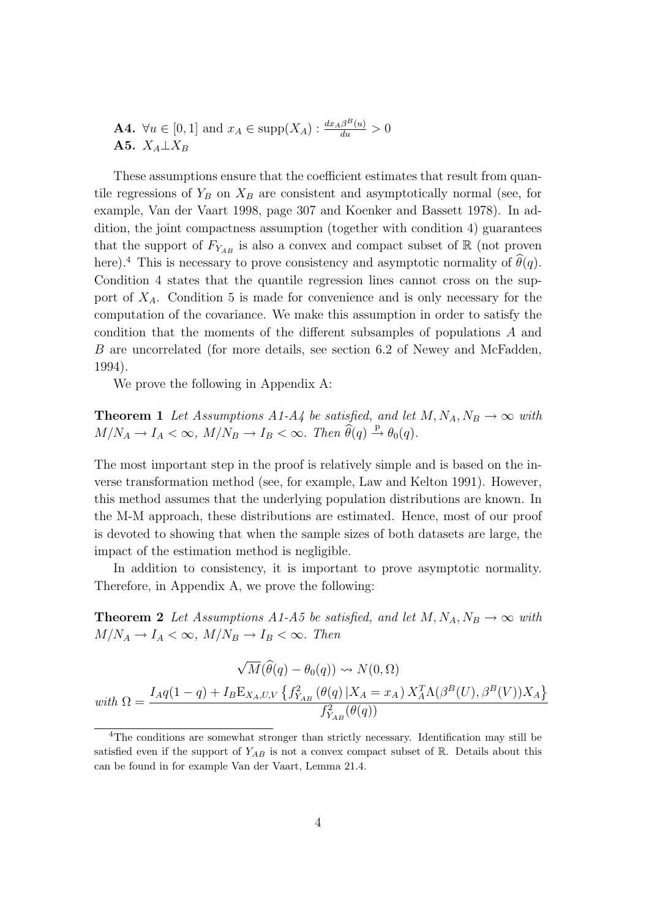**A4.** $\forall u \in [0,1]$ and $x_A \in \text{supp}(X_A) : \frac{dx_A\beta^B(u)}{du} > 0$
**A5.** $X_A \perp X_B$

These assumptions ensure that the coefficient estimates that result from quantile regressions of $Y_B$ on $X_B$ are consistent and asymptotically normal (see, for example, Van der Vaart 1998, page 307 and Koenker and Bassett 1978). In addition, the joint compactness assumption (together with condition 4) guarantees that the support of $F_{Y_{AB}}$ is also a convex and compact subset of $\mathbb{R}$ (not proven here).[4] This is necessary to prove consistency and asymptotic normality of $\widehat{\theta}(q)$. Condition 4 states that the quantile regression lines cannot cross on the support of $X_A$. Condition 5 is made for convenience and is only necessary for the computation of the covariance. We make this assumption in order to satisfy the condition that the moments of the different subsamples of populations $A$ and $B$ are uncorrelated (for more details, see section 6.2 of Newey and McFadden, 1994).

We prove the following in Appendix A:

**Theorem 1** *Let Assumptions A1-A4 be satisfied, and let $M, N_A, N_B \to \infty$ with $M/N_A \to I_A < \infty$, $M/N_B \to I_B < \infty$. Then $\widehat{\theta}(q) \xrightarrow{\text{p}} \theta_0(q)$.*

The most important step in the proof is relatively simple and is based on the inverse transformation method (see, for example, Law and Kelton 1991). However, this method assumes that the underlying population distributions are known. In the M-M approach, these distributions are estimated. Hence, most of our proof is devoted to showing that when the sample sizes of both datasets are large, the impact of the estimation method is negligible.

In addition to consistency, it is important to prove asymptotic normality. Therefore, in Appendix A, we prove the following:

**Theorem 2** *Let Assumptions A1-A5 be satisfied, and let $M, N_A, N_B \to \infty$ with $M/N_A \to I_A < \infty$, $M/N_B \to I_B < \infty$. Then*

$$\sqrt{M}(\widehat{\theta}(q) - \theta_0(q)) \rightsquigarrow N(0, \Omega)$$

$$\textit{with } \Omega = \frac{I_A q(1-q) + I_B \mathrm{E}_{X_A,U,V}\left\{ f^2_{Y_{AB}}\left(\theta(q)\,|X_A = x_A\right) X_A^T \Lambda(\beta^B(U), \beta^B(V)) X_A \right\}}{f^2_{Y_{AB}}(\theta(q))}$$

[4] The conditions are somewhat stronger than strictly necessary. Identification may still be satisfied even if the support of $Y_{AB}$ is not a convex compact subset of $\mathbb{R}$. Details about this can be found in for example Van der Vaart, Lemma 21.4.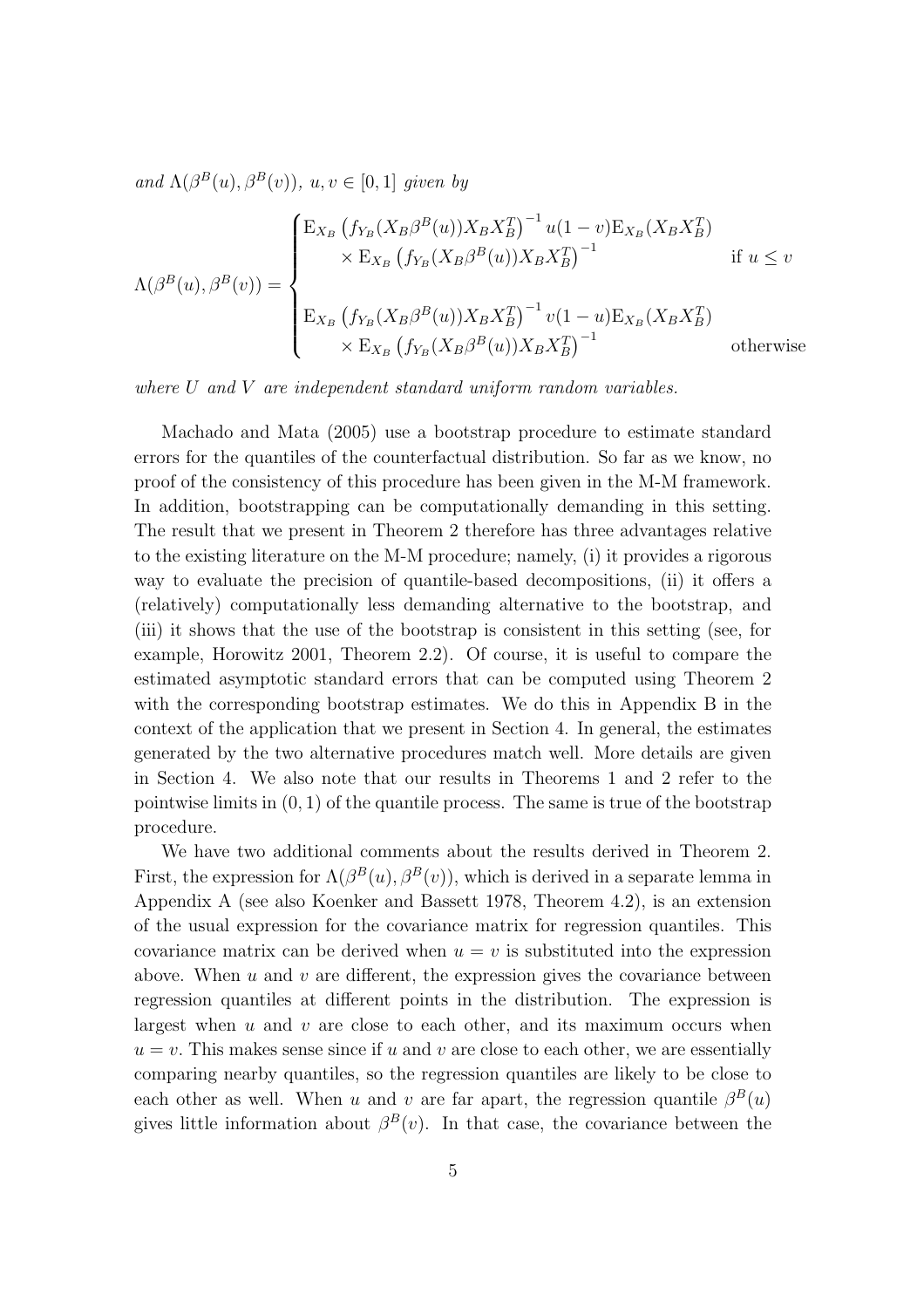*and* $\Lambda(\beta^B(u), \beta^B(v))$, $u, v \in [0,1]$ *given by*

$$
\Lambda(\beta^B(u), \beta^B(v)) = \begin{cases} \mathrm{E}_{X_B}\left(f_{Y_B}(X_B\beta^B(u))X_BX_B^T\right)^{-1} u(1-v)\mathrm{E}_{X_B}(X_BX_B^T) \\ \qquad \times \mathrm{E}_{X_B}\left(f_{Y_B}(X_B\beta^B(u))X_BX_B^T\right)^{-1} & \text{if } u \leq v \\ \\ \mathrm{E}_{X_B}\left(f_{Y_B}(X_B\beta^B(u))X_BX_B^T\right)^{-1} v(1-u)\mathrm{E}_{X_B}(X_BX_B^T) \\ \qquad \times \mathrm{E}_{X_B}\left(f_{Y_B}(X_B\beta^B(u))X_BX_B^T\right)^{-1} & \text{otherwise} \end{cases}
$$

*where* $U$ *and* $V$ *are independent standard uniform random variables.*

Machado and Mata (2005) use a bootstrap procedure to estimate standard errors for the quantiles of the counterfactual distribution. So far as we know, no proof of the consistency of this procedure has been given in the M-M framework. In addition, bootstrapping can be computationally demanding in this setting. The result that we present in Theorem 2 therefore has three advantages relative to the existing literature on the M-M procedure; namely, (i) it provides a rigorous way to evaluate the precision of quantile-based decompositions, (ii) it offers a (relatively) computationally less demanding alternative to the bootstrap, and (iii) it shows that the use of the bootstrap is consistent in this setting (see, for example, Horowitz 2001, Theorem 2.2). Of course, it is useful to compare the estimated asymptotic standard errors that can be computed using Theorem 2 with the corresponding bootstrap estimates. We do this in Appendix B in the context of the application that we present in Section 4. In general, the estimates generated by the two alternative procedures match well. More details are given in Section 4. We also note that our results in Theorems 1 and 2 refer to the pointwise limits in $(0,1)$ of the quantile process. The same is true of the bootstrap procedure.

We have two additional comments about the results derived in Theorem 2. First, the expression for $\Lambda(\beta^B(u), \beta^B(v))$, which is derived in a separate lemma in Appendix A (see also Koenker and Bassett 1978, Theorem 4.2), is an extension of the usual expression for the covariance matrix for regression quantiles. This covariance matrix can be derived when $u = v$ is substituted into the expression above. When $u$ and $v$ are different, the expression gives the covariance between regression quantiles at different points in the distribution. The expression is largest when $u$ and $v$ are close to each other, and its maximum occurs when $u = v$. This makes sense since if $u$ and $v$ are close to each other, we are essentially comparing nearby quantiles, so the regression quantiles are likely to be close to each other as well. When $u$ and $v$ are far apart, the regression quantile $\beta^B(u)$ gives little information about $\beta^B(v)$. In that case, the covariance between the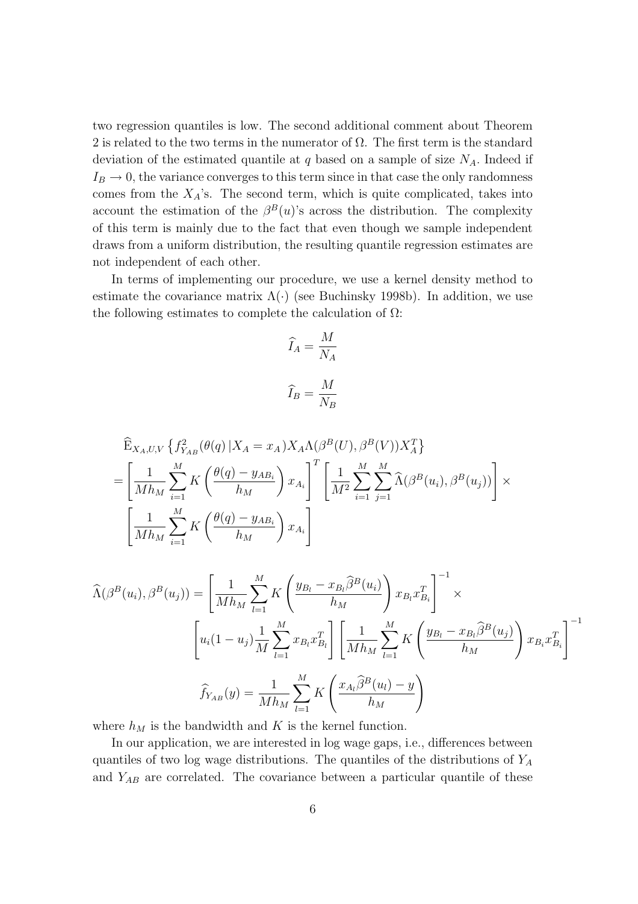two regression quantiles is low. The second additional comment about Theorem 2 is related to the two terms in the numerator of $\Omega$. The first term is the standard deviation of the estimated quantile at $q$ based on a sample of size $N_A$. Indeed if $I_B \to 0$, the variance converges to this term since in that case the only randomness comes from the $X_A$'s. The second term, which is quite complicated, takes into account the estimation of the $\beta^B(u)$'s across the distribution. The complexity of this term is mainly due to the fact that even though we sample independent draws from a uniform distribution, the resulting quantile regression estimates are not independent of each other.

In terms of implementing our procedure, we use a kernel density method to estimate the covariance matrix $\Lambda(\cdot)$ (see Buchinsky 1998b). In addition, we use the following estimates to complete the calculation of $\Omega$:

$$\widehat{I}_A = \frac{M}{N_A}$$

$$\widehat{I}_B = \frac{M}{N_B}$$

$$\begin{aligned}
&\widehat{\mathrm{E}}_{X_A,U,V}\left\{f^2_{Y_{AB}}(\theta(q)\,|X_A = x_A)X_A\Lambda(\beta^B(U),\beta^B(V))X_A^T\right\} \\
&= \left[\frac{1}{Mh_M}\sum_{i=1}^{M} K\left(\frac{\theta(q)-y_{AB_i}}{h_M}\right)x_{A_i}\right]^T \left[\frac{1}{M^2}\sum_{i=1}^{M}\sum_{j=1}^{M}\widehat{\Lambda}(\beta^B(u_i),\beta^B(u_j))\right] \times \\
&\left[\frac{1}{Mh_M}\sum_{i=1}^{M} K\left(\frac{\theta(q)-y_{AB_i}}{h_M}\right)x_{A_i}\right]
\end{aligned}$$

$$\begin{aligned}
\widehat{\Lambda}(\beta^B(u_i),\beta^B(u_j)) &= \left[\frac{1}{Mh_M}\sum_{l=1}^{M} K\left(\frac{y_{B_l}-x_{B_l}\widehat{\beta}^B(u_i)}{h_M}\right)x_{B_l}x_{B_i}^T\right]^{-1} \times \\
&\left[u_i(1-u_j)\frac{1}{M}\sum_{l=1}^{M} x_{B_l}x_{B_l}^T\right]\left[\frac{1}{Mh_M}\sum_{l=1}^{M} K\left(\frac{y_{B_l}-x_{B_l}\widehat{\beta}^B(u_j)}{h_M}\right)x_{B_i}x_{B_i}^T\right]^{-1}
\end{aligned}$$

$$\widehat{f}_{Y_{AB}}(y) = \frac{1}{Mh_M}\sum_{l=1}^{M} K\left(\frac{x_{A_l}\widehat{\beta}^B(u_l)-y}{h_M}\right)$$

where $h_M$ is the bandwidth and $K$ is the kernel function.

In our application, we are interested in log wage gaps, i.e., differences between quantiles of two log wage distributions. The quantiles of the distributions of $Y_A$ and $Y_{AB}$ are correlated. The covariance between a particular quantile of these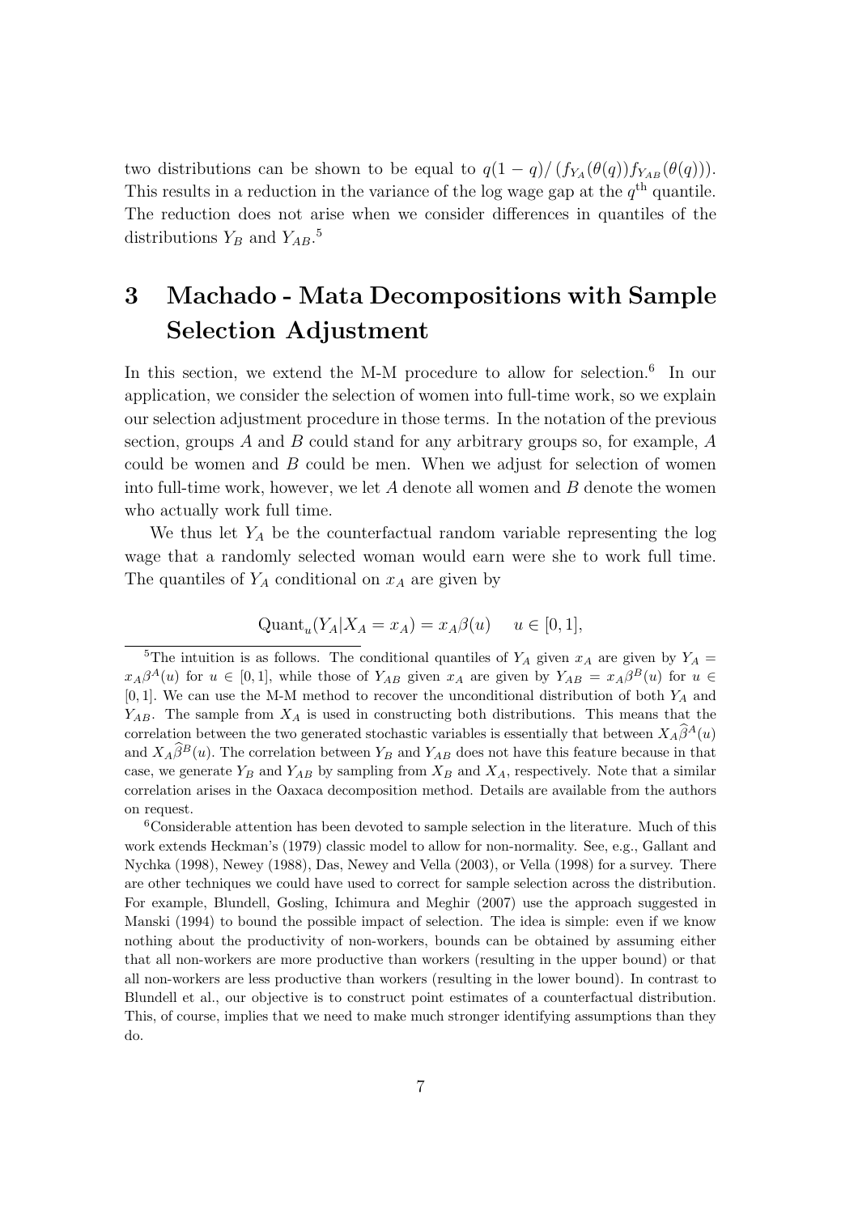two distributions can be shown to be equal to $q(1-q)/\left(f_{Y_A}(\theta(q))f_{Y_{AB}}(\theta(q))\right)$. This results in a reduction in the variance of the log wage gap at the $q^{\text{th}}$ quantile. The reduction does not arise when we consider differences in quantiles of the distributions $Y_B$ and $Y_{AB}$.[5]

# 3 Machado - Mata Decompositions with Sample Selection Adjustment

In this section, we extend the M-M procedure to allow for selection.[6] In our application, we consider the selection of women into full-time work, so we explain our selection adjustment procedure in those terms. In the notation of the previous section, groups $A$ and $B$ could stand for any arbitrary groups so, for example, $A$ could be women and $B$ could be men. When we adjust for selection of women into full-time work, however, we let $A$ denote all women and $B$ denote the women who actually work full time.

We thus let $Y_A$ be the counterfactual random variable representing the log wage that a randomly selected woman would earn were she to work full time. The quantiles of $Y_A$ conditional on $x_A$ are given by

$$\text{Quant}_u(Y_A|X_A = x_A) = x_A\beta(u) \quad u \in [0,1],$$

[5]The intuition is as follows. The conditional quantiles of $Y_A$ given $x_A$ are given by $Y_A = x_A\beta^A(u)$ for $u \in [0,1]$, while those of $Y_{AB}$ given $x_A$ are given by $Y_{AB} = x_A\beta^B(u)$ for $u \in [0,1]$. We can use the M-M method to recover the unconditional distribution of both $Y_A$ and $Y_{AB}$. The sample from $X_A$ is used in constructing both distributions. This means that the correlation between the two generated stochastic variables is essentially that between $X_A\widehat{\beta}^A(u)$ and $X_A\widehat{\beta}^B(u)$. The correlation between $Y_B$ and $Y_{AB}$ does not have this feature because in that case, we generate $Y_B$ and $Y_{AB}$ by sampling from $X_B$ and $X_A$, respectively. Note that a similar correlation arises in the Oaxaca decomposition method. Details are available from the authors on request.

[6]Considerable attention has been devoted to sample selection in the literature. Much of this work extends Heckman's (1979) classic model to allow for non-normality. See, e.g., Gallant and Nychka (1998), Newey (1988), Das, Newey and Vella (2003), or Vella (1998) for a survey. There are other techniques we could have used to correct for sample selection across the distribution. For example, Blundell, Gosling, Ichimura and Meghir (2007) use the approach suggested in Manski (1994) to bound the possible impact of selection. The idea is simple: even if we know nothing about the productivity of non-workers, bounds can be obtained by assuming either that all non-workers are more productive than workers (resulting in the upper bound) or that all non-workers are less productive than workers (resulting in the lower bound). In contrast to Blundell et al., our objective is to construct point estimates of a counterfactual distribution. This, of course, implies that we need to make much stronger identifying assumptions than they do.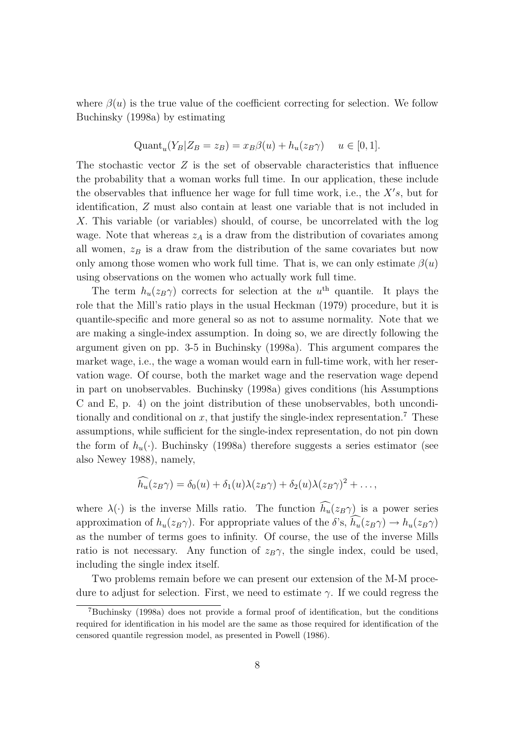where $\beta(u)$ is the true value of the coefficient correcting for selection. We follow Buchinsky (1998a) by estimating

$$\text{Quant}_u(Y_B|Z_B = z_B) = x_B\beta(u) + h_u(z_B\gamma) \quad u \in [0, 1].$$

The stochastic vector $Z$ is the set of observable characteristics that influence the probability that a woman works full time. In our application, these include the observables that influence her wage for full time work, i.e., the $X's$, but for identification, $Z$ must also contain at least one variable that is not included in $X$. This variable (or variables) should, of course, be uncorrelated with the log wage. Note that whereas $z_A$ is a draw from the distribution of covariates among all women, $z_B$ is a draw from the distribution of the same covariates but now only among those women who work full time. That is, we can only estimate $\beta(u)$ using observations on the women who actually work full time.

The term $h_u(z_B\gamma)$ corrects for selection at the $u^{\text{th}}$ quantile. It plays the role that the Mill's ratio plays in the usual Heckman (1979) procedure, but it is quantile-specific and more general so as not to assume normality. Note that we are making a single-index assumption. In doing so, we are directly following the argument given on pp. 3-5 in Buchinsky (1998a). This argument compares the market wage, i.e., the wage a woman would earn in full-time work, with her reservation wage. Of course, both the market wage and the reservation wage depend in part on unobservables. Buchinsky (1998a) gives conditions (his Assumptions C and E, p. 4) on the joint distribution of these unobservables, both unconditionally and conditional on $x$, that justify the single-index representation.[7] These assumptions, while sufficient for the single-index representation, do not pin down the form of $h_u(\cdot)$. Buchinsky (1998a) therefore suggests a series estimator (see also Newey 1988), namely,

$$\widehat{h_u}(z_B\gamma) = \delta_0(u) + \delta_1(u)\lambda(z_B\gamma) + \delta_2(u)\lambda(z_B\gamma)^2 + \ldots,$$

where $\lambda(\cdot)$ is the inverse Mills ratio. The function $\widehat{h_u}(z_B\gamma)$ is a power series approximation of $h_u(z_B\gamma)$. For appropriate values of the $\delta$'s, $\widehat{h_u}(z_B\gamma) \rightarrow h_u(z_B\gamma)$ as the number of terms goes to infinity. Of course, the use of the inverse Mills ratio is not necessary. Any function of $z_B\gamma$, the single index, could be used, including the single index itself.

Two problems remain before we can present our extension of the M-M procedure to adjust for selection. First, we need to estimate $\gamma$. If we could regress the

[7] Buchinsky (1998a) does not provide a formal proof of identification, but the conditions required for identification in his model are the same as those required for identification of the censored quantile regression model, as presented in Powell (1986).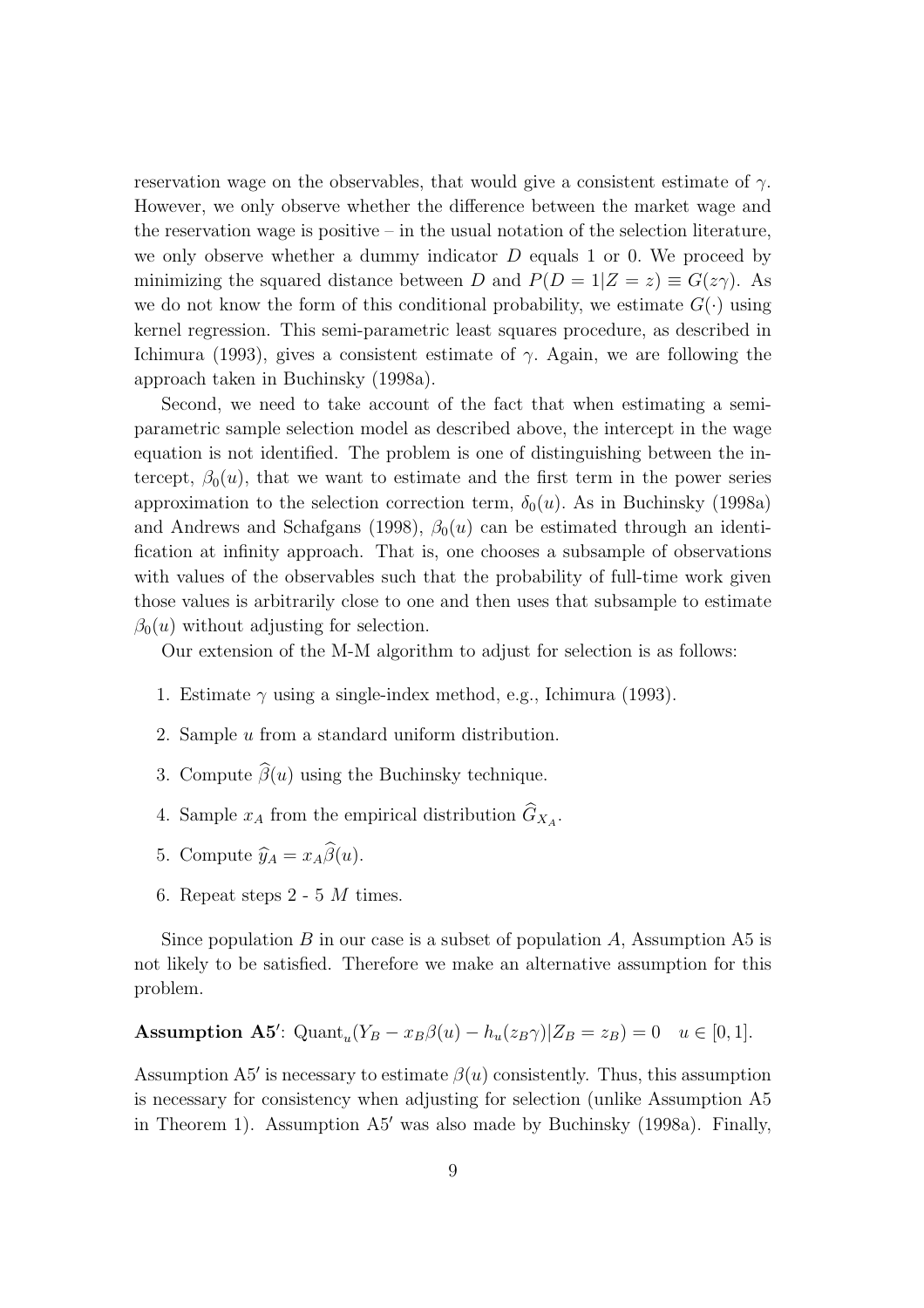reservation wage on the observables, that would give a consistent estimate of $\gamma$. However, we only observe whether the difference between the market wage and the reservation wage is positive – in the usual notation of the selection literature, we only observe whether a dummy indicator $D$ equals 1 or 0. We proceed by minimizing the squared distance between $D$ and $P(D = 1|Z = z) \equiv G(z\gamma)$. As we do not know the form of this conditional probability, we estimate $G(\cdot)$ using kernel regression. This semi-parametric least squares procedure, as described in Ichimura (1993), gives a consistent estimate of $\gamma$. Again, we are following the approach taken in Buchinsky (1998a).

Second, we need to take account of the fact that when estimating a semi-parametric sample selection model as described above, the intercept in the wage equation is not identified. The problem is one of distinguishing between the intercept, $\beta_0(u)$, that we want to estimate and the first term in the power series approximation to the selection correction term, $\delta_0(u)$. As in Buchinsky (1998a) and Andrews and Schafgans (1998), $\beta_0(u)$ can be estimated through an identification at infinity approach. That is, one chooses a subsample of observations with values of the observables such that the probability of full-time work given those values is arbitrarily close to one and then uses that subsample to estimate $\beta_0(u)$ without adjusting for selection.

Our extension of the M-M algorithm to adjust for selection is as follows:

1. Estimate $\gamma$ using a single-index method, e.g., Ichimura (1993).
2. Sample $u$ from a standard uniform distribution.
3. Compute $\widehat{\beta}(u)$ using the Buchinsky technique.
4. Sample $x_A$ from the empirical distribution $\widehat{G}_{X_A}$.
5. Compute $\widehat{y}_A = x_A\widehat{\beta}(u)$.
6. Repeat steps 2 - 5 $M$ times.

Since population $B$ in our case is a subset of population $A$, Assumption A5 is not likely to be satisfied. Therefore we make an alternative assumption for this problem.

**Assumption A5′**: $\text{Quant}_u(Y_B - x_B\beta(u) - h_u(z_B\gamma)|Z_B = z_B) = 0 \quad u \in [0, 1].$

Assumption A5′ is necessary to estimate $\beta(u)$ consistently. Thus, this assumption is necessary for consistency when adjusting for selection (unlike Assumption A5 in Theorem 1). Assumption A5′ was also made by Buchinsky (1998a). Finally,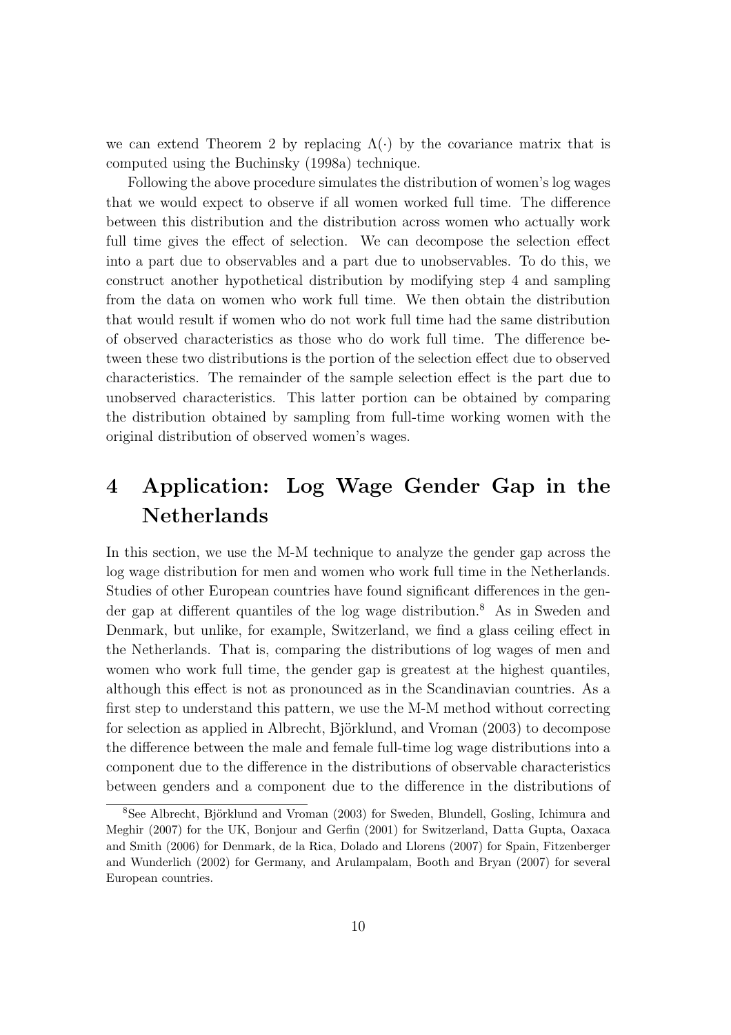we can extend Theorem 2 by replacing $\Lambda(\cdot)$ by the covariance matrix that is computed using the Buchinsky (1998a) technique.

Following the above procedure simulates the distribution of women's log wages that we would expect to observe if all women worked full time. The difference between this distribution and the distribution across women who actually work full time gives the effect of selection. We can decompose the selection effect into a part due to observables and a part due to unobservables. To do this, we construct another hypothetical distribution by modifying step 4 and sampling from the data on women who work full time. We then obtain the distribution that would result if women who do not work full time had the same distribution of observed characteristics as those who do work full time. The difference between these two distributions is the portion of the selection effect due to observed characteristics. The remainder of the sample selection effect is the part due to unobserved characteristics. This latter portion can be obtained by comparing the distribution obtained by sampling from full-time working women with the original distribution of observed women's wages.

# 4 Application: Log Wage Gender Gap in the Netherlands

In this section, we use the M-M technique to analyze the gender gap across the log wage distribution for men and women who work full time in the Netherlands. Studies of other European countries have found significant differences in the gender gap at different quantiles of the log wage distribution.[8] As in Sweden and Denmark, but unlike, for example, Switzerland, we find a glass ceiling effect in the Netherlands. That is, comparing the distributions of log wages of men and women who work full time, the gender gap is greatest at the highest quantiles, although this effect is not as pronounced as in the Scandinavian countries. As a first step to understand this pattern, we use the M-M method without correcting for selection as applied in Albrecht, Björklund, and Vroman (2003) to decompose the difference between the male and female full-time log wage distributions into a component due to the difference in the distributions of observable characteristics between genders and a component due to the difference in the distributions of

[8] See Albrecht, Björklund and Vroman (2003) for Sweden, Blundell, Gosling, Ichimura and Meghir (2007) for the UK, Bonjour and Gerfin (2001) for Switzerland, Datta Gupta, Oaxaca and Smith (2006) for Denmark, de la Rica, Dolado and Llorens (2007) for Spain, Fitzenberger and Wunderlich (2002) for Germany, and Arulampalam, Booth and Bryan (2007) for several European countries.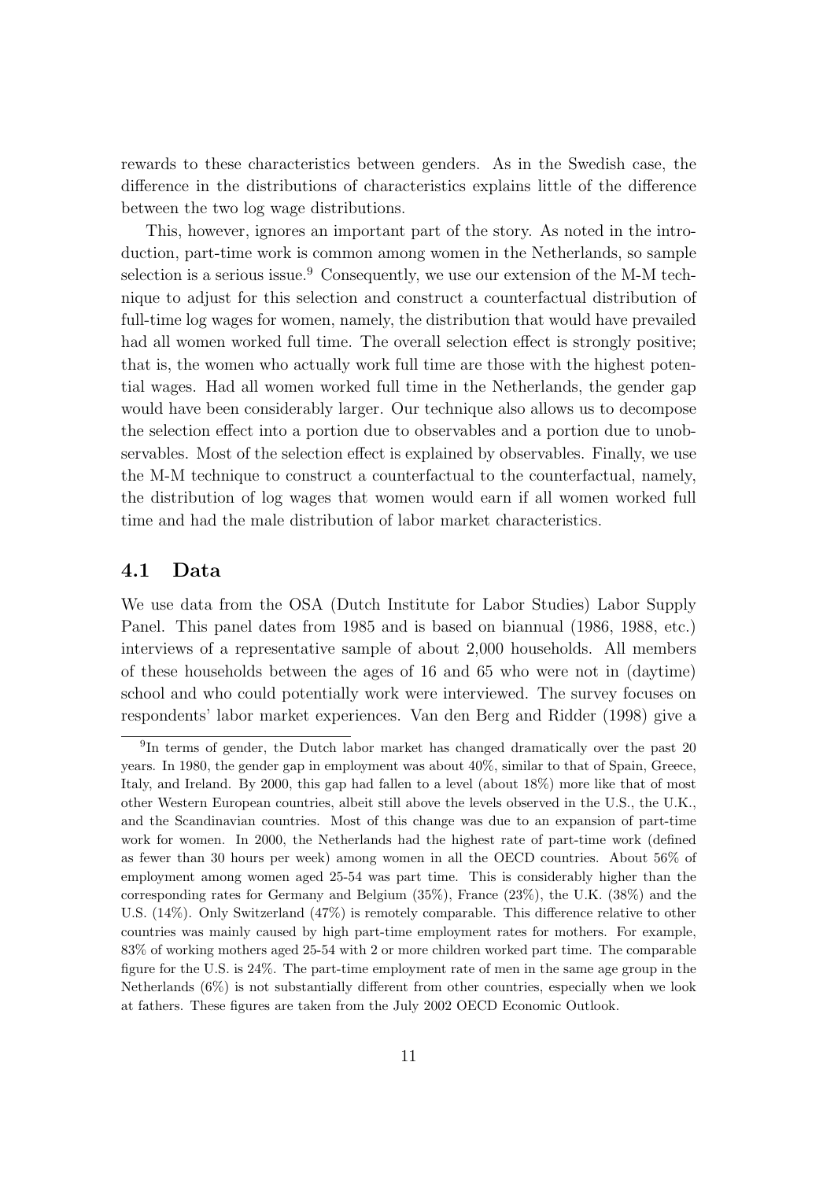rewards to these characteristics between genders. As in the Swedish case, the difference in the distributions of characteristics explains little of the difference between the two log wage distributions.

This, however, ignores an important part of the story. As noted in the introduction, part-time work is common among women in the Netherlands, so sample selection is a serious issue.[9] Consequently, we use our extension of the M-M technique to adjust for this selection and construct a counterfactual distribution of full-time log wages for women, namely, the distribution that would have prevailed had all women worked full time. The overall selection effect is strongly positive; that is, the women who actually work full time are those with the highest potential wages. Had all women worked full time in the Netherlands, the gender gap would have been considerably larger. Our technique also allows us to decompose the selection effect into a portion due to observables and a portion due to unobservables. Most of the selection effect is explained by observables. Finally, we use the M-M technique to construct a counterfactual to the counterfactual, namely, the distribution of log wages that women would earn if all women worked full time and had the male distribution of labor market characteristics.

## 4.1 Data

We use data from the OSA (Dutch Institute for Labor Studies) Labor Supply Panel. This panel dates from 1985 and is based on biannual (1986, 1988, etc.) interviews of a representative sample of about 2,000 households. All members of these households between the ages of 16 and 65 who were not in (daytime) school and who could potentially work were interviewed. The survey focuses on respondents' labor market experiences. Van den Berg and Ridder (1998) give a

[9] In terms of gender, the Dutch labor market has changed dramatically over the past 20 years. In 1980, the gender gap in employment was about 40%, similar to that of Spain, Greece, Italy, and Ireland. By 2000, this gap had fallen to a level (about 18%) more like that of most other Western European countries, albeit still above the levels observed in the U.S., the U.K., and the Scandinavian countries. Most of this change was due to an expansion of part-time work for women. In 2000, the Netherlands had the highest rate of part-time work (defined as fewer than 30 hours per week) among women in all the OECD countries. About 56% of employment among women aged 25-54 was part time. This is considerably higher than the corresponding rates for Germany and Belgium (35%), France (23%), the U.K. (38%) and the U.S. (14%). Only Switzerland (47%) is remotely comparable. This difference relative to other countries was mainly caused by high part-time employment rates for mothers. For example, 83% of working mothers aged 25-54 with 2 or more children worked part time. The comparable figure for the U.S. is 24%. The part-time employment rate of men in the same age group in the Netherlands (6%) is not substantially different from other countries, especially when we look at fathers. These figures are taken from the July 2002 OECD Economic Outlook.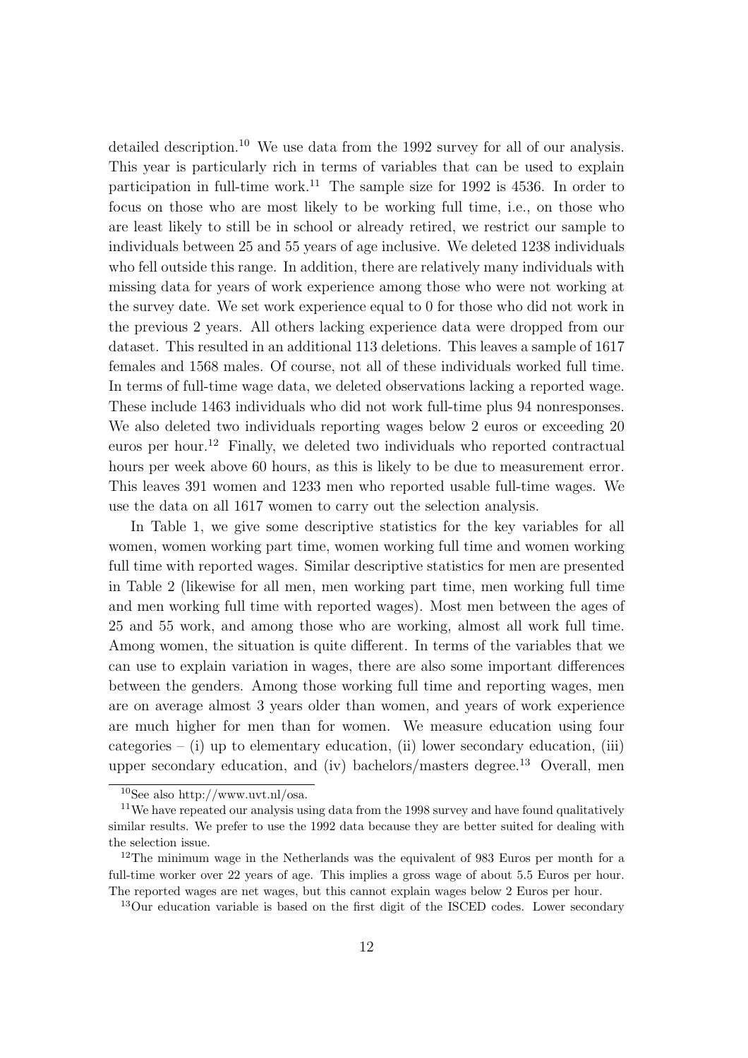detailed description.[10] We use data from the 1992 survey for all of our analysis. This year is particularly rich in terms of variables that can be used to explain participation in full-time work.[11] The sample size for 1992 is 4536. In order to focus on those who are most likely to be working full time, i.e., on those who are least likely to still be in school or already retired, we restrict our sample to individuals between 25 and 55 years of age inclusive. We deleted 1238 individuals who fell outside this range. In addition, there are relatively many individuals with missing data for years of work experience among those who were not working at the survey date. We set work experience equal to 0 for those who did not work in the previous 2 years. All others lacking experience data were dropped from our dataset. This resulted in an additional 113 deletions. This leaves a sample of 1617 females and 1568 males. Of course, not all of these individuals worked full time. In terms of full-time wage data, we deleted observations lacking a reported wage. These include 1463 individuals who did not work full-time plus 94 nonresponses. We also deleted two individuals reporting wages below 2 euros or exceeding 20 euros per hour.[12] Finally, we deleted two individuals who reported contractual hours per week above 60 hours, as this is likely to be due to measurement error. This leaves 391 women and 1233 men who reported usable full-time wages. We use the data on all 1617 women to carry out the selection analysis.

In Table 1, we give some descriptive statistics for the key variables for all women, women working part time, women working full time and women working full time with reported wages. Similar descriptive statistics for men are presented in Table 2 (likewise for all men, men working part time, men working full time and men working full time with reported wages). Most men between the ages of 25 and 55 work, and among those who are working, almost all work full time. Among women, the situation is quite different. In terms of the variables that we can use to explain variation in wages, there are also some important differences between the genders. Among those working full time and reporting wages, men are on average almost 3 years older than women, and years of work experience are much higher for men than for women. We measure education using four categories – (i) up to elementary education, (ii) lower secondary education, (iii) upper secondary education, and (iv) bachelors/masters degree.[13] Overall, men

[10] See also http://www.uvt.nl/osa.

[11] We have repeated our analysis using data from the 1998 survey and have found qualitatively similar results. We prefer to use the 1992 data because they are better suited for dealing with the selection issue.

[12] The minimum wage in the Netherlands was the equivalent of 983 Euros per month for a full-time worker over 22 years of age. This implies a gross wage of about 5.5 Euros per hour. The reported wages are net wages, but this cannot explain wages below 2 Euros per hour.

[13] Our education variable is based on the first digit of the ISCED codes. Lower secondary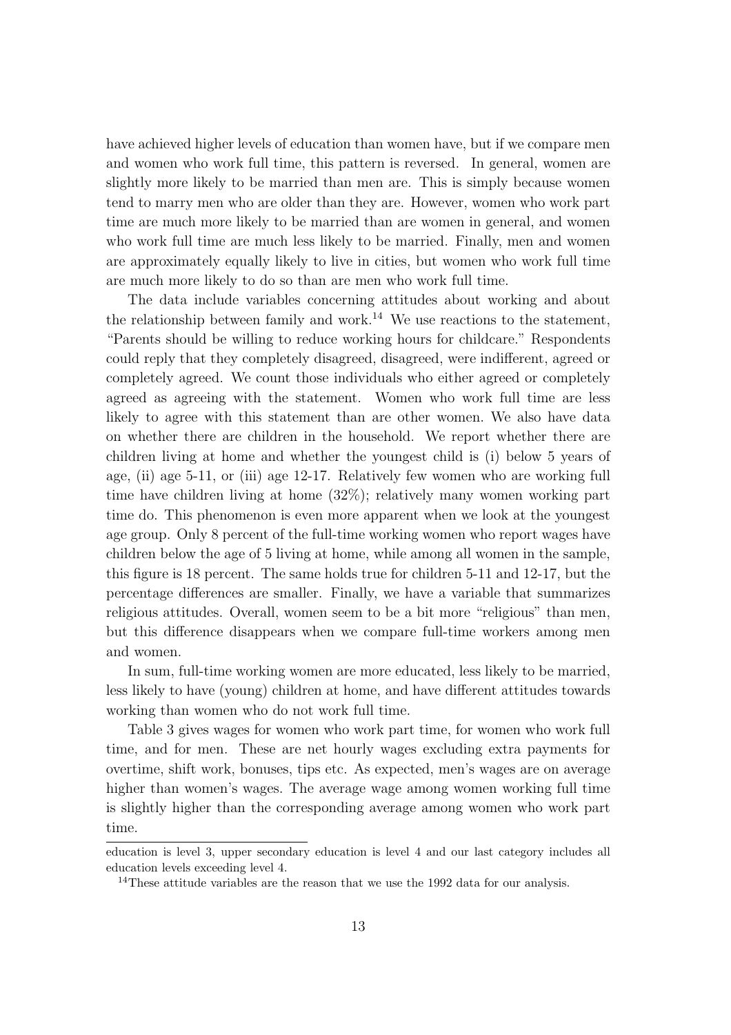have achieved higher levels of education than women have, but if we compare men and women who work full time, this pattern is reversed. In general, women are slightly more likely to be married than men are. This is simply because women tend to marry men who are older than they are. However, women who work part time are much more likely to be married than are women in general, and women who work full time are much less likely to be married. Finally, men and women are approximately equally likely to live in cities, but women who work full time are much more likely to do so than are men who work full time.

The data include variables concerning attitudes about working and about the relationship between family and work.[14] We use reactions to the statement, "Parents should be willing to reduce working hours for childcare." Respondents could reply that they completely disagreed, disagreed, were indifferent, agreed or completely agreed. We count those individuals who either agreed or completely agreed as agreeing with the statement. Women who work full time are less likely to agree with this statement than are other women. We also have data on whether there are children in the household. We report whether there are children living at home and whether the youngest child is (i) below 5 years of age, (ii) age 5-11, or (iii) age 12-17. Relatively few women who are working full time have children living at home (32%); relatively many women working part time do. This phenomenon is even more apparent when we look at the youngest age group. Only 8 percent of the full-time working women who report wages have children below the age of 5 living at home, while among all women in the sample, this figure is 18 percent. The same holds true for children 5-11 and 12-17, but the percentage differences are smaller. Finally, we have a variable that summarizes religious attitudes. Overall, women seem to be a bit more "religious" than men, but this difference disappears when we compare full-time workers among men and women.

In sum, full-time working women are more educated, less likely to be married, less likely to have (young) children at home, and have different attitudes towards working than women who do not work full time.

Table 3 gives wages for women who work part time, for women who work full time, and for men. These are net hourly wages excluding extra payments for overtime, shift work, bonuses, tips etc. As expected, men's wages are on average higher than women's wages. The average wage among women working full time is slightly higher than the corresponding average among women who work part time.

---

education is level 3, upper secondary education is level 4 and our last category includes all education levels exceeding level 4.

[14] These attitude variables are the reason that we use the 1992 data for our analysis.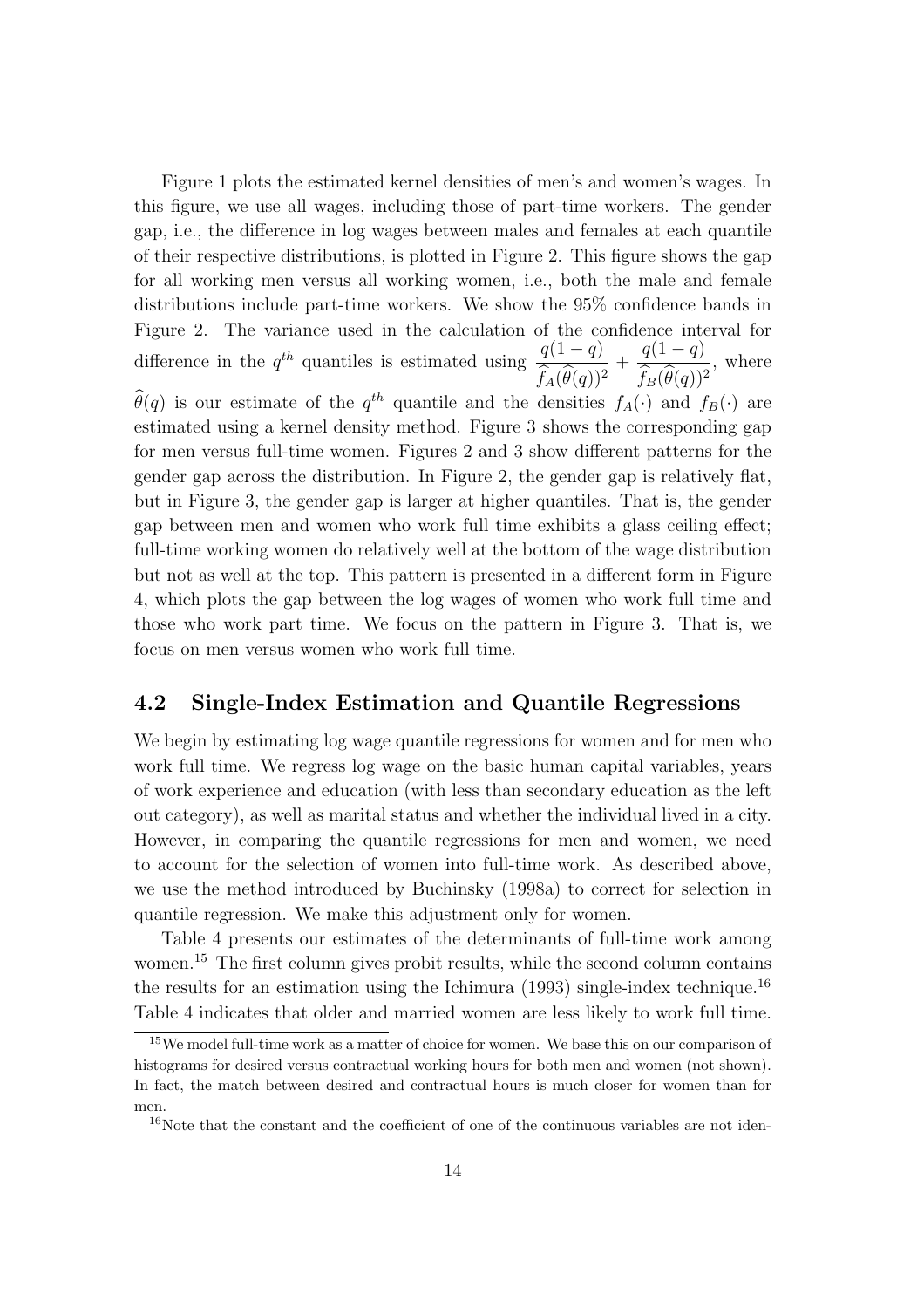Figure 1 plots the estimated kernel densities of men's and women's wages. In this figure, we use all wages, including those of part-time workers. The gender gap, i.e., the difference in log wages between males and females at each quantile of their respective distributions, is plotted in Figure 2. This figure shows the gap for all working men versus all working women, i.e., both the male and female distributions include part-time workers. We show the 95% confidence bands in Figure 2. The variance used in the calculation of the confidence interval for difference in the $q^{th}$ quantiles is estimated using $\dfrac{q(1-q)}{\widehat{f}_A(\widehat{\theta}(q))^2} + \dfrac{q(1-q)}{\widehat{f}_B(\widehat{\theta}(q))^2}$, where $\widehat{\theta}(q)$ is our estimate of the $q^{th}$ quantile and the densities $f_A(\cdot)$ and $f_B(\cdot)$ are estimated using a kernel density method. Figure 3 shows the corresponding gap for men versus full-time women. Figures 2 and 3 show different patterns for the gender gap across the distribution. In Figure 2, the gender gap is relatively flat, but in Figure 3, the gender gap is larger at higher quantiles. That is, the gender gap between men and women who work full time exhibits a glass ceiling effect; full-time working women do relatively well at the bottom of the wage distribution but not as well at the top. This pattern is presented in a different form in Figure 4, which plots the gap between the log wages of women who work full time and those who work part time. We focus on the pattern in Figure 3. That is, we focus on men versus women who work full time.

## 4.2 Single-Index Estimation and Quantile Regressions

We begin by estimating log wage quantile regressions for women and for men who work full time. We regress log wage on the basic human capital variables, years of work experience and education (with less than secondary education as the left out category), as well as marital status and whether the individual lived in a city. However, in comparing the quantile regressions for men and women, we need to account for the selection of women into full-time work. As described above, we use the method introduced by Buchinsky (1998a) to correct for selection in quantile regression. We make this adjustment only for women.

Table 4 presents our estimates of the determinants of full-time work among women.[15] The first column gives probit results, while the second column contains the results for an estimation using the Ichimura (1993) single-index technique.[16] Table 4 indicates that older and married women are less likely to work full time.

[15] We model full-time work as a matter of choice for women. We base this on our comparison of histograms for desired versus contractual working hours for both men and women (not shown). In fact, the match between desired and contractual hours is much closer for women than for men.

[16] Note that the constant and the coefficient of one of the continuous variables are not iden-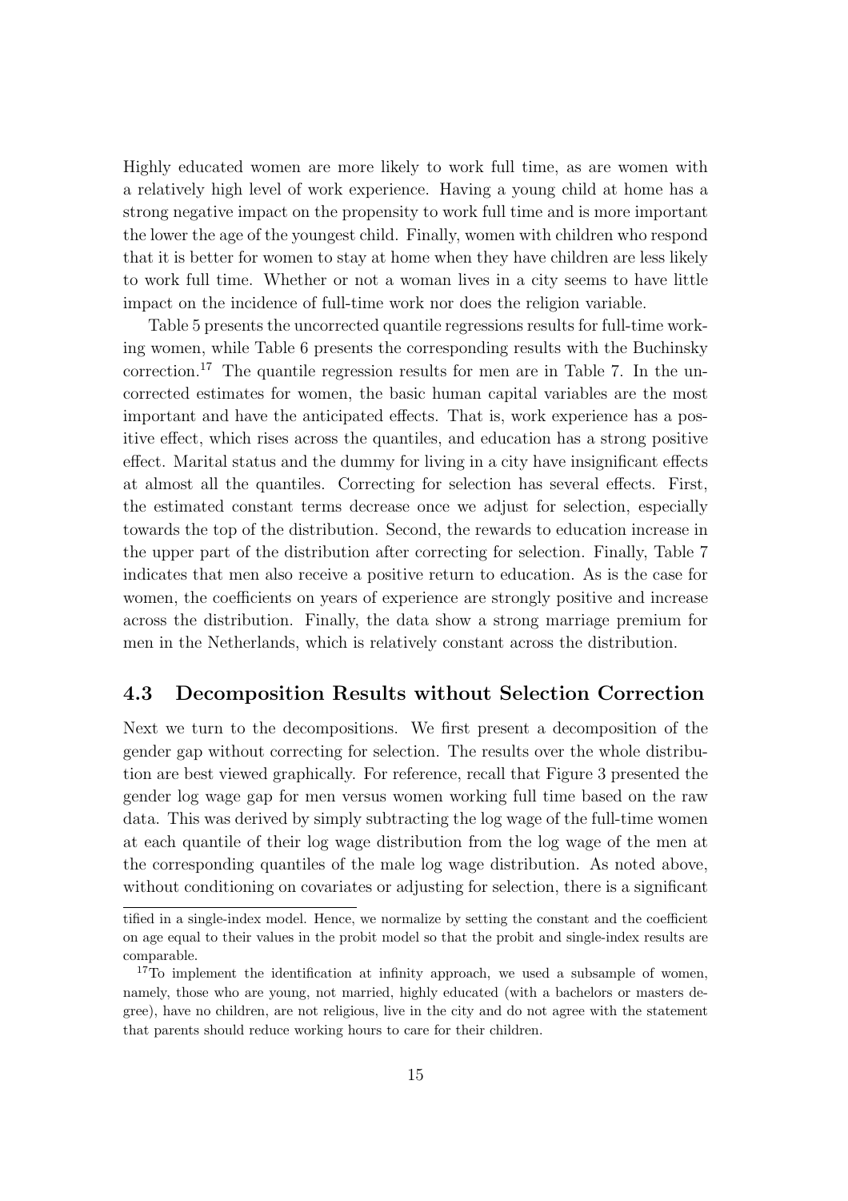Highly educated women are more likely to work full time, as are women with a relatively high level of work experience. Having a young child at home has a strong negative impact on the propensity to work full time and is more important the lower the age of the youngest child. Finally, women with children who respond that it is better for women to stay at home when they have children are less likely to work full time. Whether or not a woman lives in a city seems to have little impact on the incidence of full-time work nor does the religion variable.

Table 5 presents the uncorrected quantile regressions results for full-time working women, while Table 6 presents the corresponding results with the Buchinsky correction.[17] The quantile regression results for men are in Table 7. In the uncorrected estimates for women, the basic human capital variables are the most important and have the anticipated effects. That is, work experience has a positive effect, which rises across the quantiles, and education has a strong positive effect. Marital status and the dummy for living in a city have insignificant effects at almost all the quantiles. Correcting for selection has several effects. First, the estimated constant terms decrease once we adjust for selection, especially towards the top of the distribution. Second, the rewards to education increase in the upper part of the distribution after correcting for selection. Finally, Table 7 indicates that men also receive a positive return to education. As is the case for women, the coefficients on years of experience are strongly positive and increase across the distribution. Finally, the data show a strong marriage premium for men in the Netherlands, which is relatively constant across the distribution.

### 4.3 Decomposition Results without Selection Correction

Next we turn to the decompositions. We first present a decomposition of the gender gap without correcting for selection. The results over the whole distribution are best viewed graphically. For reference, recall that Figure 3 presented the gender log wage gap for men versus women working full time based on the raw data. This was derived by simply subtracting the log wage of the full-time women at each quantile of their log wage distribution from the log wage of the men at the corresponding quantiles of the male log wage distribution. As noted above, without conditioning on covariates or adjusting for selection, there is a significant

tified in a single-index model. Hence, we normalize by setting the constant and the coefficient on age equal to their values in the probit model so that the probit and single-index results are comparable.

[17] To implement the identification at infinity approach, we used a subsample of women, namely, those who are young, not married, highly educated (with a bachelors or masters degree), have no children, are not religious, live in the city and do not agree with the statement that parents should reduce working hours to care for their children.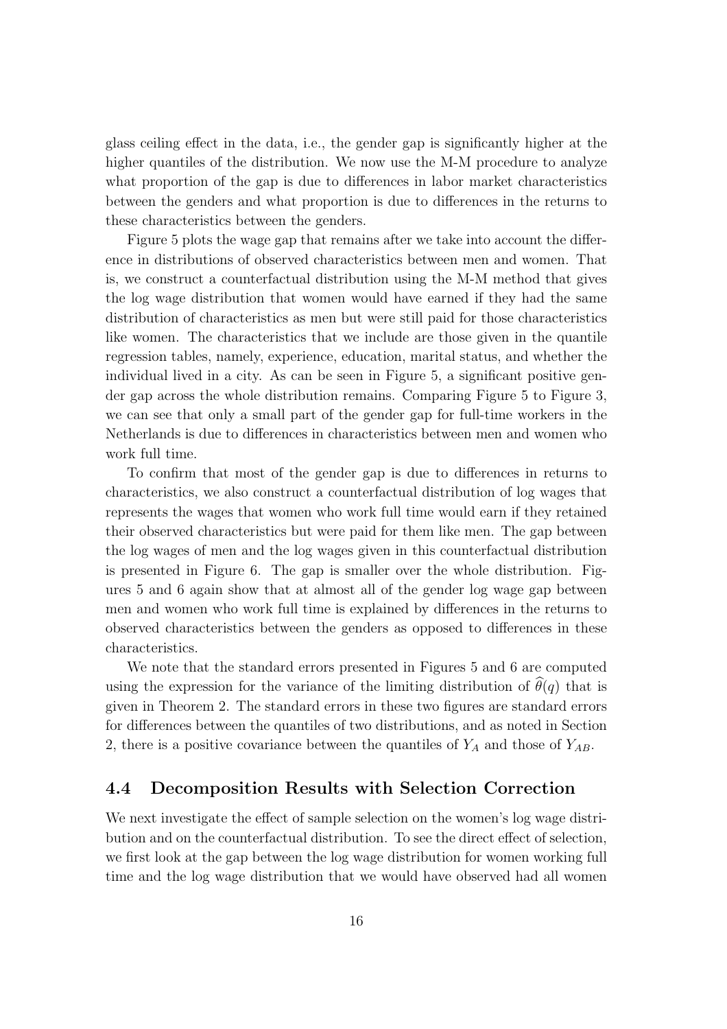glass ceiling effect in the data, i.e., the gender gap is significantly higher at the higher quantiles of the distribution. We now use the M-M procedure to analyze what proportion of the gap is due to differences in labor market characteristics between the genders and what proportion is due to differences in the returns to these characteristics between the genders.

Figure 5 plots the wage gap that remains after we take into account the difference in distributions of observed characteristics between men and women. That is, we construct a counterfactual distribution using the M-M method that gives the log wage distribution that women would have earned if they had the same distribution of characteristics as men but were still paid for those characteristics like women. The characteristics that we include are those given in the quantile regression tables, namely, experience, education, marital status, and whether the individual lived in a city. As can be seen in Figure 5, a significant positive gender gap across the whole distribution remains. Comparing Figure 5 to Figure 3, we can see that only a small part of the gender gap for full-time workers in the Netherlands is due to differences in characteristics between men and women who work full time.

To confirm that most of the gender gap is due to differences in returns to characteristics, we also construct a counterfactual distribution of log wages that represents the wages that women who work full time would earn if they retained their observed characteristics but were paid for them like men. The gap between the log wages of men and the log wages given in this counterfactual distribution is presented in Figure 6. The gap is smaller over the whole distribution. Figures 5 and 6 again show that at almost all of the gender log wage gap between men and women who work full time is explained by differences in the returns to observed characteristics between the genders as opposed to differences in these characteristics.

We note that the standard errors presented in Figures 5 and 6 are computed using the expression for the variance of the limiting distribution of $\widehat{\theta}(q)$ that is given in Theorem 2. The standard errors in these two figures are standard errors for differences between the quantiles of two distributions, and as noted in Section 2, there is a positive covariance between the quantiles of $Y_A$ and those of $Y_{AB}$.

## 4.4 Decomposition Results with Selection Correction

We next investigate the effect of sample selection on the women's log wage distribution and on the counterfactual distribution. To see the direct effect of selection, we first look at the gap between the log wage distribution for women working full time and the log wage distribution that we would have observed had all women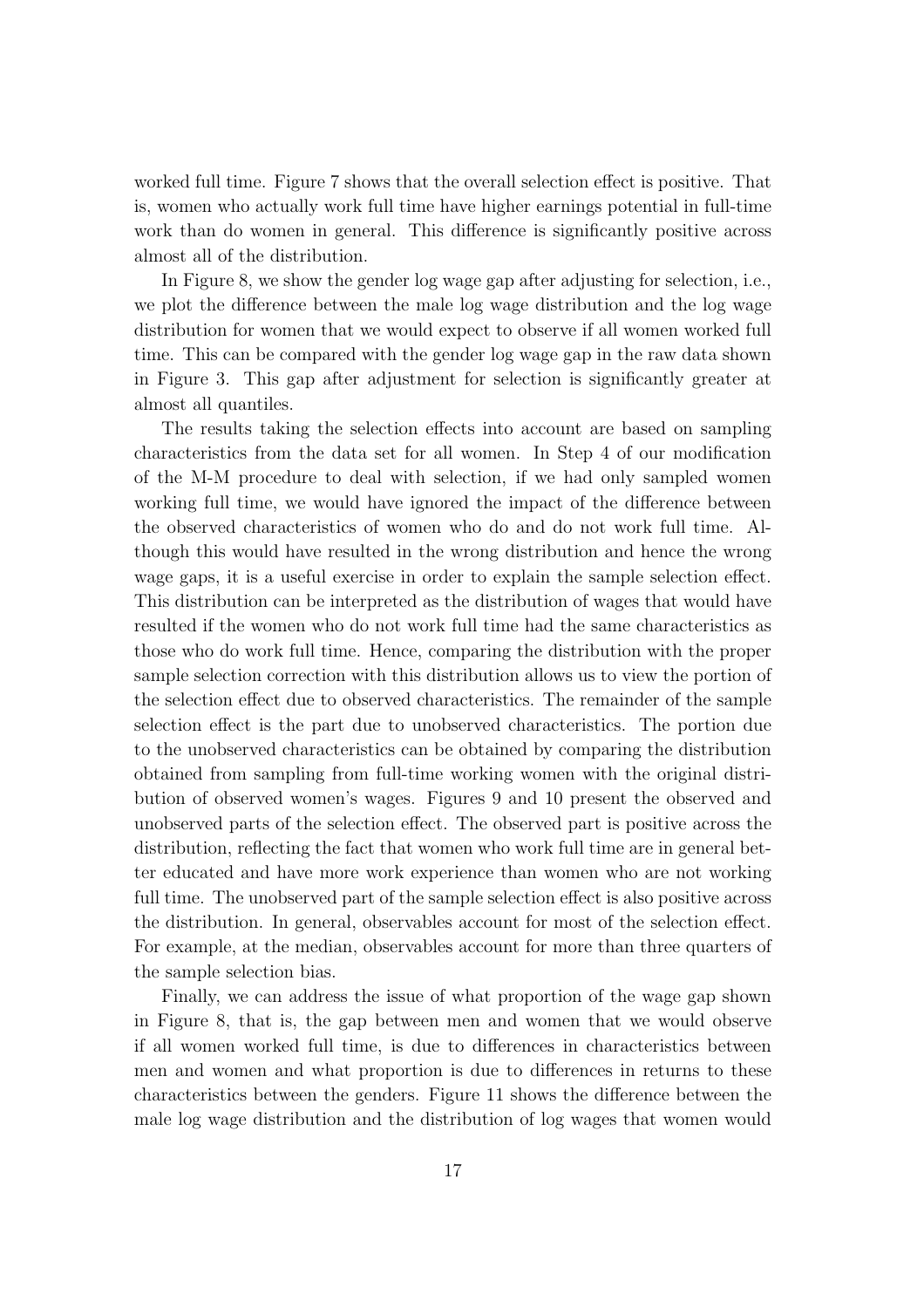worked full time. Figure 7 shows that the overall selection effect is positive. That is, women who actually work full time have higher earnings potential in full-time work than do women in general. This difference is significantly positive across almost all of the distribution.

In Figure 8, we show the gender log wage gap after adjusting for selection, i.e., we plot the difference between the male log wage distribution and the log wage distribution for women that we would expect to observe if all women worked full time. This can be compared with the gender log wage gap in the raw data shown in Figure 3. This gap after adjustment for selection is significantly greater at almost all quantiles.

The results taking the selection effects into account are based on sampling characteristics from the data set for all women. In Step 4 of our modification of the M-M procedure to deal with selection, if we had only sampled women working full time, we would have ignored the impact of the difference between the observed characteristics of women who do and do not work full time. Although this would have resulted in the wrong distribution and hence the wrong wage gaps, it is a useful exercise in order to explain the sample selection effect. This distribution can be interpreted as the distribution of wages that would have resulted if the women who do not work full time had the same characteristics as those who do work full time. Hence, comparing the distribution with the proper sample selection correction with this distribution allows us to view the portion of the selection effect due to observed characteristics. The remainder of the sample selection effect is the part due to unobserved characteristics. The portion due to the unobserved characteristics can be obtained by comparing the distribution obtained from sampling from full-time working women with the original distribution of observed women's wages. Figures 9 and 10 present the observed and unobserved parts of the selection effect. The observed part is positive across the distribution, reflecting the fact that women who work full time are in general better educated and have more work experience than women who are not working full time. The unobserved part of the sample selection effect is also positive across the distribution. In general, observables account for most of the selection effect. For example, at the median, observables account for more than three quarters of the sample selection bias.

Finally, we can address the issue of what proportion of the wage gap shown in Figure 8, that is, the gap between men and women that we would observe if all women worked full time, is due to differences in characteristics between men and women and what proportion is due to differences in returns to these characteristics between the genders. Figure 11 shows the difference between the male log wage distribution and the distribution of log wages that women would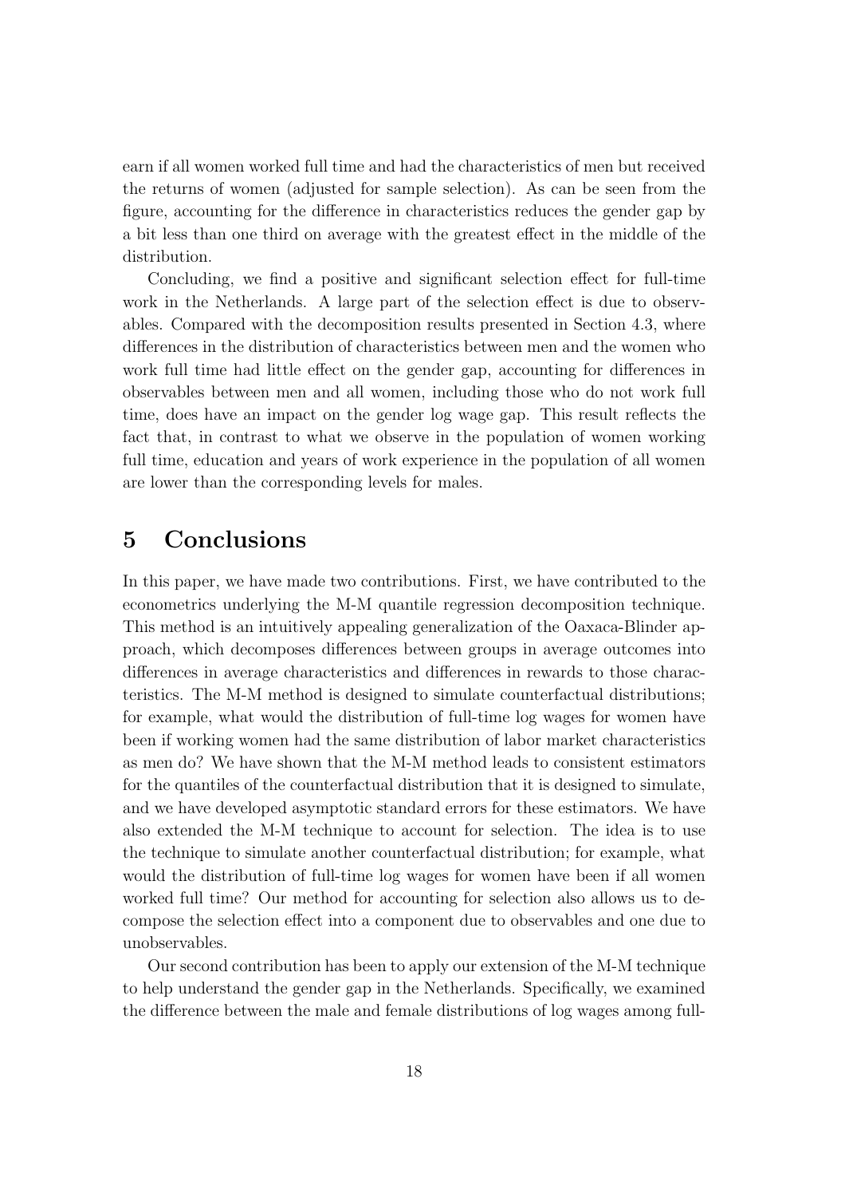earn if all women worked full time and had the characteristics of men but received the returns of women (adjusted for sample selection). As can be seen from the figure, accounting for the difference in characteristics reduces the gender gap by a bit less than one third on average with the greatest effect in the middle of the distribution.

Concluding, we find a positive and significant selection effect for full-time work in the Netherlands. A large part of the selection effect is due to observables. Compared with the decomposition results presented in Section 4.3, where differences in the distribution of characteristics between men and the women who work full time had little effect on the gender gap, accounting for differences in observables between men and all women, including those who do not work full time, does have an impact on the gender log wage gap. This result reflects the fact that, in contrast to what we observe in the population of women working full time, education and years of work experience in the population of all women are lower than the corresponding levels for males.

# 5 Conclusions

In this paper, we have made two contributions. First, we have contributed to the econometrics underlying the M-M quantile regression decomposition technique. This method is an intuitively appealing generalization of the Oaxaca-Blinder approach, which decomposes differences between groups in average outcomes into differences in average characteristics and differences in rewards to those characteristics. The M-M method is designed to simulate counterfactual distributions; for example, what would the distribution of full-time log wages for women have been if working women had the same distribution of labor market characteristics as men do? We have shown that the M-M method leads to consistent estimators for the quantiles of the counterfactual distribution that it is designed to simulate, and we have developed asymptotic standard errors for these estimators. We have also extended the M-M technique to account for selection. The idea is to use the technique to simulate another counterfactual distribution; for example, what would the distribution of full-time log wages for women have been if all women worked full time? Our method for accounting for selection also allows us to decompose the selection effect into a component due to observables and one due to unobservables.

Our second contribution has been to apply our extension of the M-M technique to help understand the gender gap in the Netherlands. Specifically, we examined the difference between the male and female distributions of log wages among full-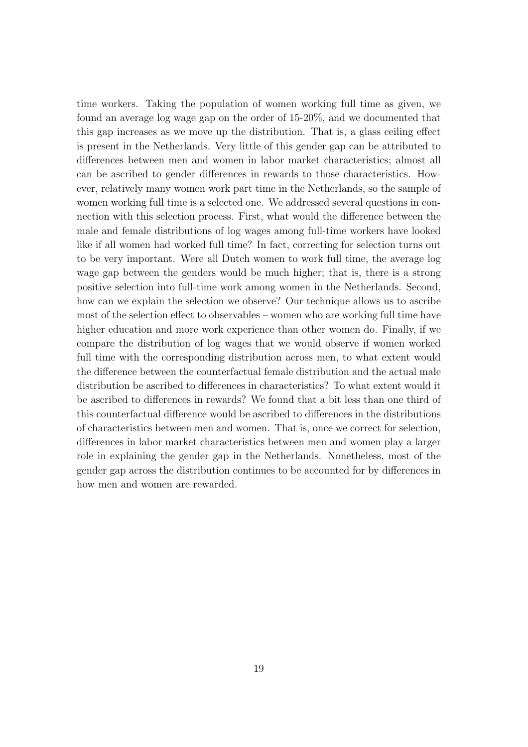time workers. Taking the population of women working full time as given, we found an average log wage gap on the order of 15-20%, and we documented that this gap increases as we move up the distribution. That is, a glass ceiling effect is present in the Netherlands. Very little of this gender gap can be attributed to differences between men and women in labor market characteristics; almost all can be ascribed to gender differences in rewards to those characteristics. However, relatively many women work part time in the Netherlands, so the sample of women working full time is a selected one. We addressed several questions in connection with this selection process. First, what would the difference between the male and female distributions of log wages among full-time workers have looked like if all women had worked full time? In fact, correcting for selection turns out to be very important. Were all Dutch women to work full time, the average log wage gap between the genders would be much higher; that is, there is a strong positive selection into full-time work among women in the Netherlands. Second, how can we explain the selection we observe? Our technique allows us to ascribe most of the selection effect to observables – women who are working full time have higher education and more work experience than other women do. Finally, if we compare the distribution of log wages that we would observe if women worked full time with the corresponding distribution across men, to what extent would the difference between the counterfactual female distribution and the actual male distribution be ascribed to differences in characteristics? To what extent would it be ascribed to differences in rewards? We found that a bit less than one third of this counterfactual difference would be ascribed to differences in the distributions of characteristics between men and women. That is, once we correct for selection, differences in labor market characteristics between men and women play a larger role in explaining the gender gap in the Netherlands. Nonetheless, most of the gender gap across the distribution continues to be accounted for by differences in how men and women are rewarded.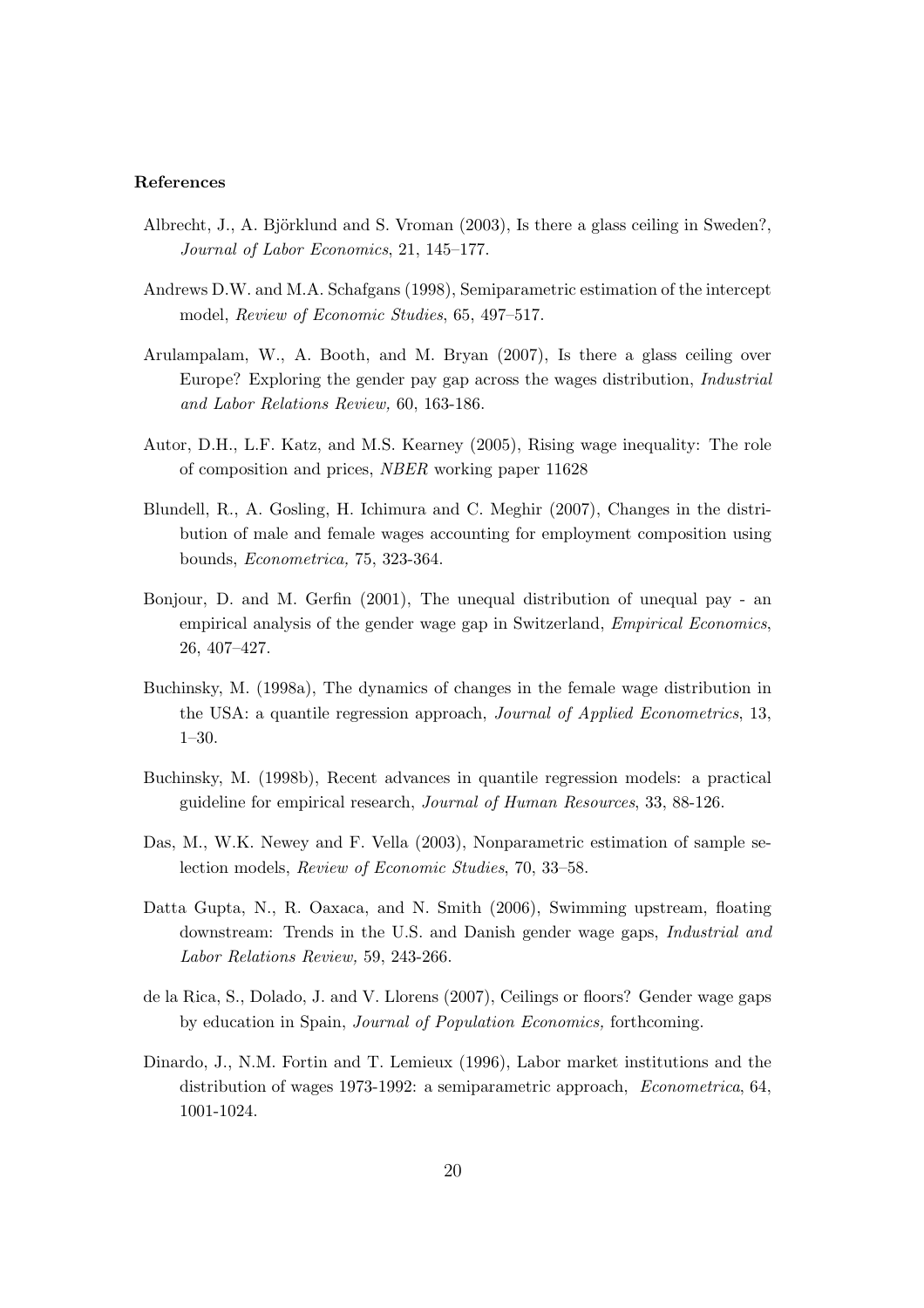**References**

Albrecht, J., A. Björklund and S. Vroman (2003), Is there a glass ceiling in Sweden?, *Journal of Labor Economics*, 21, 145–177.

Andrews D.W. and M.A. Schafgans (1998), Semiparametric estimation of the intercept model, *Review of Economic Studies*, 65, 497–517.

Arulampalam, W., A. Booth, and M. Bryan (2007), Is there a glass ceiling over Europe? Exploring the gender pay gap across the wages distribution, *Industrial and Labor Relations Review,* 60, 163-186.

Autor, D.H., L.F. Katz, and M.S. Kearney (2005), Rising wage inequality: The role of composition and prices, *NBER* working paper 11628

Blundell, R., A. Gosling, H. Ichimura and C. Meghir (2007), Changes in the distribution of male and female wages accounting for employment composition using bounds, *Econometrica,* 75, 323-364.

Bonjour, D. and M. Gerfin (2001), The unequal distribution of unequal pay - an empirical analysis of the gender wage gap in Switzerland, *Empirical Economics*, 26, 407–427.

Buchinsky, M. (1998a), The dynamics of changes in the female wage distribution in the USA: a quantile regression approach, *Journal of Applied Econometrics*, 13, 1–30.

Buchinsky, M. (1998b), Recent advances in quantile regression models: a practical guideline for empirical research, *Journal of Human Resources*, 33, 88-126.

Das, M., W.K. Newey and F. Vella (2003), Nonparametric estimation of sample selection models, *Review of Economic Studies*, 70, 33–58.

Datta Gupta, N., R. Oaxaca, and N. Smith (2006), Swimming upstream, floating downstream: Trends in the U.S. and Danish gender wage gaps, *Industrial and Labor Relations Review,* 59, 243-266.

de la Rica, S., Dolado, J. and V. Llorens (2007), Ceilings or floors? Gender wage gaps by education in Spain, *Journal of Population Economics,* forthcoming.

Dinardo, J., N.M. Fortin and T. Lemieux (1996), Labor market institutions and the distribution of wages 1973-1992: a semiparametric approach, *Econometrica*, 64, 1001-1024.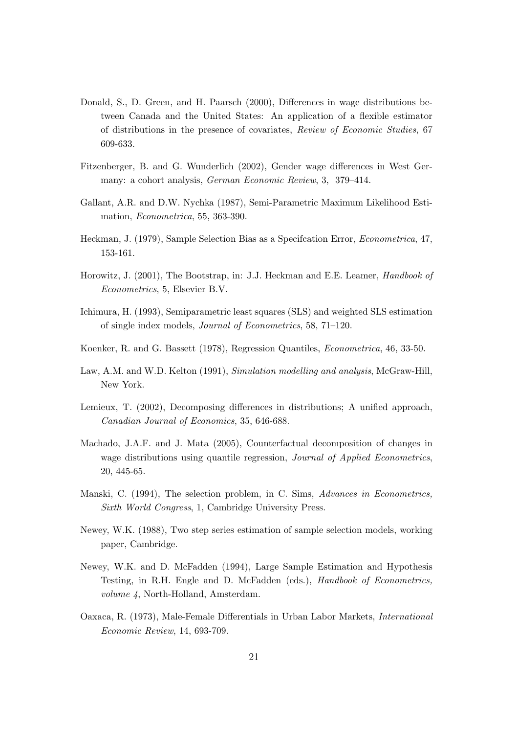Donald, S., D. Green, and H. Paarsch (2000), Differences in wage distributions between Canada and the United States: An application of a flexible estimator of distributions in the presence of covariates, *Review of Economic Studies*, 67 609-633.

Fitzenberger, B. and G. Wunderlich (2002), Gender wage differences in West Germany: a cohort analysis, *German Economic Review*, 3, 379–414.

Gallant, A.R. and D.W. Nychka (1987), Semi-Parametric Maximum Likelihood Estimation, *Econometrica*, 55, 363-390.

Heckman, J. (1979), Sample Selection Bias as a Specifcation Error, *Econometrica*, 47, 153-161.

Horowitz, J. (2001), The Bootstrap, in: J.J. Heckman and E.E. Leamer, *Handbook of Econometrics*, 5, Elsevier B.V.

Ichimura, H. (1993), Semiparametric least squares (SLS) and weighted SLS estimation of single index models, *Journal of Econometrics*, 58, 71–120.

Koenker, R. and G. Bassett (1978), Regression Quantiles, *Econometrica*, 46, 33-50.

Law, A.M. and W.D. Kelton (1991), *Simulation modelling and analysis*, McGraw-Hill, New York.

Lemieux, T. (2002), Decomposing differences in distributions; A unified approach, *Canadian Journal of Economics*, 35, 646-688.

Machado, J.A.F. and J. Mata (2005), Counterfactual decomposition of changes in wage distributions using quantile regression, *Journal of Applied Econometrics*, 20, 445-65.

Manski, C. (1994), The selection problem, in C. Sims, *Advances in Econometrics, Sixth World Congress*, 1, Cambridge University Press.

Newey, W.K. (1988), Two step series estimation of sample selection models, working paper, Cambridge.

Newey, W.K. and D. McFadden (1994), Large Sample Estimation and Hypothesis Testing, in R.H. Engle and D. McFadden (eds.), *Handbook of Econometrics, volume 4*, North-Holland, Amsterdam.

Oaxaca, R. (1973), Male-Female Differentials in Urban Labor Markets, *International Economic Review*, 14, 693-709.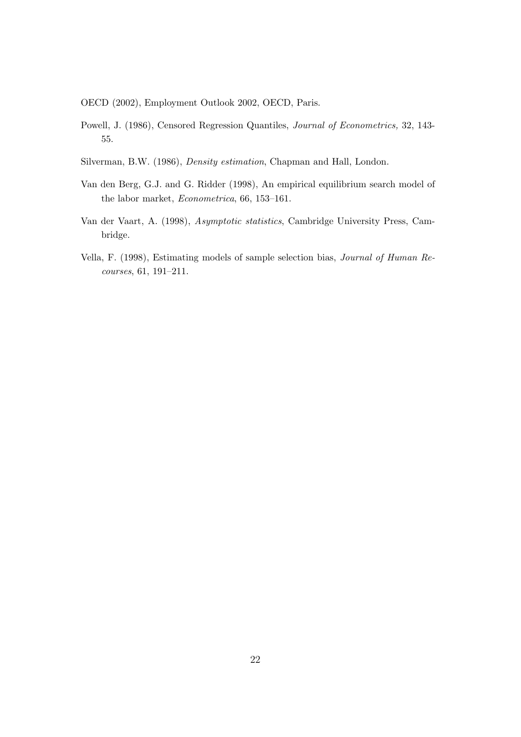OECD (2002), Employment Outlook 2002, OECD, Paris.

Powell, J. (1986), Censored Regression Quantiles, *Journal of Econometrics,* 32, 143-55.

Silverman, B.W. (1986), *Density estimation*, Chapman and Hall, London.

Van den Berg, G.J. and G. Ridder (1998), An empirical equilibrium search model of the labor market, *Econometrica*, 66, 153–161.

Van der Vaart, A. (1998), *Asymptotic statistics*, Cambridge University Press, Cambridge.

Vella, F. (1998), Estimating models of sample selection bias, *Journal of Human Recourses*, 61, 191–211.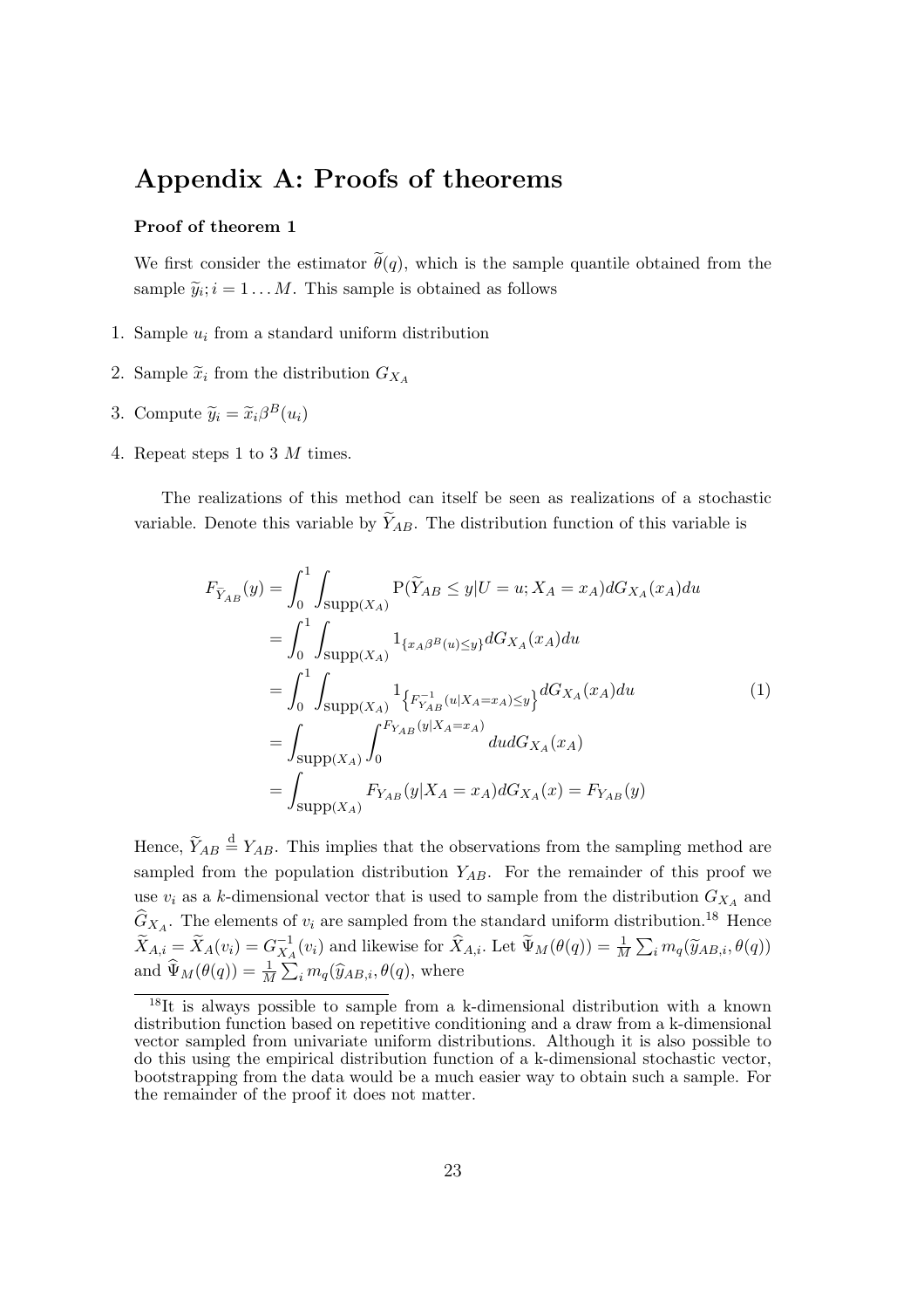# Appendix A: Proofs of theorems

**Proof of theorem 1**

We first consider the estimator $\widetilde{\theta}(q)$, which is the sample quantile obtained from the sample $\widetilde{y}_i; i = 1 \dots M$. This sample is obtained as follows

1. Sample $u_i$ from a standard uniform distribution
2. Sample $\widetilde{x}_i$ from the distribution $G_{X_A}$
3. Compute $\widetilde{y}_i = \widetilde{x}_i \beta^B(u_i)$
4. Repeat steps 1 to 3 $M$ times.

The realizations of this method can itself be seen as realizations of a stochastic variable. Denote this variable by $\widetilde{Y}_{AB}$. The distribution function of this variable is

$$
\begin{aligned}
F_{\widetilde{Y}_{AB}}(y) &= \int_0^1 \int_{\text{supp}(X_A)} \text{P}(\widetilde{Y}_{AB} \leq y | U = u; X_A = x_A) dG_{X_A}(x_A) du \\
&= \int_0^1 \int_{\text{supp}(X_A)} 1_{\{x_A \beta^B(u) \leq y\}} dG_{X_A}(x_A) du \\
&= \int_0^1 \int_{\text{supp}(X_A)} 1_{\left\{F^{-1}_{Y_{AB}}(u|X_A = x_A) \leq y\right\}} dG_{X_A}(x_A) du \\
&= \int_{\text{supp}(X_A)} \int_0^{F_{Y_{AB}}(y|X_A = x_A)} du dG_{X_A}(x_A) \\
&= \int_{\text{supp}(X_A)} F_{Y_{AB}}(y | X_A = x_A) dG_{X_A}(x) = F_{Y_{AB}}(y)
\end{aligned}
\tag{1}
$$

Hence, $\widetilde{Y}_{AB} \overset{\text{d}}{=} Y_{AB}$. This implies that the observations from the sampling method are sampled from the population distribution $Y_{AB}$. For the remainder of this proof we use $v_i$ as a $k$-dimensional vector that is used to sample from the distribution $G_{X_A}$ and $\widehat{G}_{X_A}$. The elements of $v_i$ are sampled from the standard uniform distribution.[18] Hence $\widetilde{X}_{A,i} = \widetilde{X}_A(v_i) = G^{-1}_{X_A}(v_i)$ and likewise for $\widehat{X}_{A,i}$. Let $\widetilde{\Psi}_M(\theta(q)) = \frac{1}{M}\sum_i m_q(\widetilde{y}_{AB,i}, \theta(q))$ and $\widehat{\Psi}_M(\theta(q)) = \frac{1}{M}\sum_i m_q(\widehat{y}_{AB,i}, \theta(q))$, where

[18] It is always possible to sample from a k-dimensional distribution with a known distribution function based on repetitive conditioning and a draw from a k-dimensional vector sampled from univariate uniform distributions. Although it is also possible to do this using the empirical distribution function of a k-dimensional stochastic vector, bootstrapping from the data would be a much easier way to obtain such a sample. For the remainder of the proof it does not matter.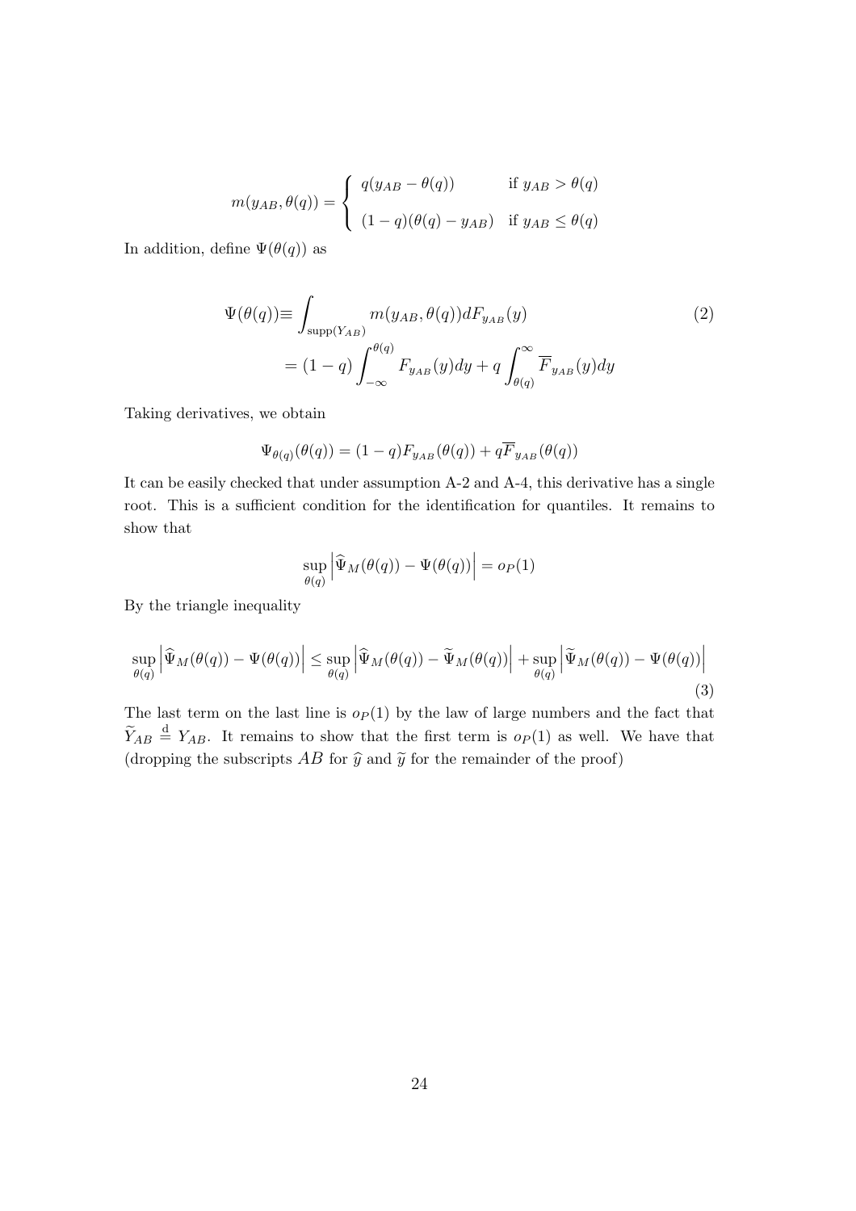$$m(y_{AB}, \theta(q)) = \begin{cases} q(y_{AB} - \theta(q)) & \text{if } y_{AB} > \theta(q) \\ (1-q)(\theta(q) - y_{AB}) & \text{if } y_{AB} \leq \theta(q) \end{cases}$$

In addition, define $\Psi(\theta(q))$ as

$$\begin{aligned} \Psi(\theta(q)) \equiv & \int_{\text{supp}(Y_{AB})} m(y_{AB}, \theta(q)) dF_{y_{AB}}(y) \\ &= (1-q) \int_{-\infty}^{\theta(q)} F_{y_{AB}}(y) dy + q \int_{\theta(q)}^{\infty} \overline{F}_{y_{AB}}(y) dy \end{aligned} \tag{2}$$

Taking derivatives, we obtain

$$\Psi_{\theta(q)}(\theta(q)) = (1-q) F_{y_{AB}}(\theta(q)) + q \overline{F}_{y_{AB}}(\theta(q))$$

It can be easily checked that under assumption A-2 and A-4, this derivative has a single root. This is a sufficient condition for the identification for quantiles. It remains to show that

$$\sup_{\theta(q)} \left| \widehat{\Psi}_M(\theta(q)) - \Psi(\theta(q)) \right| = o_P(1)$$

By the triangle inequality

$$\sup_{\theta(q)} \left| \widehat{\Psi}_M(\theta(q)) - \Psi(\theta(q)) \right| \leq \sup_{\theta(q)} \left| \widehat{\Psi}_M(\theta(q)) - \widetilde{\Psi}_M(\theta(q)) \right| + \sup_{\theta(q)} \left| \widetilde{\Psi}_M(\theta(q)) - \Psi(\theta(q)) \right| \tag{3}$$

The last term on the last line is $o_P(1)$ by the law of large numbers and the fact that $\widetilde{Y}_{AB} \overset{\text{d}}{=} Y_{AB}$. It remains to show that the first term is $o_P(1)$ as well. We have that (dropping the subscripts $AB$ for $\widehat{y}$ and $\widetilde{y}$ for the remainder of the proof)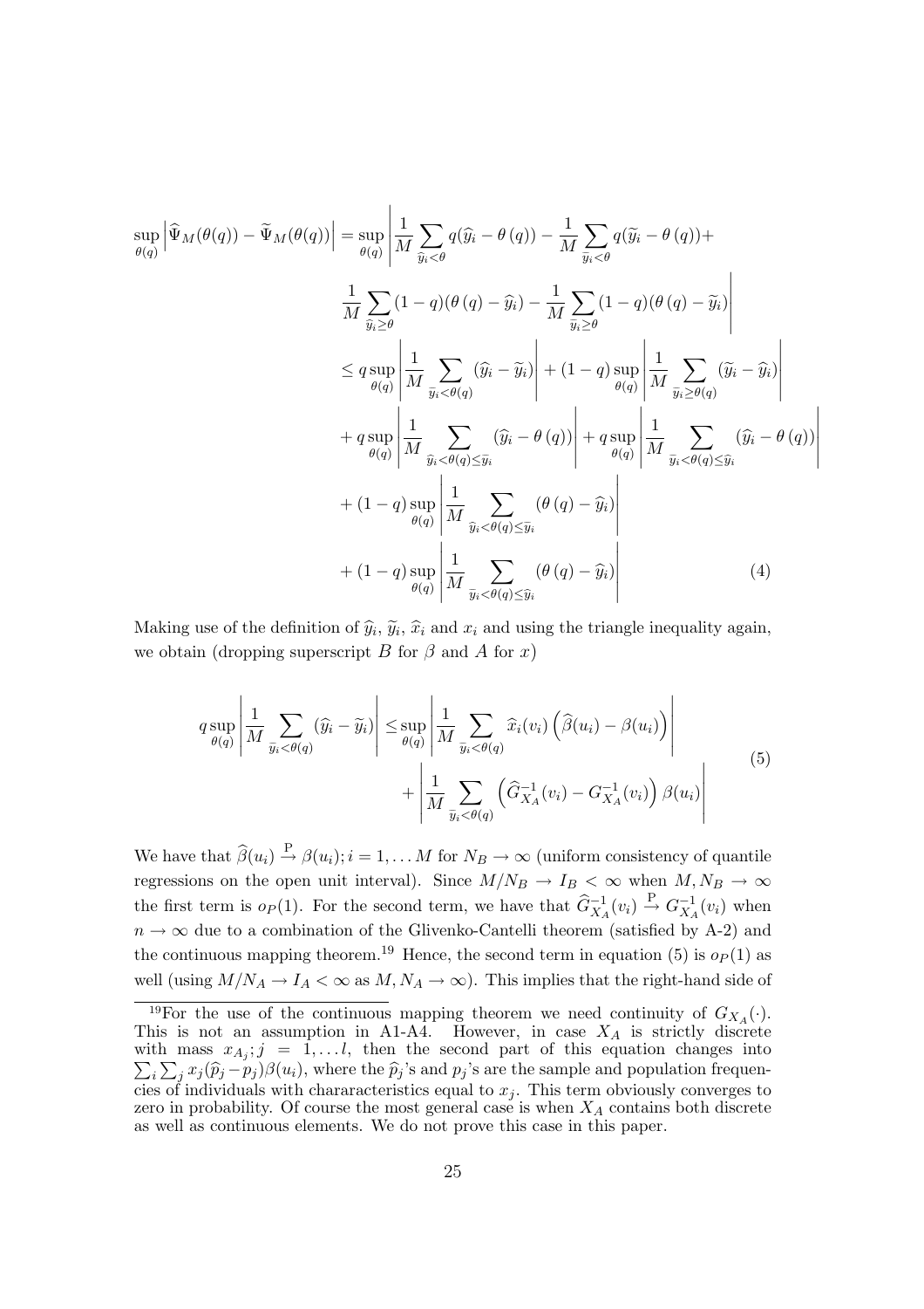$$
\begin{aligned}
\sup_{\theta(q)} \left| \widehat{\Psi}_M(\theta(q)) - \widetilde{\Psi}_M(\theta(q)) \right| &= \sup_{\theta(q)} \left| \frac{1}{M} \sum_{\widehat{y}_i < \theta} q(\widehat{y}_i - \theta(q)) - \frac{1}{M} \sum_{\widetilde{y}_i < \theta} q(\widetilde{y}_i - \theta(q)) + \right. \\
&\quad \left. \frac{1}{M} \sum_{\widehat{y}_i \geq \theta} (1-q)(\theta(q) - \widehat{y}_i) - \frac{1}{M} \sum_{\widetilde{y}_i \geq \theta} (1-q)(\theta(q) - \widetilde{y}_i) \right| \\
&\leq q \sup_{\theta(q)} \left| \frac{1}{M} \sum_{\widetilde{y}_i < \theta(q)} (\widehat{y}_i - \widetilde{y}_i) \right| + (1-q) \sup_{\theta(q)} \left| \frac{1}{M} \sum_{\widetilde{y}_i \geq \theta(q)} (\widetilde{y}_i - \widehat{y}_i) \right| \\
&\quad + q \sup_{\theta(q)} \left| \frac{1}{M} \sum_{\widehat{y}_i < \theta(q) \leq \widetilde{y}_i} (\widehat{y}_i - \theta(q)) \right| + q \sup_{\theta(q)} \left| \frac{1}{M} \sum_{\widetilde{y}_i < \theta(q) \leq \widehat{y}_i} (\widehat{y}_i - \theta(q)) \right| \\
&\quad + (1-q) \sup_{\theta(q)} \left| \frac{1}{M} \sum_{\widehat{y}_i < \theta(q) \leq \widetilde{y}_i} (\theta(q) - \widehat{y}_i) \right| \\
&\quad + (1-q) \sup_{\theta(q)} \left| \frac{1}{M} \sum_{\widetilde{y}_i < \theta(q) \leq \widehat{y}_i} (\theta(q) - \widehat{y}_i) \right| \qquad (4)
\end{aligned}
$$

Making use of the definition of $\widehat{y}_i$, $\widetilde{y}_i$, $\widehat{x}_i$ and $x_i$ and using the triangle inequality again, we obtain (dropping superscript $B$ for $\beta$ and $A$ for $x$)

$$
\begin{aligned}
q \sup_{\theta(q)} \left| \frac{1}{M} \sum_{\widetilde{y}_i < \theta(q)} (\widehat{y}_i - \widetilde{y}_i) \right| &\leq \sup_{\theta(q)} \left| \frac{1}{M} \sum_{\widetilde{y}_i < \theta(q)} \widehat{x}_i(v_i) \left( \widehat{\beta}(u_i) - \beta(u_i) \right) \right| \\
&\quad + \left| \frac{1}{M} \sum_{\widetilde{y}_i < \theta(q)} \left( \widehat{G}^{-1}_{X_A}(v_i) - G^{-1}_{X_A}(v_i) \right) \beta(u_i) \right|
\end{aligned} \qquad (5)
$$

We have that $\widehat{\beta}(u_i) \xrightarrow{\text{P}} \beta(u_i); i = 1, \ldots M$ for $N_B \to \infty$ (uniform consistency of quantile regressions on the open unit interval). Since $M/N_B \to I_B < \infty$ when $M, N_B \to \infty$ the first term is $o_P(1)$. For the second term, we have that $\widehat{G}^{-1}_{X_A}(v_i) \xrightarrow{\text{P}} G^{-1}_{X_A}(v_i)$ when $n \to \infty$ due to a combination of the Glivenko-Cantelli theorem (satisfied by A-2) and the continuous mapping theorem.[19] Hence, the second term in equation (5) is $o_P(1)$ as well (using $M/N_A \to I_A < \infty$ as $M, N_A \to \infty$). This implies that the right-hand side of

[19]For the use of the continuous mapping theorem we need continuity of $G_{X_A}(\cdot)$. This is not an assumption in A1-A4. However, in case $X_A$ is strictly discrete with mass $x_{A_j}; j = 1, \ldots l$, then the second part of this equation changes into $\sum_i \sum_j x_j(\widehat{p}_j - p_j)\beta(u_i)$, where the $\widehat{p}_j$'s and $p_j$'s are the sample and population frequencies of individuals with chararacteristics equal to $x_j$. This term obviously converges to zero in probability. Of course the most general case is when $X_A$ contains both discrete as well as continuous elements. We do not prove this case in this paper.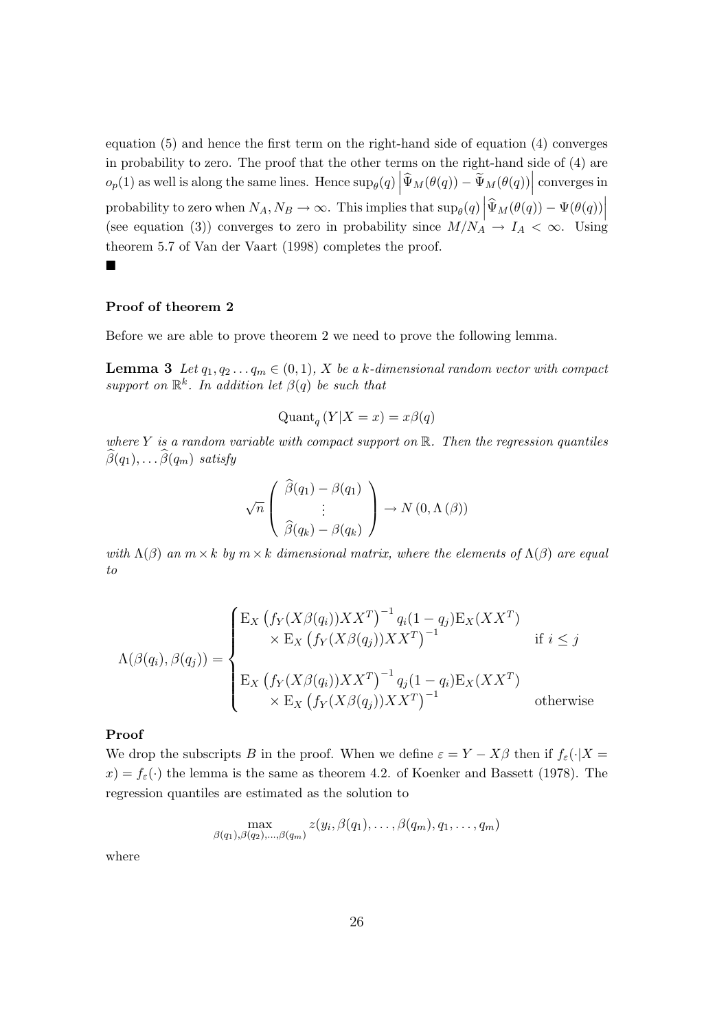equation (5) and hence the first term on the right-hand side of equation (4) converges in probability to zero. The proof that the other terms on the right-hand side of (4) are $o_p(1)$ as well is along the same lines. Hence $\sup_{\theta(q)} \left|\widehat{\Psi}_M(\theta(q)) - \widetilde{\Psi}_M(\theta(q))\right|$ converges in probability to zero when $N_A, N_B \to \infty$. This implies that $\sup_{\theta(q)} \left|\widehat{\Psi}_M(\theta(q)) - \Psi(\theta(q))\right|$ (see equation (3)) converges to zero in probability since $M/N_A \to I_A < \infty$. Using theorem 5.7 of Van der Vaart (1998) completes the proof.

■

**Proof of theorem 2**

Before we are able to prove theorem 2 we need to prove the following lemma.

**Lemma 3** *Let $q_1, q_2 \ldots q_m \in (0,1)$, $X$ be a $k$-dimensional random vector with compact support on $\mathbb{R}^k$. In addition let $\beta(q)$ be such that*

$$\text{Quant}_q\left(Y|X = x\right) = x\beta(q)$$

*where $Y$ is a random variable with compact support on $\mathbb{R}$. Then the regression quantiles $\widehat{\beta}(q_1), \ldots \widehat{\beta}(q_m)$ satisfy*

$$\sqrt{n}\begin{pmatrix} \widehat{\beta}(q_1) - \beta(q_1) \\ \vdots \\ \widehat{\beta}(q_k) - \beta(q_k) \end{pmatrix} \to N\left(0, \Lambda\left(\beta\right)\right)$$

*with $\Lambda(\beta)$ an $m \times k$ by $m \times k$ dimensional matrix, where the elements of $\Lambda(\beta)$ are equal to*

$$\Lambda(\beta(q_i), \beta(q_j)) = \begin{cases} \mathrm{E}_X\left(f_Y(X\beta(q_i))XX^T\right)^{-1} q_i(1-q_j)\mathrm{E}_X(XX^T) \\ \qquad \times\, \mathrm{E}_X\left(f_Y(X\beta(q_j))XX^T\right)^{-1} & \text{if } i \leq j \\ \\ \mathrm{E}_X\left(f_Y(X\beta(q_i))XX^T\right)^{-1} q_j(1-q_i)\mathrm{E}_X(XX^T) \\ \qquad \times\, \mathrm{E}_X\left(f_Y(X\beta(q_j))XX^T\right)^{-1} & \text{otherwise} \end{cases}$$

**Proof**

We drop the subscripts $B$ in the proof. When we define $\varepsilon = Y - X\beta$ then if $f_\varepsilon(\cdot|X = x) = f_\varepsilon(\cdot)$ the lemma is the same as theorem 4.2. of Koenker and Bassett (1978). The regression quantiles are estimated as the solution to

$$\max_{\beta(q_1),\beta(q_2),\ldots,\beta(q_m)} z(y_i, \beta(q_1), \ldots, \beta(q_m), q_1, \ldots, q_m)$$

where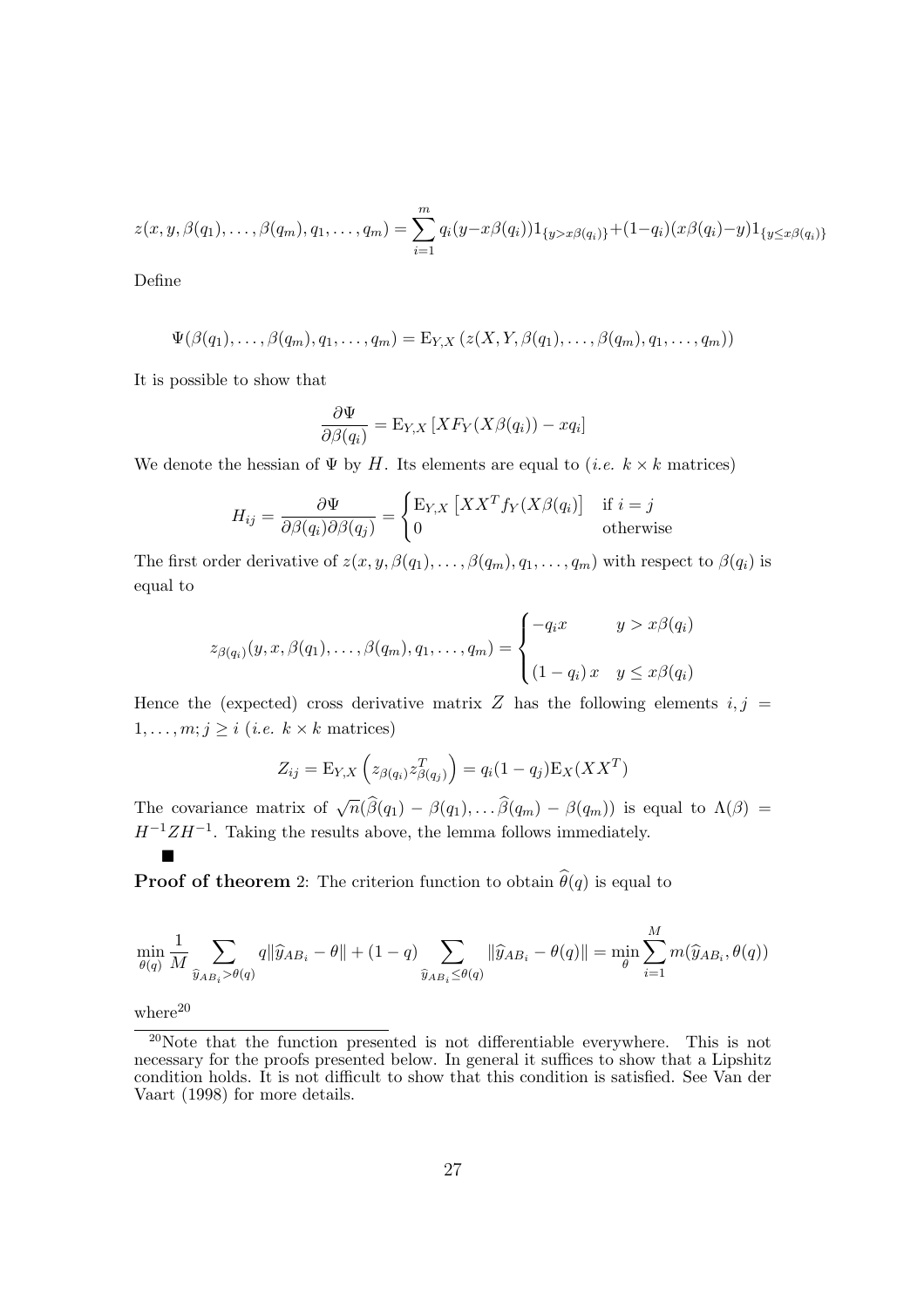$$z(x, y, \beta(q_1), \ldots, \beta(q_m), q_1, \ldots, q_m) = \sum_{i=1}^{m} q_i(y - x\beta(q_i))1_{\{y > x\beta(q_i)\}} + (1-q_i)(x\beta(q_i) - y)1_{\{y \leq x\beta(q_i)\}}$$

Define

$$\Psi(\beta(q_1), \ldots, \beta(q_m), q_1, \ldots, q_m) = \mathrm{E}_{Y,X}\left(z(X, Y, \beta(q_1), \ldots, \beta(q_m), q_1, \ldots, q_m)\right)$$

It is possible to show that

$$\frac{\partial \Psi}{\partial \beta(q_i)} = \mathrm{E}_{Y,X}\left[X F_Y(X\beta(q_i)) - xq_i\right]$$

We denote the hessian of $\Psi$ by $H$. Its elements are equal to (*i.e.* $k \times k$ matrices)

$$H_{ij} = \frac{\partial \Psi}{\partial \beta(q_i) \partial \beta(q_j)} = \begin{cases} \mathrm{E}_{Y,X}\left[XX^T f_Y(X\beta(q_i))\right] & \text{if } i = j \\ 0 & \text{otherwise} \end{cases}$$

The first order derivative of $z(x, y, \beta(q_1), \ldots, \beta(q_m), q_1, \ldots, q_m)$ with respect to $\beta(q_i)$ is equal to

$$z_{\beta(q_i)}(y, x, \beta(q_1), \ldots, \beta(q_m), q_1, \ldots, q_m) = \begin{cases} -q_i x & y > x\beta(q_i) \\ \\ (1-q_i)\, x & y \leq x\beta(q_i) \end{cases}$$

Hence the (expected) cross derivative matrix $Z$ has the following elements $i, j = 1, \ldots, m; j \geq i$ (*i.e.* $k \times k$ matrices)

$$Z_{ij} = \mathrm{E}_{Y,X}\left(z_{\beta(q_i)} z^T_{\beta(q_j)}\right) = q_i(1-q_j)\mathrm{E}_X(XX^T)$$

The covariance matrix of $\sqrt{n}(\widehat{\beta}(q_1) - \beta(q_1), \ldots \widehat{\beta}(q_m) - \beta(q_m))$ is equal to $\Lambda(\beta) = H^{-1} Z H^{-1}$. Taking the results above, the lemma follows immediately.

■

**Proof of theorem** 2: The criterion function to obtain $\widehat{\theta}(q)$ is equal to

$$\min_{\theta(q)} \frac{1}{M} \sum_{\widehat{y}_{AB_i} > \theta(q)} q \|\widehat{y}_{AB_i} - \theta\| + (1-q) \sum_{\widehat{y}_{AB_i} \leq \theta(q)} \|\widehat{y}_{AB_i} - \theta(q)\| = \min_{\theta} \sum_{i=1}^{M} m(\widehat{y}_{AB_i}, \theta(q))$$

where[20]

[20] Note that the function presented is not differentiable everywhere. This is not necessary for the proofs presented below. In general it suffices to show that a Lipshitz condition holds. It is not difficult to show that this condition is satisfied. See Van der Vaart (1998) for more details.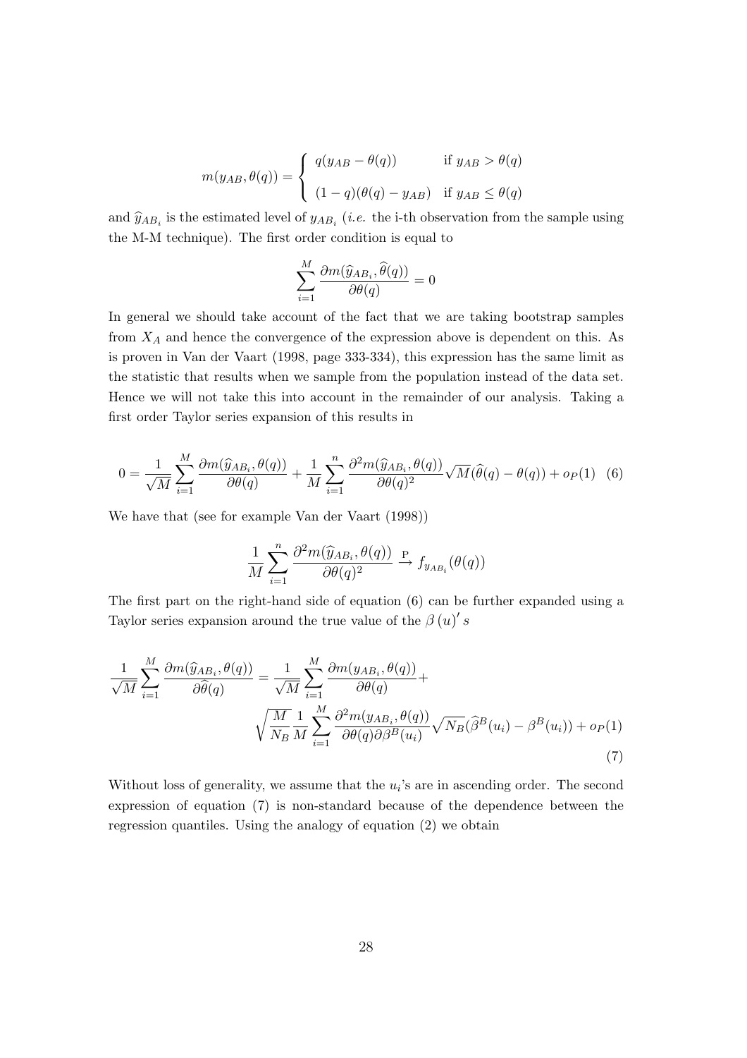$$
m(y_{AB}, \theta(q)) = \begin{cases} q(y_{AB} - \theta(q)) & \text{if } y_{AB} > \theta(q) \\ (1-q)(\theta(q) - y_{AB}) & \text{if } y_{AB} \leq \theta(q) \end{cases}
$$

and $\widehat{y}_{AB_i}$ is the estimated level of $y_{AB_i}$ (*i.e.* the i-th observation from the sample using the M-M technique). The first order condition is equal to

$$
\sum_{i=1}^{M} \frac{\partial m(\widehat{y}_{AB_i}, \widehat{\theta}(q))}{\partial \theta(q)} = 0
$$

In general we should take account of the fact that we are taking bootstrap samples from $X_A$ and hence the convergence of the expression above is dependent on this. As is proven in Van der Vaart (1998, page 333-334), this expression has the same limit as the statistic that results when we sample from the population instead of the data set. Hence we will not take this into account in the remainder of our analysis. Taking a first order Taylor series expansion of this results in

$$
0 = \frac{1}{\sqrt{M}} \sum_{i=1}^{M} \frac{\partial m(\widehat{y}_{AB_i}, \theta(q))}{\partial \theta(q)} + \frac{1}{M} \sum_{i=1}^{n} \frac{\partial^2 m(\widehat{y}_{AB_i}, \theta(q))}{\partial \theta(q)^2} \sqrt{M}(\widehat{\theta}(q) - \theta(q)) + o_P(1) \quad (6)
$$

We have that (see for example Van der Vaart (1998))

$$
\frac{1}{M} \sum_{i=1}^{n} \frac{\partial^2 m(\widehat{y}_{AB_i}, \theta(q))}{\partial \theta(q)^2} \xrightarrow{\text{P}} f_{y_{AB_i}}(\theta(q))
$$

The first part on the right-hand side of equation (6) can be further expanded using a Taylor series expansion around the true value of the $\beta(u)'s$

$$
\frac{1}{\sqrt{M}} \sum_{i=1}^{M} \frac{\partial m(\widehat{y}_{AB_i}, \theta(q))}{\partial \widehat{\theta}(q)} = \frac{1}{\sqrt{M}} \sum_{i=1}^{M} \frac{\partial m(y_{AB_i}, \theta(q))}{\partial \theta(q)} + \sqrt{\frac{M}{N_B}} \frac{1}{M} \sum_{i=1}^{M} \frac{\partial^2 m(y_{AB_i}, \theta(q))}{\partial \theta(q) \partial \beta^B(u_i)} \sqrt{N_B}(\widehat{\beta}^B(u_i) - \beta^B(u_i)) + o_P(1) \quad (7)
$$

Without loss of generality, we assume that the $u_i$'s are in ascending order. The second expression of equation (7) is non-standard because of the dependence between the regression quantiles. Using the analogy of equation (2) we obtain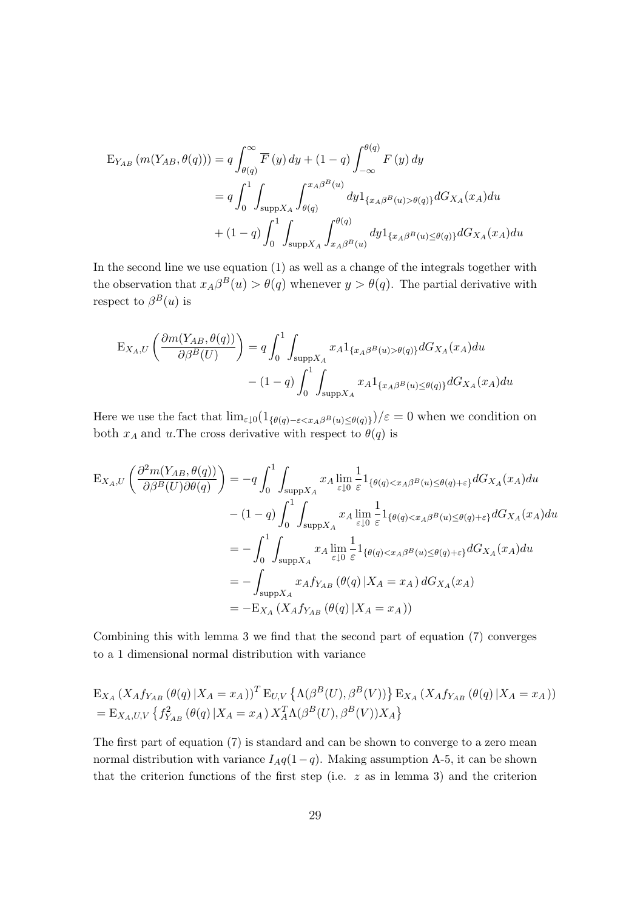$$
\begin{aligned}
\mathrm{E}_{Y_{AB}}\left(m(Y_{AB},\theta(q))\right) &= q\int_{\theta(q)}^{\infty}\overline{F}\left(y\right)dy + (1-q)\int_{-\infty}^{\theta(q)}F\left(y\right)dy \\
&= q\int_0^1\int_{\mathrm{supp}X_A}\int_{\theta(q)}^{x_A\beta^B(u)}dy 1_{\{x_A\beta^B(u)>\theta(q)\}}dG_{X_A}(x_A)du \\
&\quad + (1-q)\int_0^1\int_{\mathrm{supp}X_A}\int_{x_A\beta^B(u)}^{\theta(q)}dy 1_{\{x_A\beta^B(u)\leq\theta(q)\}}dG_{X_A}(x_A)du
\end{aligned}
$$

In the second line we use equation (1) as well as a change of the integrals together with the observation that $x_A\beta^B(u) > \theta(q)$ whenever $y > \theta(q)$. The partial derivative with respect to $\beta^B(u)$ is

$$
\begin{aligned}
\mathrm{E}_{X_A,U}\left(\frac{\partial m(Y_{AB},\theta(q))}{\partial\beta^B(U)}\right) &= q\int_0^1\int_{\mathrm{supp}X_A}x_A 1_{\{x_A\beta^B(u)>\theta(q)\}}dG_{X_A}(x_A)du \\
&\quad - (1-q)\int_0^1\int_{\mathrm{supp}X_A}x_A 1_{\{x_A\beta^B(u)\leq\theta(q)\}}dG_{X_A}(x_A)du
\end{aligned}
$$

Here we use the fact that $\lim_{\varepsilon\downarrow 0}(1_{\{\theta(q)-\varepsilon<x_A\beta^B(u)\leq\theta(q)\}})/\varepsilon = 0$ when we condition on both $x_A$ and $u$.The cross derivative with respect to $\theta(q)$ is

$$
\begin{aligned}
\mathrm{E}_{X_A,U}\left(\frac{\partial^2 m(Y_{AB},\theta(q))}{\partial\beta^B(U)\partial\theta(q)}\right) &= -q\int_0^1\int_{\mathrm{supp}X_A}x_A\lim_{\varepsilon\downarrow 0}\frac{1}{\varepsilon}1_{\{\theta(q)<x_A\beta^B(u)\leq\theta(q)+\varepsilon\}}dG_{X_A}(x_A)du \\
&\quad - (1-q)\int_0^1\int_{\mathrm{supp}X_A}x_A\lim_{\varepsilon\downarrow 0}\frac{1}{\varepsilon}1_{\{\theta(q)<x_A\beta^B(u)\leq\theta(q)+\varepsilon\}}dG_{X_A}(x_A)du \\
&= -\int_0^1\int_{\mathrm{supp}X_A}x_A\lim_{\varepsilon\downarrow 0}\frac{1}{\varepsilon}1_{\{\theta(q)<x_A\beta^B(u)\leq\theta(q)+\varepsilon\}}dG_{X_A}(x_A)du \\
&= -\int_{\mathrm{supp}X_A}x_A f_{Y_{AB}}\left(\theta(q)\left|X_A = x_A\right.\right)dG_{X_A}(x_A) \\
&= -\mathrm{E}_{X_A}\left(X_A f_{Y_{AB}}\left(\theta(q)\left|X_A = x_A\right.\right)\right)
\end{aligned}
$$

Combining this with lemma 3 we find that the second part of equation (7) converges to a 1 dimensional normal distribution with variance

$$
\begin{aligned}
&\mathrm{E}_{X_A}\left(X_A f_{Y_{AB}}\left(\theta(q)\left|X_A = x_A\right.\right)\right)^T\mathrm{E}_{U,V}\left\{\Lambda(\beta^B(U),\beta^B(V))\right\}\mathrm{E}_{X_A}\left(X_A f_{Y_{AB}}\left(\theta(q)\left|X_A = x_A\right.\right)\right) \\
&= \mathrm{E}_{X_A,U,V}\left\{f^2_{Y_{AB}}\left(\theta(q)\left|X_A = x_A\right.\right)X_A^T\Lambda(\beta^B(U),\beta^B(V))X_A\right\}
\end{aligned}
$$

The first part of equation (7) is standard and can be shown to converge to a zero mean normal distribution with variance $I_A q(1-q)$. Making assumption A-5, it can be shown that the criterion functions of the first step (i.e. $z$ as in lemma 3) and the criterion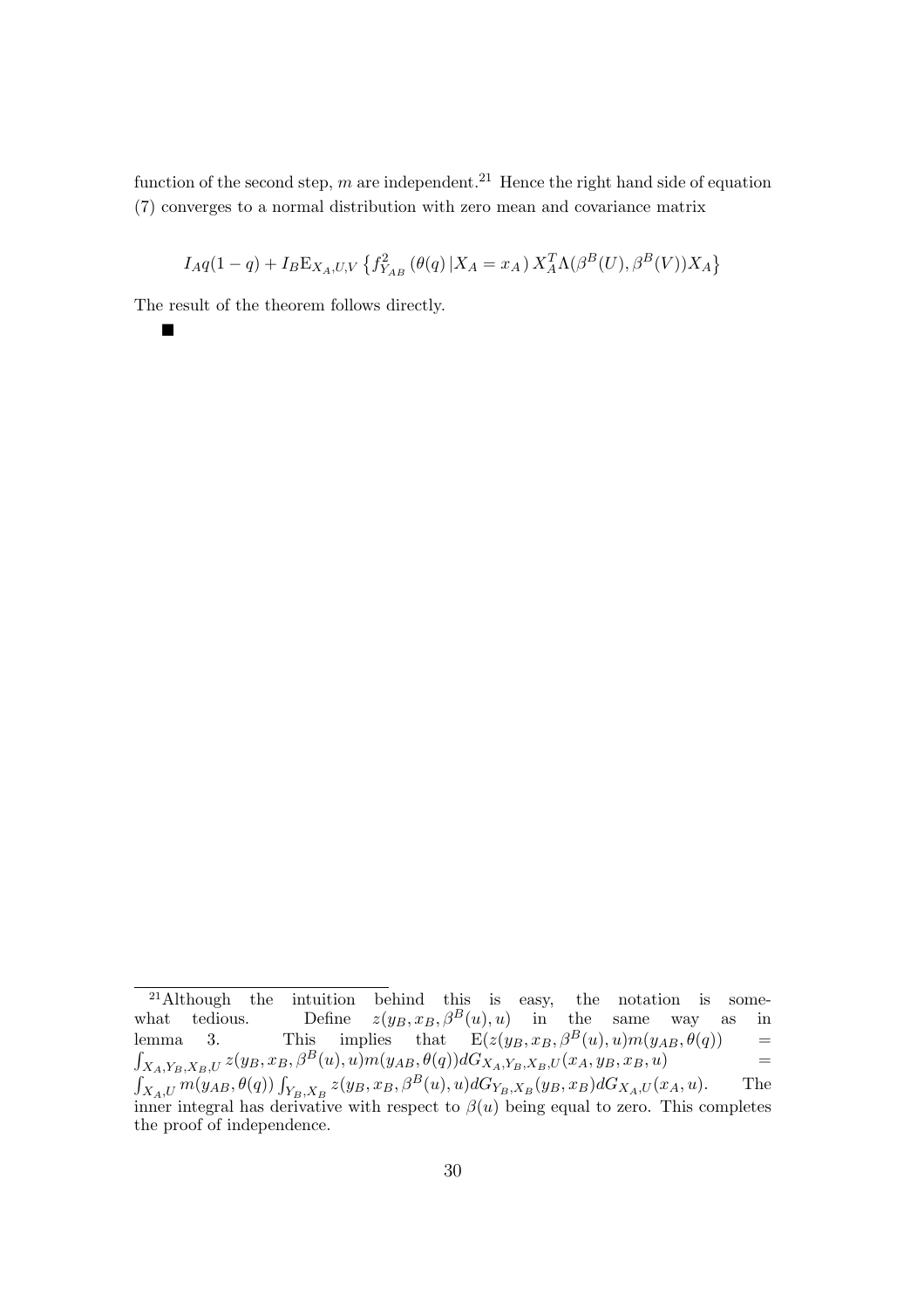function of the second step, $m$ are independent.[21] Hence the right hand side of equation (7) converges to a normal distribution with zero mean and covariance matrix

$$I_A q(1-q) + I_B \mathrm{E}_{X_A,U,V} \left\{ f_{Y_{AB}}^2 \left(\theta(q) \left| X_A = x_A \right.\right) X_A^T \Lambda(\beta^B(U), \beta^B(V)) X_A \right\}$$

The result of the theorem follows directly.

■

---

[21] Although the intuition behind this is easy, the notation is somewhat tedious. Define $z(y_B, x_B, \beta^B(u), u)$ in the same way as in lemma 3. This implies that $\mathrm{E}(z(y_B, x_B, \beta^B(u), u)m(y_{AB}, \theta(q))) = \int_{X_A,Y_B,X_B,U} z(y_B, x_B, \beta^B(u), u)m(y_{AB}, \theta(q))dG_{X_A,Y_B,X_B,U}(x_A, y_B, x_B, u) = \int_{X_A,U} m(y_{AB}, \theta(q)) \int_{Y_B,X_B} z(y_B, x_B, \beta^B(u), u)dG_{Y_B,X_B}(y_B, x_B)dG_{X_A,U}(x_A, u)$. The inner integral has derivative with respect to $\beta(u)$ being equal to zero. This completes the proof of independence.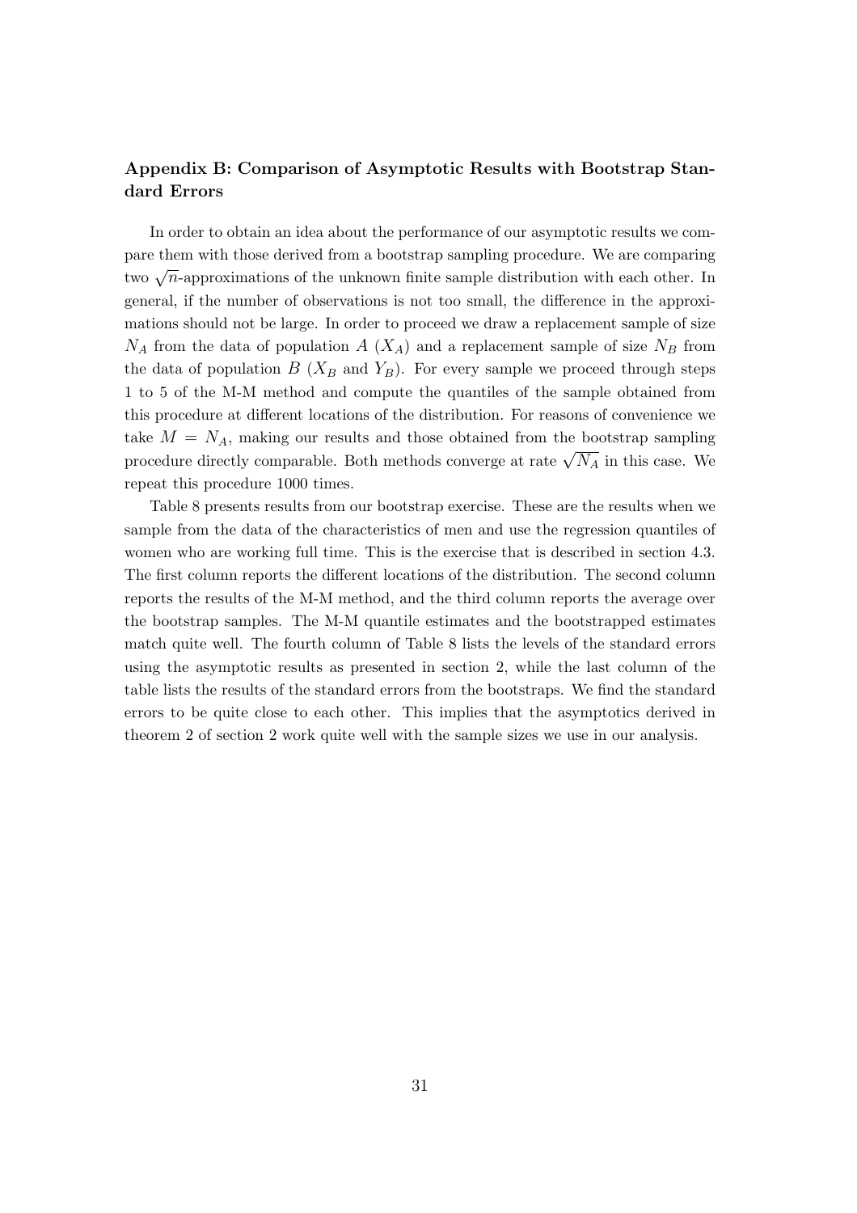## Appendix B: Comparison of Asymptotic Results with Bootstrap Standard Errors

In order to obtain an idea about the performance of our asymptotic results we compare them with those derived from a bootstrap sampling procedure. We are comparing two $\sqrt{n}$-approximations of the unknown finite sample distribution with each other. In general, if the number of observations is not too small, the difference in the approximations should not be large. In order to proceed we draw a replacement sample of size $N_A$ from the data of population $A$ ($X_A$) and a replacement sample of size $N_B$ from the data of population $B$ ($X_B$ and $Y_B$). For every sample we proceed through steps 1 to 5 of the M-M method and compute the quantiles of the sample obtained from this procedure at different locations of the distribution. For reasons of convenience we take $M = N_A$, making our results and those obtained from the bootstrap sampling procedure directly comparable. Both methods converge at rate $\sqrt{N_A}$ in this case. We repeat this procedure 1000 times.

Table 8 presents results from our bootstrap exercise. These are the results when we sample from the data of the characteristics of men and use the regression quantiles of women who are working full time. This is the exercise that is described in section 4.3. The first column reports the different locations of the distribution. The second column reports the results of the M-M method, and the third column reports the average over the bootstrap samples. The M-M quantile estimates and the bootstrapped estimates match quite well. The fourth column of Table 8 lists the levels of the standard errors using the asymptotic results as presented in section 2, while the last column of the table lists the results of the standard errors from the bootstraps. We find the standard errors to be quite close to each other. This implies that the asymptotics derived in theorem 2 of section 2 work quite well with the sample sizes we use in our analysis.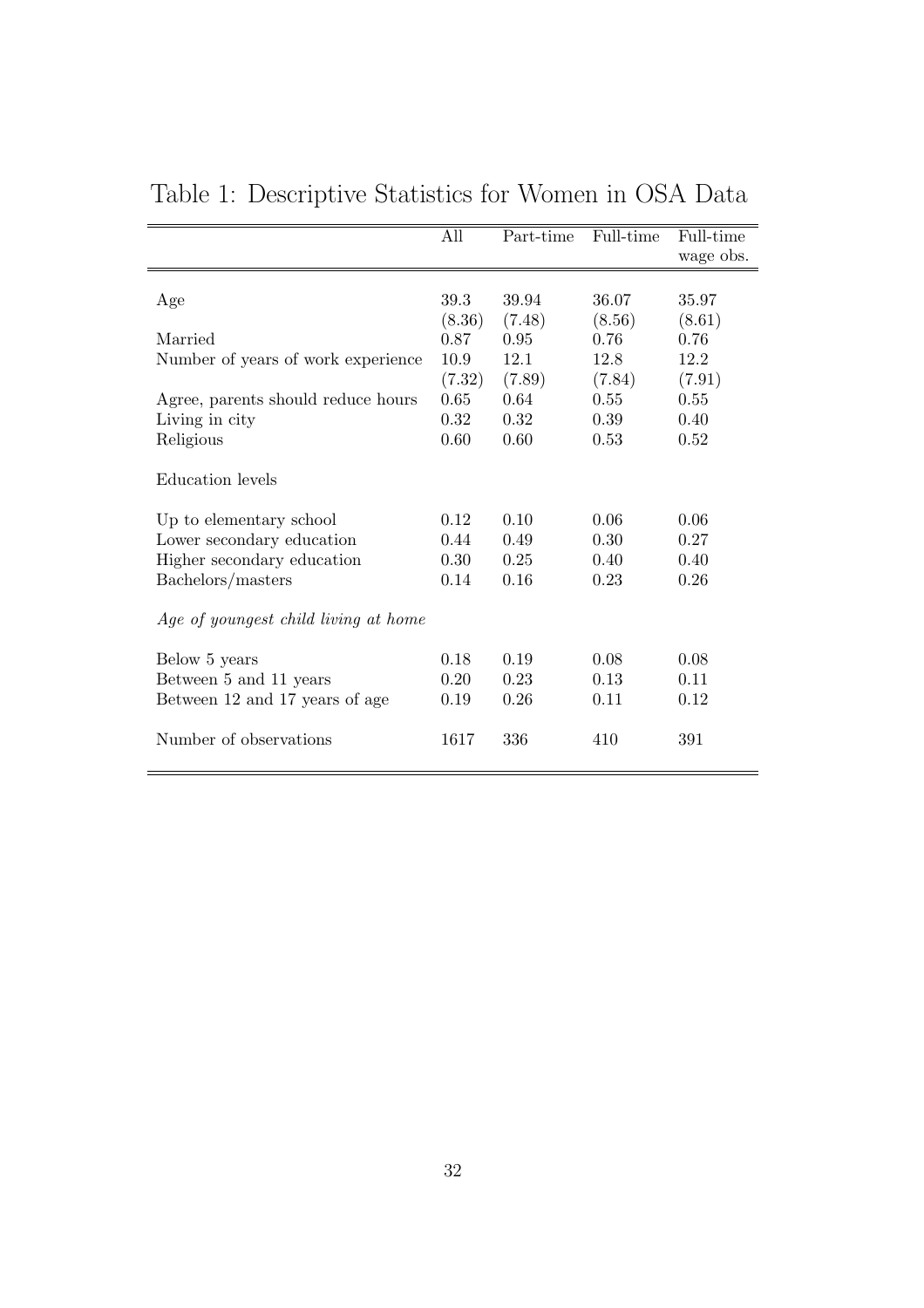Table 1: Descriptive Statistics for Women in OSA Data

| | All | Part-time | Full-time | Full-time wage obs. |
|---|---|---|---|---|
| Age | 39.3 | 39.94 | 36.07 | 35.97 |
| | (8.36) | (7.48) | (8.56) | (8.61) |
| Married | 0.87 | 0.95 | 0.76 | 0.76 |
| Number of years of work experience | 10.9 | 12.1 | 12.8 | 12.2 |
| | (7.32) | (7.89) | (7.84) | (7.91) |
| Agree, parents should reduce hours | 0.65 | 0.64 | 0.55 | 0.55 |
| Living in city | 0.32 | 0.32 | 0.39 | 0.40 |
| Religious | 0.60 | 0.60 | 0.53 | 0.52 |
| Education levels | | | | |
| Up to elementary school | 0.12 | 0.10 | 0.06 | 0.06 |
| Lower secondary education | 0.44 | 0.49 | 0.30 | 0.27 |
| Higher secondary education | 0.30 | 0.25 | 0.40 | 0.40 |
| Bachelors/masters | 0.14 | 0.16 | 0.23 | 0.26 |
| *Age of youngest child living at home* | | | | |
| Below 5 years | 0.18 | 0.19 | 0.08 | 0.08 |
| Between 5 and 11 years | 0.20 | 0.23 | 0.13 | 0.11 |
| Between 12 and 17 years of age | 0.19 | 0.26 | 0.11 | 0.12 |
| Number of observations | 1617 | 336 | 410 | 391 |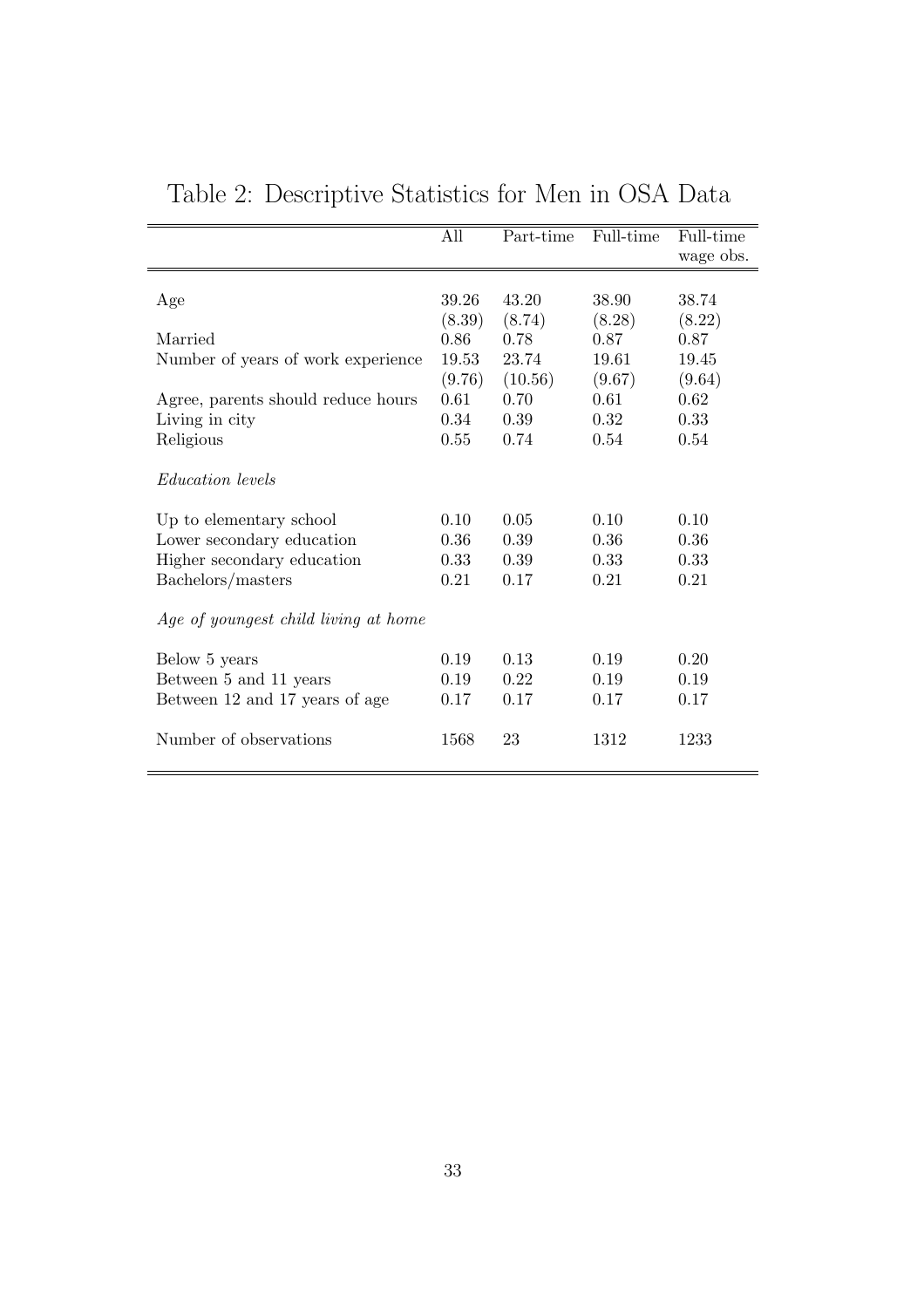Table 2: Descriptive Statistics for Men in OSA Data

| | All | Part-time | Full-time | Full-time wage obs. |
|---|---|---|---|---|
| Age | 39.26 | 43.20 | 38.90 | 38.74 |
| | (8.39) | (8.74) | (8.28) | (8.22) |
| Married | 0.86 | 0.78 | 0.87 | 0.87 |
| Number of years of work experience | 19.53 | 23.74 | 19.61 | 19.45 |
| | (9.76) | (10.56) | (9.67) | (9.64) |
| Agree, parents should reduce hours | 0.61 | 0.70 | 0.61 | 0.62 |
| Living in city | 0.34 | 0.39 | 0.32 | 0.33 |
| Religious | 0.55 | 0.74 | 0.54 | 0.54 |
| *Education levels* | | | | |
| Up to elementary school | 0.10 | 0.05 | 0.10 | 0.10 |
| Lower secondary education | 0.36 | 0.39 | 0.36 | 0.36 |
| Higher secondary education | 0.33 | 0.39 | 0.33 | 0.33 |
| Bachelors/masters | 0.21 | 0.17 | 0.21 | 0.21 |
| *Age of youngest child living at home* | | | | |
| Below 5 years | 0.19 | 0.13 | 0.19 | 0.20 |
| Between 5 and 11 years | 0.19 | 0.22 | 0.19 | 0.19 |
| Between 12 and 17 years of age | 0.17 | 0.17 | 0.17 | 0.17 |
| Number of observations | 1568 | 23 | 1312 | 1233 |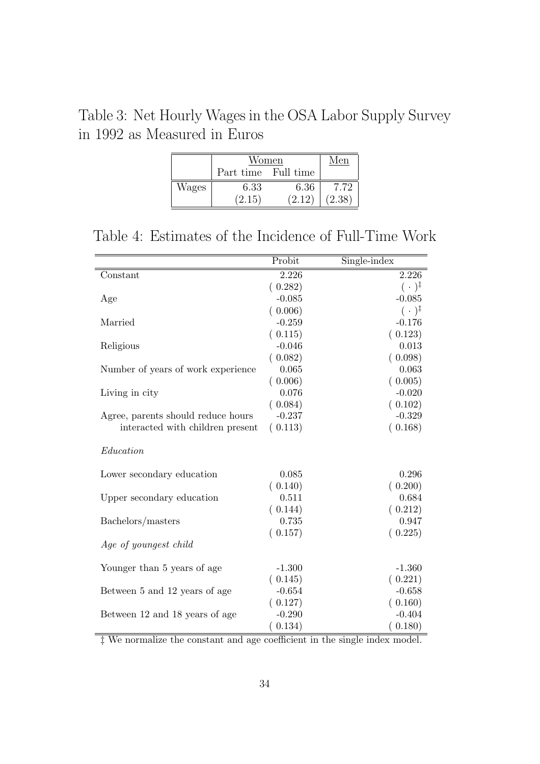Table 3: Net Hourly Wages in the OSA Labor Supply Survey in 1992 as Measured in Euros

| | Women | | Men |
|---|---|---|---|
| | Part time | Full time | |
| Wages | 6.33 | 6.36 | 7.72 |
| | (2.15) | (2.12) | (2.38) |

Table 4: Estimates of the Incidence of Full-Time Work

| | Probit | Single-index |
|---|---|---|
| Constant | 2.226 | 2.226 |
| | ( 0.282) | ( · )‡ |
| Age | -0.085 | -0.085 |
| | ( 0.006) | ( · )‡ |
| Married | -0.259 | -0.176 |
| | ( 0.115) | ( 0.123) |
| Religious | -0.046 | 0.013 |
| | ( 0.082) | ( 0.098) |
| Number of years of work experience | 0.065 | 0.063 |
| | ( 0.006) | ( 0.005) |
| Living in city | 0.076 | -0.020 |
| | ( 0.084) | ( 0.102) |
| Agree, parents should reduce hours | -0.237 | -0.329 |
| interacted with children present | ( 0.113) | ( 0.168) |
| *Education* | | |
| Lower secondary education | 0.085 | 0.296 |
| | ( 0.140) | ( 0.200) |
| Upper secondary education | 0.511 | 0.684 |
| | ( 0.144) | ( 0.212) |
| Bachelors/masters | 0.735 | 0.947 |
| | ( 0.157) | ( 0.225) |
| *Age of youngest child* | | |
| Younger than 5 years of age | -1.300 | -1.360 |
| | ( 0.145) | ( 0.221) |
| Between 5 and 12 years of age | -0.654 | -0.658 |
| | ( 0.127) | ( 0.160) |
| Between 12 and 18 years of age | -0.290 | -0.404 |
| | ( 0.134) | ( 0.180) |

‡ We normalize the constant and age coefficient in the single index model.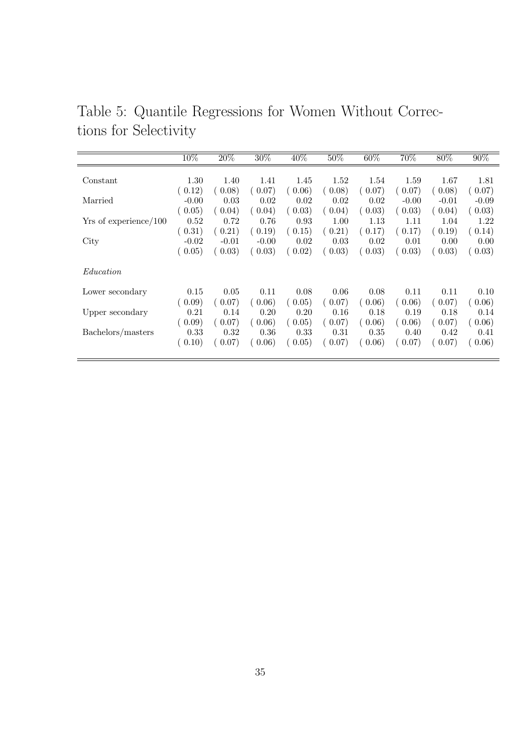Table 5: Quantile Regressions for Women Without Corrections for Selectivity

| | 10% | 20% | 30% | 40% | 50% | 60% | 70% | 80% | 90% |
|---|---|---|---|---|---|---|---|---|---|
| Constant | 1.30 | 1.40 | 1.41 | 1.45 | 1.52 | 1.54 | 1.59 | 1.67 | 1.81 |
| | ( 0.12) | ( 0.08) | ( 0.07) | ( 0.06) | ( 0.08) | ( 0.07) | ( 0.07) | ( 0.08) | ( 0.07) |
| Married | -0.00 | 0.03 | 0.02 | 0.02 | 0.02 | 0.02 | -0.00 | -0.01 | -0.09 |
| | ( 0.05) | ( 0.04) | ( 0.04) | ( 0.03) | ( 0.04) | ( 0.03) | ( 0.03) | ( 0.04) | ( 0.03) |
| Yrs of experience/100 | 0.52 | 0.72 | 0.76 | 0.93 | 1.00 | 1.13 | 1.11 | 1.04 | 1.22 |
| | ( 0.31) | ( 0.21) | ( 0.19) | ( 0.15) | ( 0.21) | ( 0.17) | ( 0.17) | ( 0.19) | ( 0.14) |
| City | -0.02 | -0.01 | -0.00 | 0.02 | 0.03 | 0.02 | 0.01 | 0.00 | 0.00 |
| | ( 0.05) | ( 0.03) | ( 0.03) | ( 0.02) | ( 0.03) | ( 0.03) | ( 0.03) | ( 0.03) | ( 0.03) |
| *Education* | | | | | | | | | |
| Lower secondary | 0.15 | 0.05 | 0.11 | 0.08 | 0.06 | 0.08 | 0.11 | 0.11 | 0.10 |
| | ( 0.09) | ( 0.07) | ( 0.06) | ( 0.05) | ( 0.07) | ( 0.06) | ( 0.06) | ( 0.07) | ( 0.06) |
| Upper secondary | 0.21 | 0.14 | 0.20 | 0.20 | 0.16 | 0.18 | 0.19 | 0.18 | 0.14 |
| | ( 0.09) | ( 0.07) | ( 0.06) | ( 0.05) | ( 0.07) | ( 0.06) | ( 0.06) | ( 0.07) | ( 0.06) |
| Bachelors/masters | 0.33 | 0.32 | 0.36 | 0.33 | 0.31 | 0.35 | 0.40 | 0.42 | 0.41 |
| | ( 0.10) | ( 0.07) | ( 0.06) | ( 0.05) | ( 0.07) | ( 0.06) | ( 0.07) | ( 0.07) | ( 0.06) |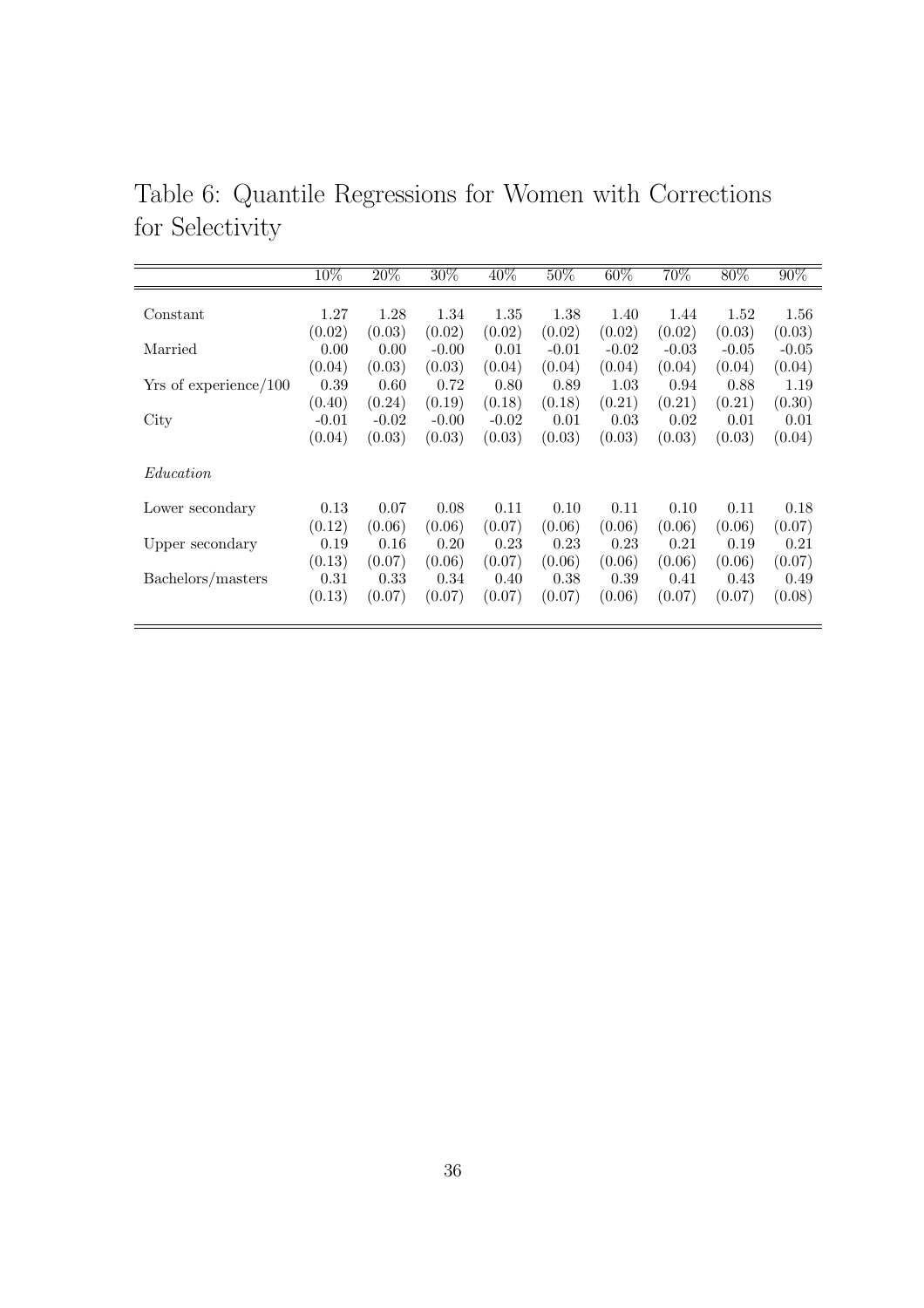Table 6: Quantile Regressions for Women with Corrections for Selectivity

| | 10% | 20% | 30% | 40% | 50% | 60% | 70% | 80% | 90% |
|---|---|---|---|---|---|---|---|---|---|
| Constant | 1.27 | 1.28 | 1.34 | 1.35 | 1.38 | 1.40 | 1.44 | 1.52 | 1.56 |
| | (0.02) | (0.03) | (0.02) | (0.02) | (0.02) | (0.02) | (0.02) | (0.03) | (0.03) |
| Married | 0.00 | 0.00 | -0.00 | 0.01 | -0.01 | -0.02 | -0.03 | -0.05 | -0.05 |
| | (0.04) | (0.03) | (0.03) | (0.04) | (0.04) | (0.04) | (0.04) | (0.04) | (0.04) |
| Yrs of experience/100 | 0.39 | 0.60 | 0.72 | 0.80 | 0.89 | 1.03 | 0.94 | 0.88 | 1.19 |
| | (0.40) | (0.24) | (0.19) | (0.18) | (0.18) | (0.21) | (0.21) | (0.21) | (0.30) |
| City | -0.01 | -0.02 | -0.00 | -0.02 | 0.01 | 0.03 | 0.02 | 0.01 | 0.01 |
| | (0.04) | (0.03) | (0.03) | (0.03) | (0.03) | (0.03) | (0.03) | (0.03) | (0.04) |
| *Education* | | | | | | | | | |
| Lower secondary | 0.13 | 0.07 | 0.08 | 0.11 | 0.10 | 0.11 | 0.10 | 0.11 | 0.18 |
| | (0.12) | (0.06) | (0.06) | (0.07) | (0.06) | (0.06) | (0.06) | (0.06) | (0.07) |
| Upper secondary | 0.19 | 0.16 | 0.20 | 0.23 | 0.23 | 0.23 | 0.21 | 0.19 | 0.21 |
| | (0.13) | (0.07) | (0.06) | (0.07) | (0.06) | (0.06) | (0.06) | (0.06) | (0.07) |
| Bachelors/masters | 0.31 | 0.33 | 0.34 | 0.40 | 0.38 | 0.39 | 0.41 | 0.43 | 0.49 |
| | (0.13) | (0.07) | (0.07) | (0.07) | (0.07) | (0.06) | (0.07) | (0.07) | (0.08) |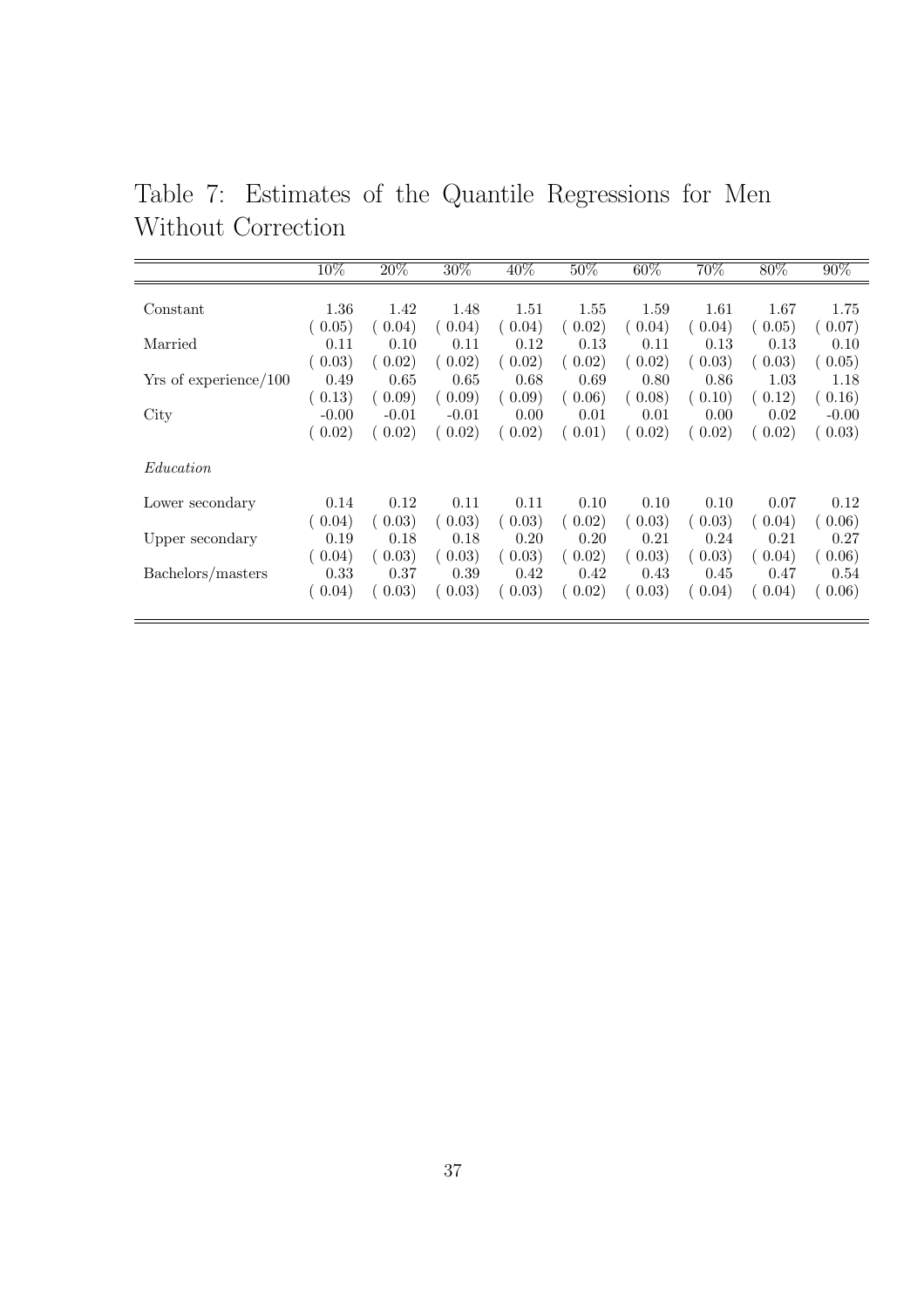Table 7: Estimates of the Quantile Regressions for Men Without Correction

| | 10% | 20% | 30% | 40% | 50% | 60% | 70% | 80% | 90% |
|---|---|---|---|---|---|---|---|---|---|
| Constant | 1.36 | 1.42 | 1.48 | 1.51 | 1.55 | 1.59 | 1.61 | 1.67 | 1.75 |
| | ( 0.05) | ( 0.04) | ( 0.04) | ( 0.04) | ( 0.02) | ( 0.04) | ( 0.04) | ( 0.05) | ( 0.07) |
| Married | 0.11 | 0.10 | 0.11 | 0.12 | 0.13 | 0.11 | 0.13 | 0.13 | 0.10 |
| | ( 0.03) | ( 0.02) | ( 0.02) | ( 0.02) | ( 0.02) | ( 0.02) | ( 0.03) | ( 0.03) | ( 0.05) |
| Yrs of experience/100 | 0.49 | 0.65 | 0.65 | 0.68 | 0.69 | 0.80 | 0.86 | 1.03 | 1.18 |
| | ( 0.13) | ( 0.09) | ( 0.09) | ( 0.09) | ( 0.06) | ( 0.08) | ( 0.10) | ( 0.12) | ( 0.16) |
| City | -0.00 | -0.01 | -0.01 | 0.00 | 0.01 | 0.01 | 0.00 | 0.02 | -0.00 |
| | ( 0.02) | ( 0.02) | ( 0.02) | ( 0.02) | ( 0.01) | ( 0.02) | ( 0.02) | ( 0.02) | ( 0.03) |
| *Education* | | | | | | | | | |
| Lower secondary | 0.14 | 0.12 | 0.11 | 0.11 | 0.10 | 0.10 | 0.10 | 0.07 | 0.12 |
| | ( 0.04) | ( 0.03) | ( 0.03) | ( 0.03) | ( 0.02) | ( 0.03) | ( 0.03) | ( 0.04) | ( 0.06) |
| Upper secondary | 0.19 | 0.18 | 0.18 | 0.20 | 0.20 | 0.21 | 0.24 | 0.21 | 0.27 |
| | ( 0.04) | ( 0.03) | ( 0.03) | ( 0.03) | ( 0.02) | ( 0.03) | ( 0.03) | ( 0.04) | ( 0.06) |
| Bachelors/masters | 0.33 | 0.37 | 0.39 | 0.42 | 0.42 | 0.43 | 0.45 | 0.47 | 0.54 |
| | ( 0.04) | ( 0.03) | ( 0.03) | ( 0.03) | ( 0.02) | ( 0.03) | ( 0.04) | ( 0.04) | ( 0.06) |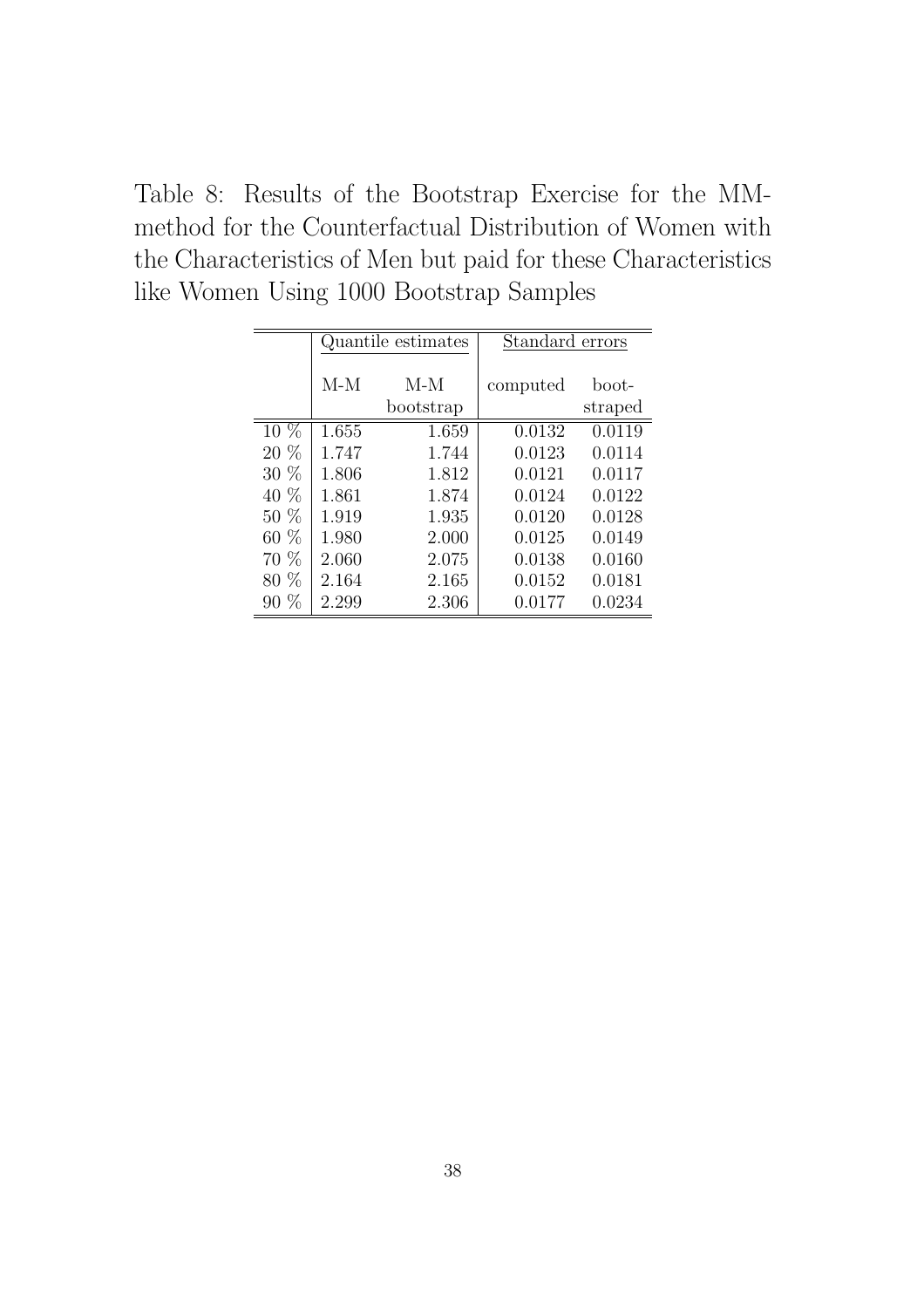Table 8: Results of the Bootstrap Exercise for the MM-method for the Counterfactual Distribution of Women with the Characteristics of Men but paid for these Characteristics like Women Using 1000 Bootstrap Samples

| | Quantile estimates | | Standard errors | |
|---|---|---|---|---|
| | M-M | M-M bootstrap | computed | boot-straped |
| 10 % | 1.655 | 1.659 | 0.0132 | 0.0119 |
| 20 % | 1.747 | 1.744 | 0.0123 | 0.0114 |
| 30 % | 1.806 | 1.812 | 0.0121 | 0.0117 |
| 40 % | 1.861 | 1.874 | 0.0124 | 0.0122 |
| 50 % | 1.919 | 1.935 | 0.0120 | 0.0128 |
| 60 % | 1.980 | 2.000 | 0.0125 | 0.0149 |
| 70 % | 2.060 | 2.075 | 0.0138 | 0.0160 |
| 80 % | 2.164 | 2.165 | 0.0152 | 0.0181 |
| 90 % | 2.299 | 2.306 | 0.0177 | 0.0234 |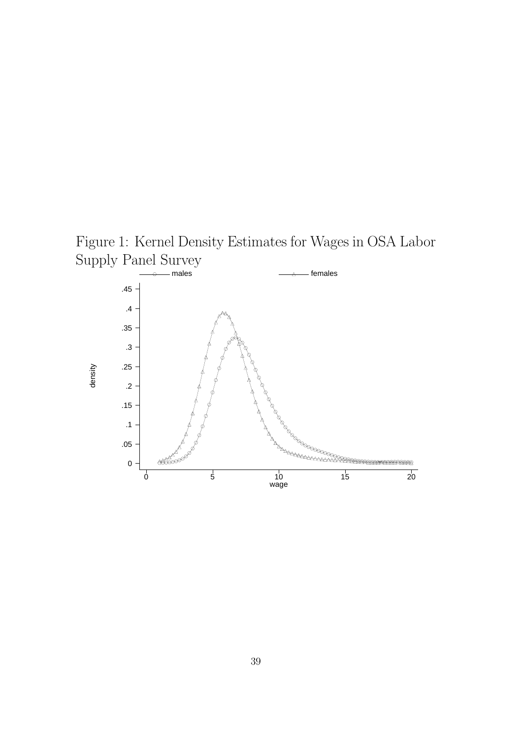Figure 1: Kernel Density Estimates for Wages in OSA Labor Supply Panel Survey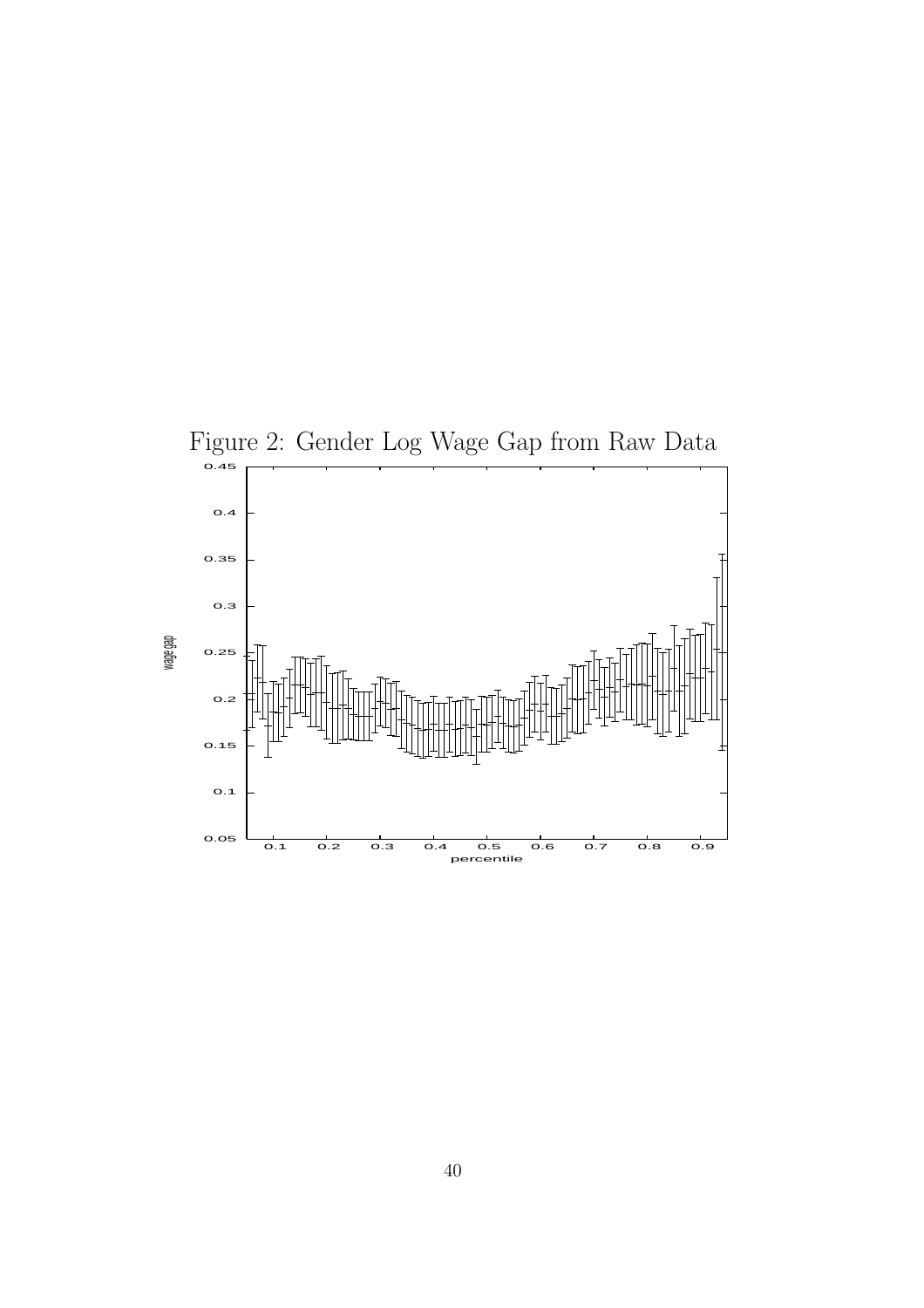Figure 2: Gender Log Wage Gap from Raw Data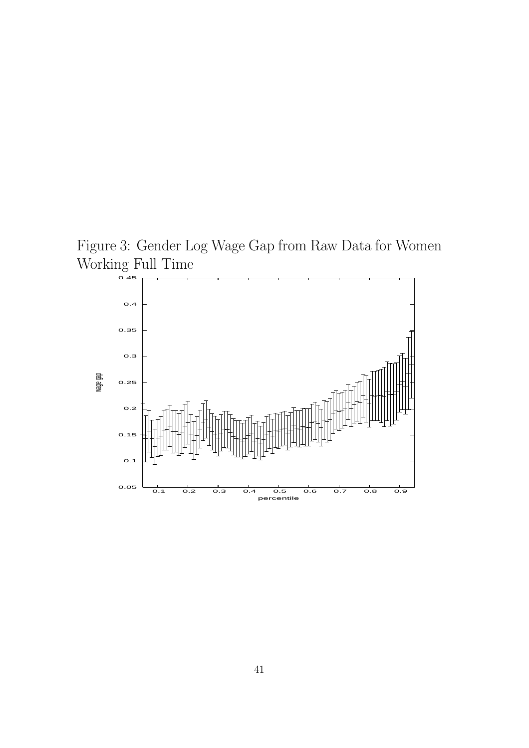Figure 3: Gender Log Wage Gap from Raw Data for Women Working Full Time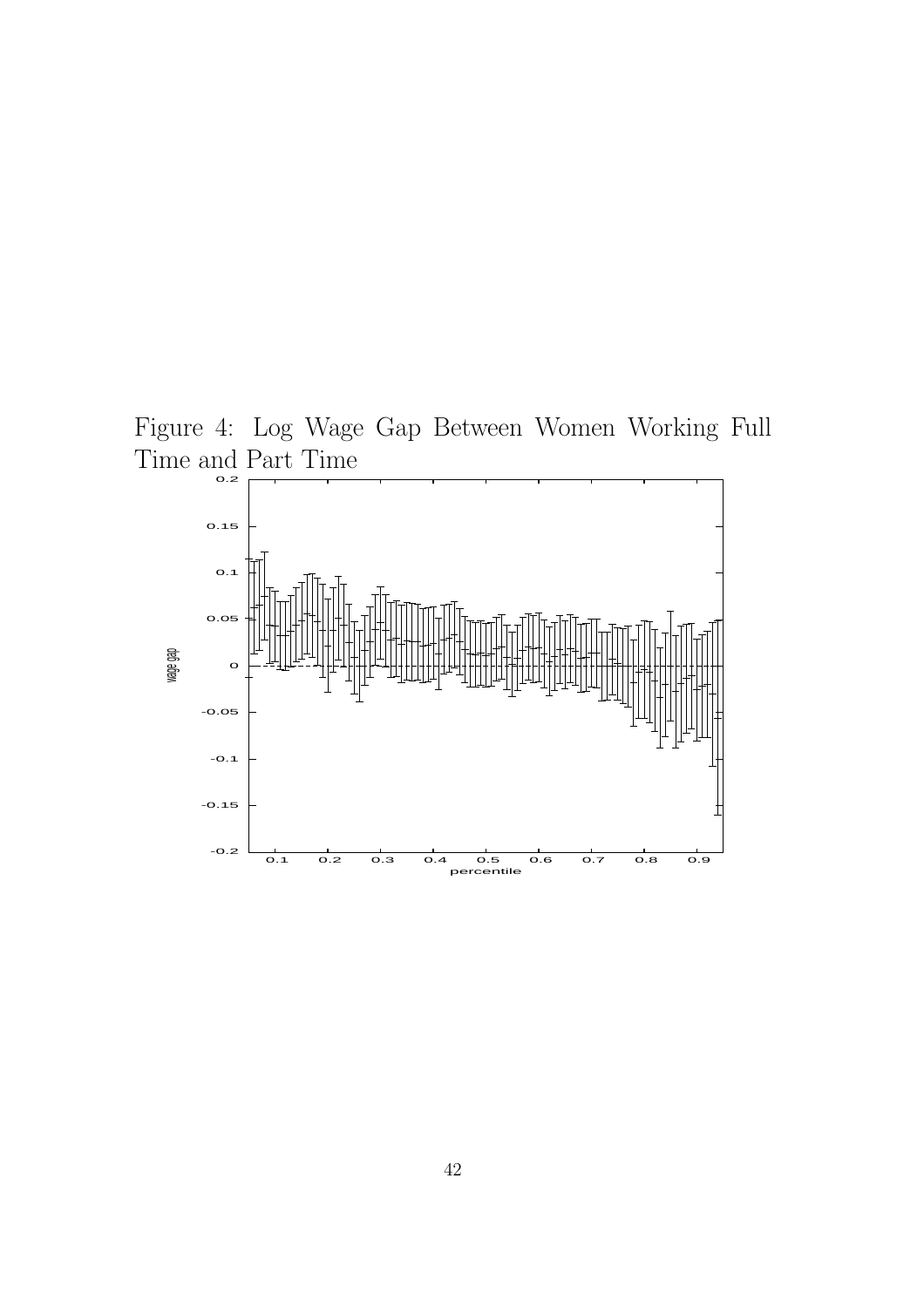Figure 4: Log Wage Gap Between Women Working Full Time and Part Time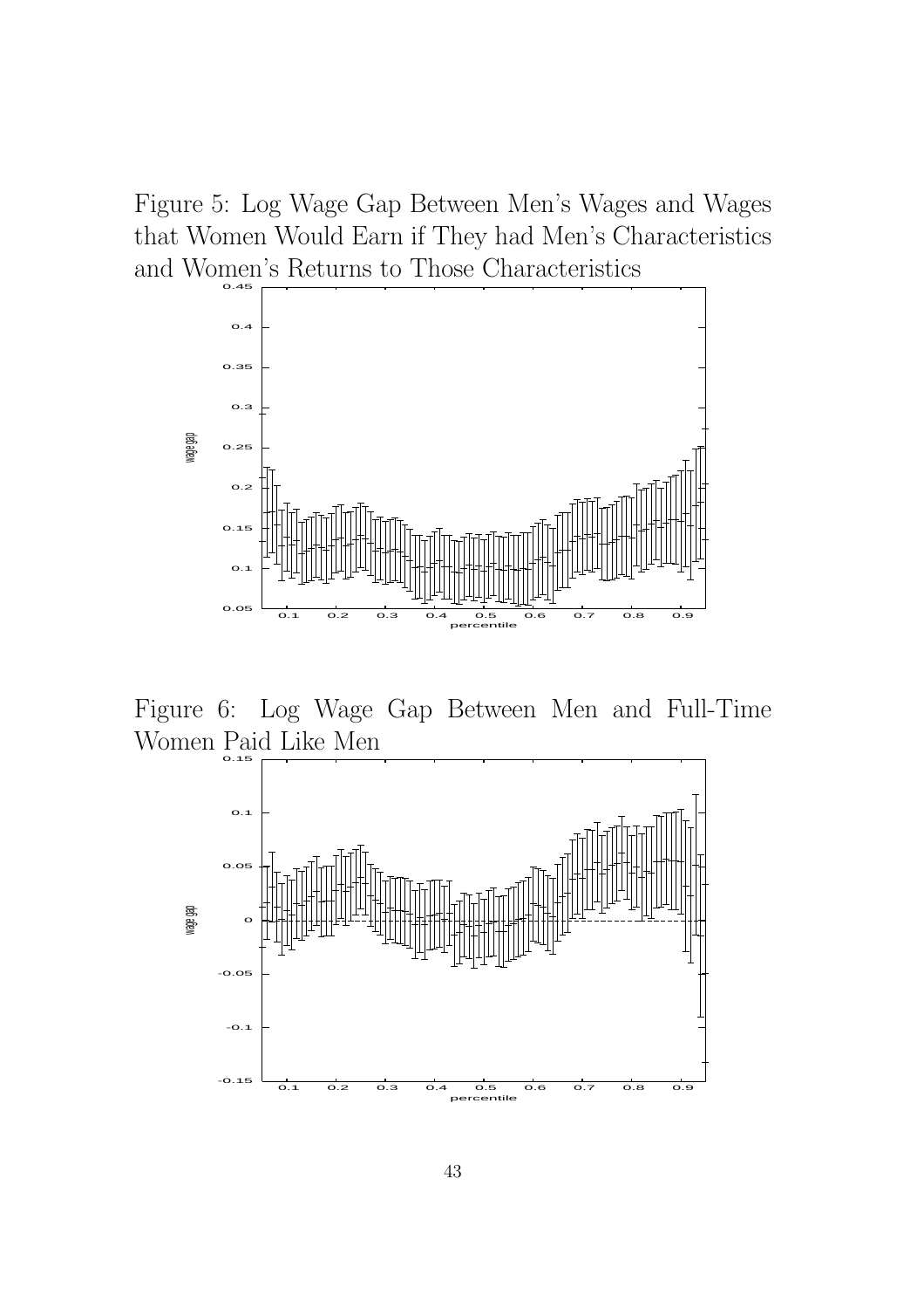Figure 5: Log Wage Gap Between Men's Wages and Wages that Women Would Earn if They had Men's Characteristics and Women's Returns to Those Characteristics

Figure 6: Log Wage Gap Between Men and Full-Time Women Paid Like Men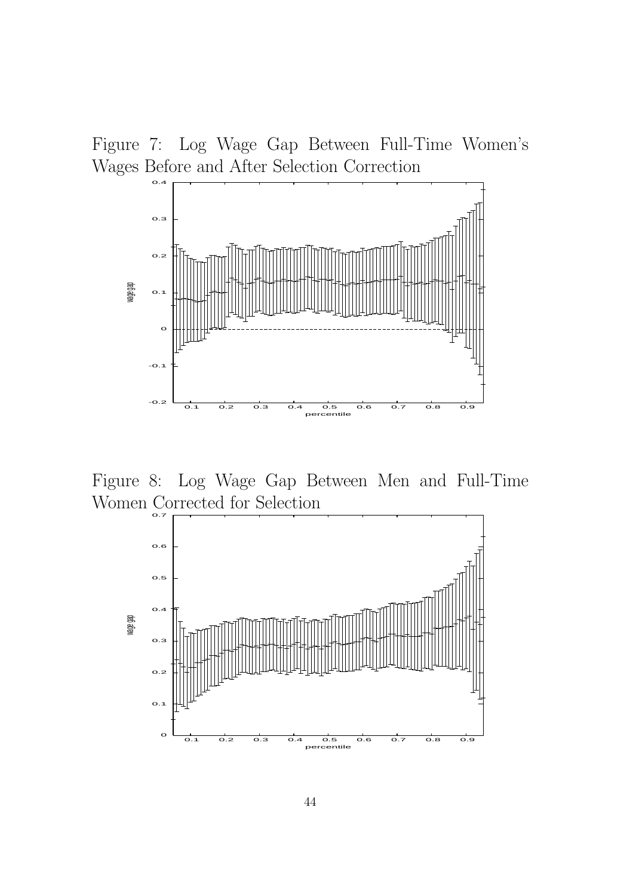Figure 7: Log Wage Gap Between Full-Time Women's Wages Before and After Selection Correction

Figure 8: Log Wage Gap Between Men and Full-Time Women Corrected for Selection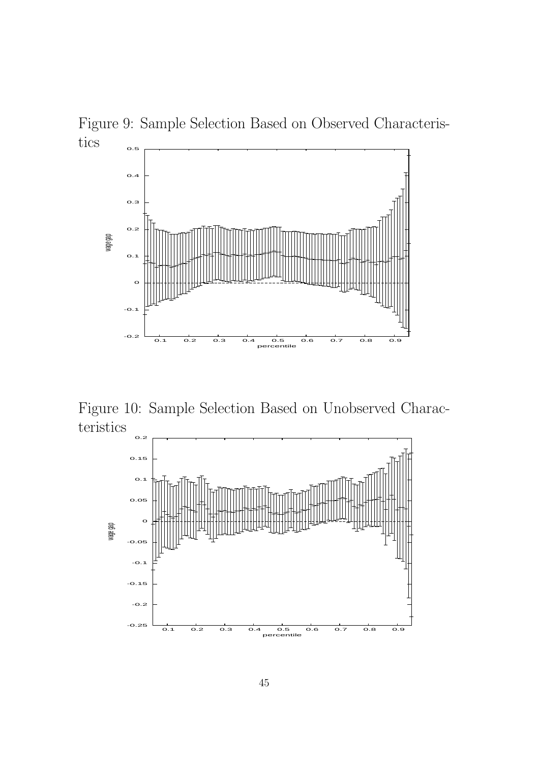Figure 9: Sample Selection Based on Observed Characteristics

Figure 10: Sample Selection Based on Unobserved Characteristics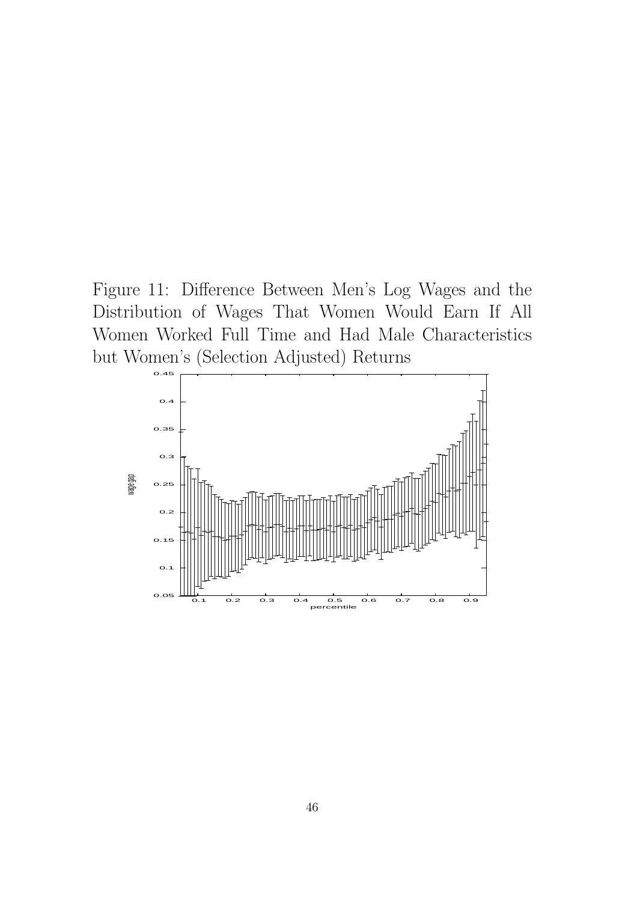Figure 11: Difference Between Men's Log Wages and the Distribution of Wages That Women Would Earn If All Women Worked Full Time and Had Male Characteristics but Women's (Selection Adjusted) Returns

wage gap

0.45
0.4
0.35
0.3
0.25
0.2
0.15
0.1
0.05

0.1 0.2 0.3 0.4 0.5 0.6 0.7 0.8 0.9

percentile